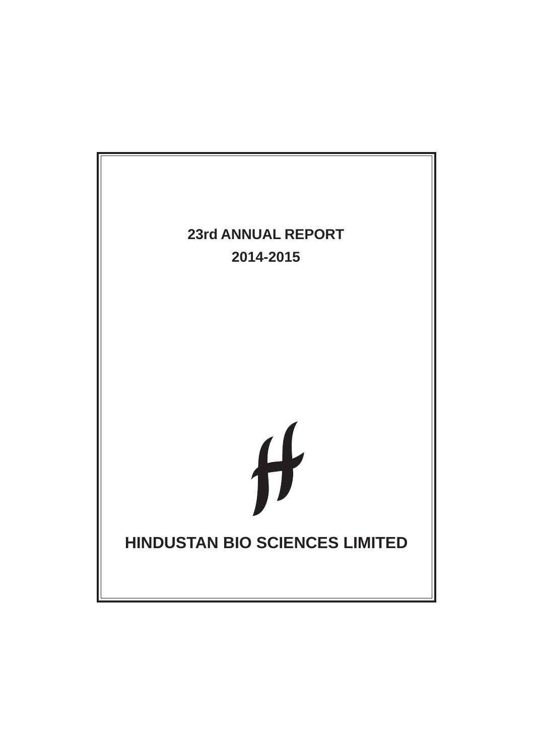# 23rd ANNUAL REPORT

## 2014-2015

# HINDUSTAN BIO SCIENCES LIMITED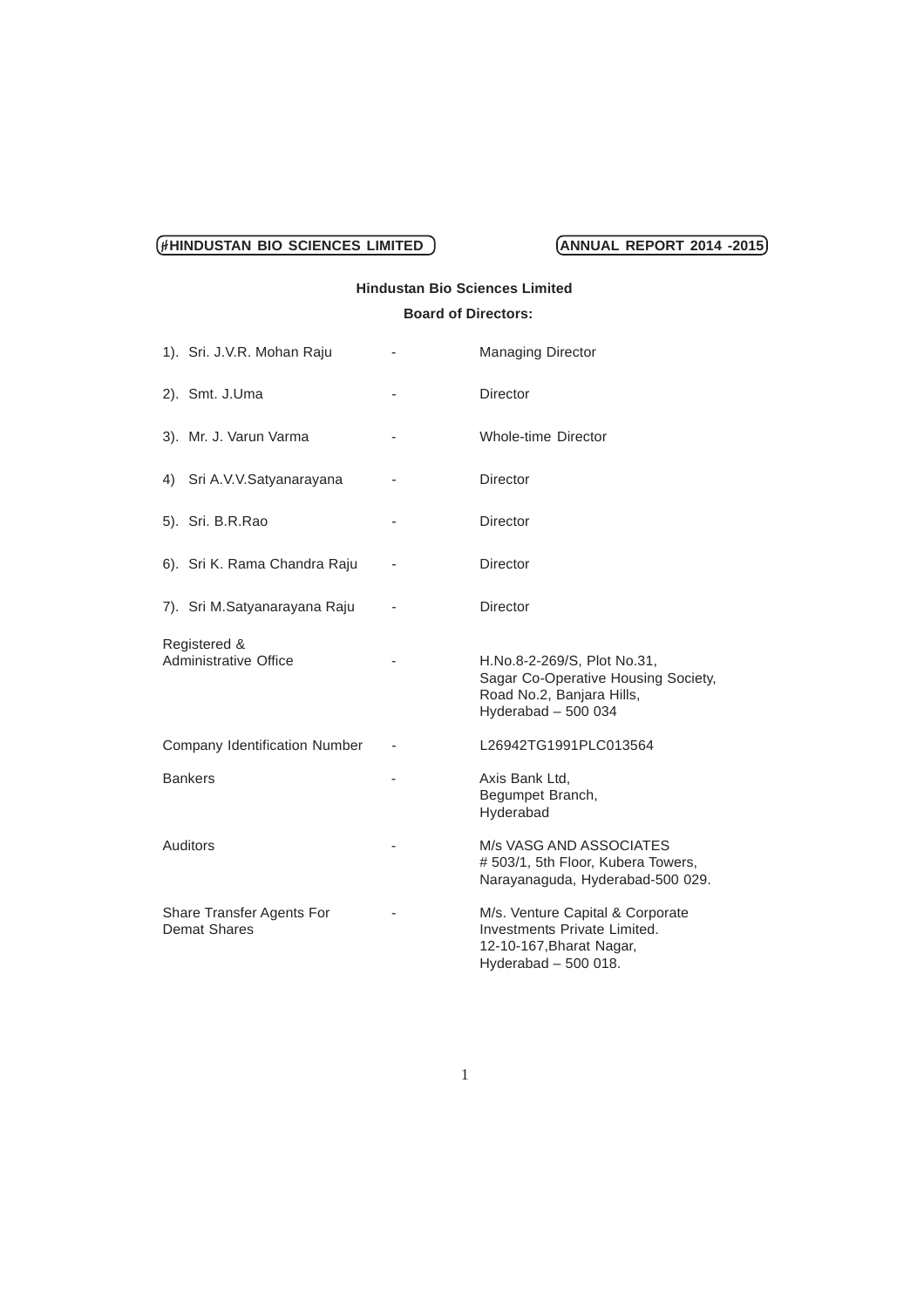## Hindustan Bio Sciences Limited

### Board of Directors:

| | | |
|---|---|---|
| 1). Sri. J.V.R. Mohan Raju | - | Managing Director |
| 2). Smt. J.Uma | - | Director |
| 3). Mr. J. Varun Varma | - | Whole-time Director |
| 4) Sri A.V.V.Satyanarayana | - | Director |
| 5). Sri. B.R.Rao | - | Director |
| 6). Sri K. Rama Chandra Raju | - | Director |
| 7). Sri M.Satyanarayana Raju | - | Director |
| Registered & Administrative Office | - | H.No.8-2-269/S, Plot No.31, Sagar Co-Operative Housing Society, Road No.2, Banjara Hills, Hyderabad – 500 034 |
| Company Identification Number | - | L26942TG1991PLC013564 |
| Bankers | - | Axis Bank Ltd, Begumpet Branch, Hyderabad |
| Auditors | - | M/s VASG AND ASSOCIATES # 503/1, 5th Floor, Kubera Towers, Narayanaguda, Hyderabad-500 029. |
| Share Transfer Agents For Demat Shares | - | M/s. Venture Capital & Corporate Investments Private Limited. 12-10-167,Bharat Nagar, Hyderabad – 500 018. |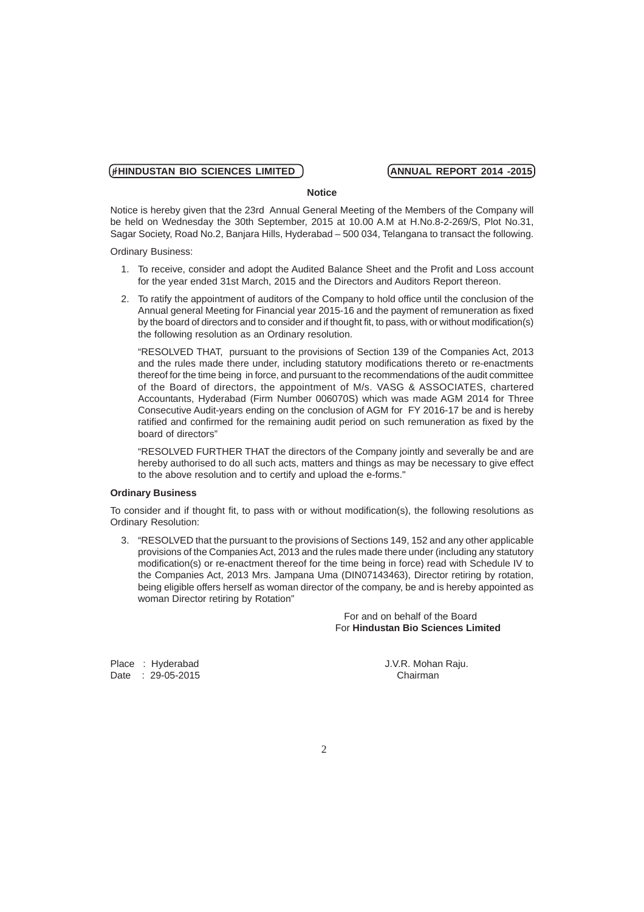## Notice

Notice is hereby given that the 23rd Annual General Meeting of the Members of the Company will be held on Wednesday the 30th September, 2015 at 10.00 A.M at H.No.8-2-269/S, Plot No.31, Sagar Society, Road No.2, Banjara Hills, Hyderabad – 500 034, Telangana to transact the following.

Ordinary Business:

1. To receive, consider and adopt the Audited Balance Sheet and the Profit and Loss account for the year ended 31st March, 2015 and the Directors and Auditors Report thereon.

2. To ratify the appointment of auditors of the Company to hold office until the conclusion of the Annual general Meeting for Financial year 2015-16 and the payment of remuneration as fixed by the board of directors and to consider and if thought fit, to pass, with or without modification(s) the following resolution as an Ordinary resolution.

   "RESOLVED THAT, pursuant to the provisions of Section 139 of the Companies Act, 2013 and the rules made there under, including statutory modifications thereto or re-enactments thereof for the time being in force, and pursuant to the recommendations of the audit committee of the Board of directors, the appointment of M/s. VASG & ASSOCIATES, chartered Accountants, Hyderabad (Firm Number 006070S) which was made AGM 2014 for Three Consecutive Audit-years ending on the conclusion of AGM for FY 2016-17 be and is hereby ratified and confirmed for the remaining audit period on such remuneration as fixed by the board of directors"

   "RESOLVED FURTHER THAT the directors of the Company jointly and severally be and are hereby authorised to do all such acts, matters and things as may be necessary to give effect to the above resolution and to certify and upload the e-forms."

**Ordinary Business**

To consider and if thought fit, to pass with or without modification(s), the following resolutions as Ordinary Resolution:

3. "RESOLVED that the pursuant to the provisions of Sections 149, 152 and any other applicable provisions of the Companies Act, 2013 and the rules made there under (including any statutory modification(s) or re-enactment thereof for the time being in force) read with Schedule IV to the Companies Act, 2013 Mrs. Jampana Uma (DIN07143463), Director retiring by rotation, being eligible offers herself as woman director of the company, be and is hereby appointed as woman Director retiring by Rotation"

For and on behalf of the Board
For **Hindustan Bio Sciences Limited**

Place : Hyderabad
Date : 29-05-2015

J.V.R. Mohan Raju.
Chairman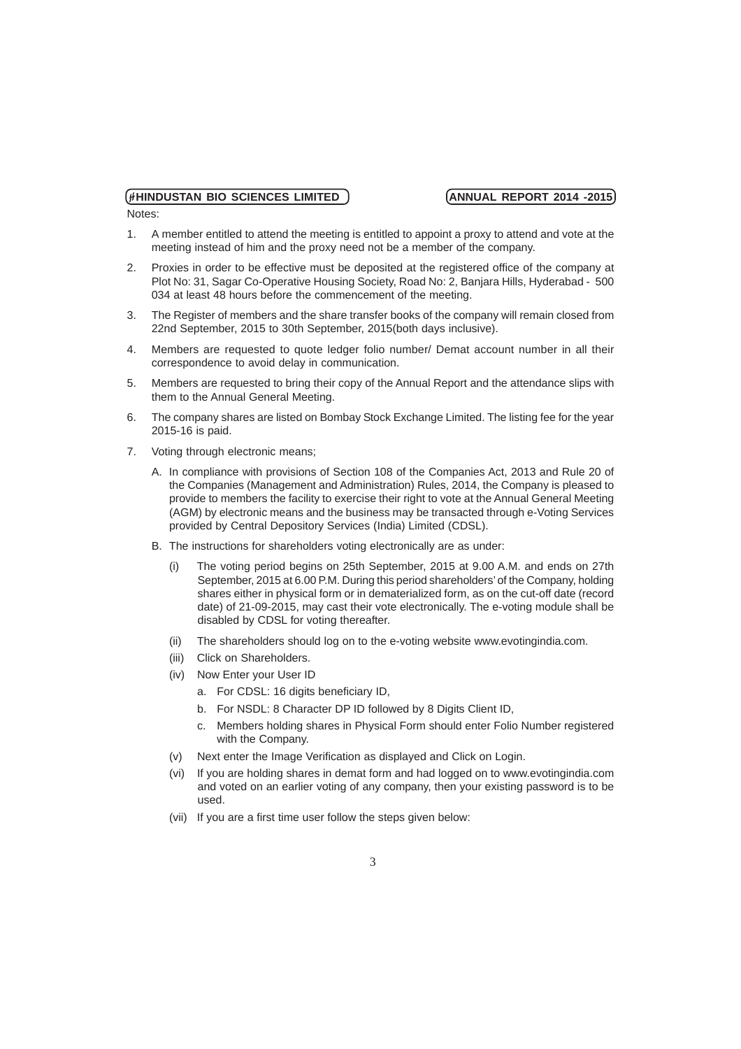Notes:

1. A member entitled to attend the meeting is entitled to appoint a proxy to attend and vote at the meeting instead of him and the proxy need not be a member of the company.
2. Proxies in order to be effective must be deposited at the registered office of the company at Plot No: 31, Sagar Co-Operative Housing Society, Road No: 2, Banjara Hills, Hyderabad - 500 034 at least 48 hours before the commencement of the meeting.
3. The Register of members and the share transfer books of the company will remain closed from 22nd September, 2015 to 30th September, 2015(both days inclusive).
4. Members are requested to quote ledger folio number/ Demat account number in all their correspondence to avoid delay in communication.
5. Members are requested to bring their copy of the Annual Report and the attendance slips with them to the Annual General Meeting.
6. The company shares are listed on Bombay Stock Exchange Limited. The listing fee for the year 2015-16 is paid.
7. Voting through electronic means;

   A. In compliance with provisions of Section 108 of the Companies Act, 2013 and Rule 20 of the Companies (Management and Administration) Rules, 2014, the Company is pleased to provide to members the facility to exercise their right to vote at the Annual General Meeting (AGM) by electronic means and the business may be transacted through e-Voting Services provided by Central Depository Services (India) Limited (CDSL).

   B. The instructions for shareholders voting electronically are as under:

      (i) The voting period begins on 25th September, 2015 at 9.00 A.M. and ends on 27th September, 2015 at 6.00 P.M. During this period shareholders' of the Company, holding shares either in physical form or in dematerialized form, as on the cut-off date (record date) of 21-09-2015, may cast their vote electronically. The e-voting module shall be disabled by CDSL for voting thereafter.

      (ii) The shareholders should log on to the e-voting website www.evotingindia.com.

      (iii) Click on Shareholders.

      (iv) Now Enter your User ID

         a. For CDSL: 16 digits beneficiary ID,

         b. For NSDL: 8 Character DP ID followed by 8 Digits Client ID,

         c. Members holding shares in Physical Form should enter Folio Number registered with the Company.

      (v) Next enter the Image Verification as displayed and Click on Login.

      (vi) If you are holding shares in demat form and had logged on to www.evotingindia.com and voted on an earlier voting of any company, then your existing password is to be used.

      (vii) If you are a first time user follow the steps given below: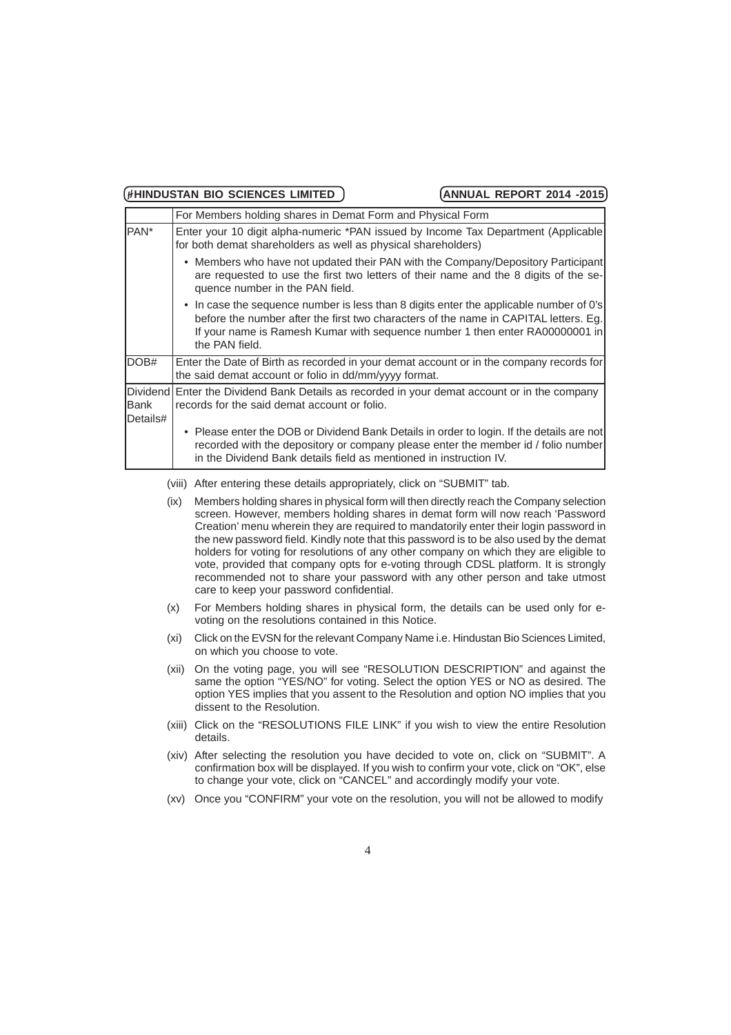| | For Members holding shares in Demat Form and Physical Form |
|---|---|
| PAN* | Enter your 10 digit alpha-numeric *PAN issued by Income Tax Department (Applicable for both demat shareholders as well as physical shareholders)<br>• Members who have not updated their PAN with the Company/Depository Participant are requested to use the first two letters of their name and the 8 digits of the sequence number in the PAN field.<br>• In case the sequence number is less than 8 digits enter the applicable number of 0's before the number after the first two characters of the name in CAPITAL letters. Eg. If your name is Ramesh Kumar with sequence number 1 then enter RA00000001 in the PAN field. |
| DOB# | Enter the Date of Birth as recorded in your demat account or in the company records for the said demat account or folio in dd/mm/yyyy format. |
| Dividend Bank Details# | Enter the Dividend Bank Details as recorded in your demat account or in the company records for the said demat account or folio.<br>• Please enter the DOB or Dividend Bank Details in order to login. If the details are not recorded with the depository or company please enter the member id / folio number in the Dividend Bank details field as mentioned in instruction IV. |

(viii) After entering these details appropriately, click on "SUBMIT" tab.

(ix) Members holding shares in physical form will then directly reach the Company selection screen. However, members holding shares in demat form will now reach 'Password Creation' menu wherein they are required to mandatorily enter their login password in the new password field. Kindly note that this password is to be also used by the demat holders for voting for resolutions of any other company on which they are eligible to vote, provided that company opts for e-voting through CDSL platform. It is strongly recommended not to share your password with any other person and take utmost care to keep your password confidential.

(x) For Members holding shares in physical form, the details can be used only for e-voting on the resolutions contained in this Notice.

(xi) Click on the EVSN for the relevant Company Name i.e. Hindustan Bio Sciences Limited, on which you choose to vote.

(xii) On the voting page, you will see "RESOLUTION DESCRIPTION" and against the same the option "YES/NO" for voting. Select the option YES or NO as desired. The option YES implies that you assent to the Resolution and option NO implies that you dissent to the Resolution.

(xiii) Click on the "RESOLUTIONS FILE LINK" if you wish to view the entire Resolution details.

(xiv) After selecting the resolution you have decided to vote on, click on "SUBMIT". A confirmation box will be displayed. If you wish to confirm your vote, click on "OK", else to change your vote, click on "CANCEL" and accordingly modify your vote.

(xv) Once you "CONFIRM" your vote on the resolution, you will not be allowed to modify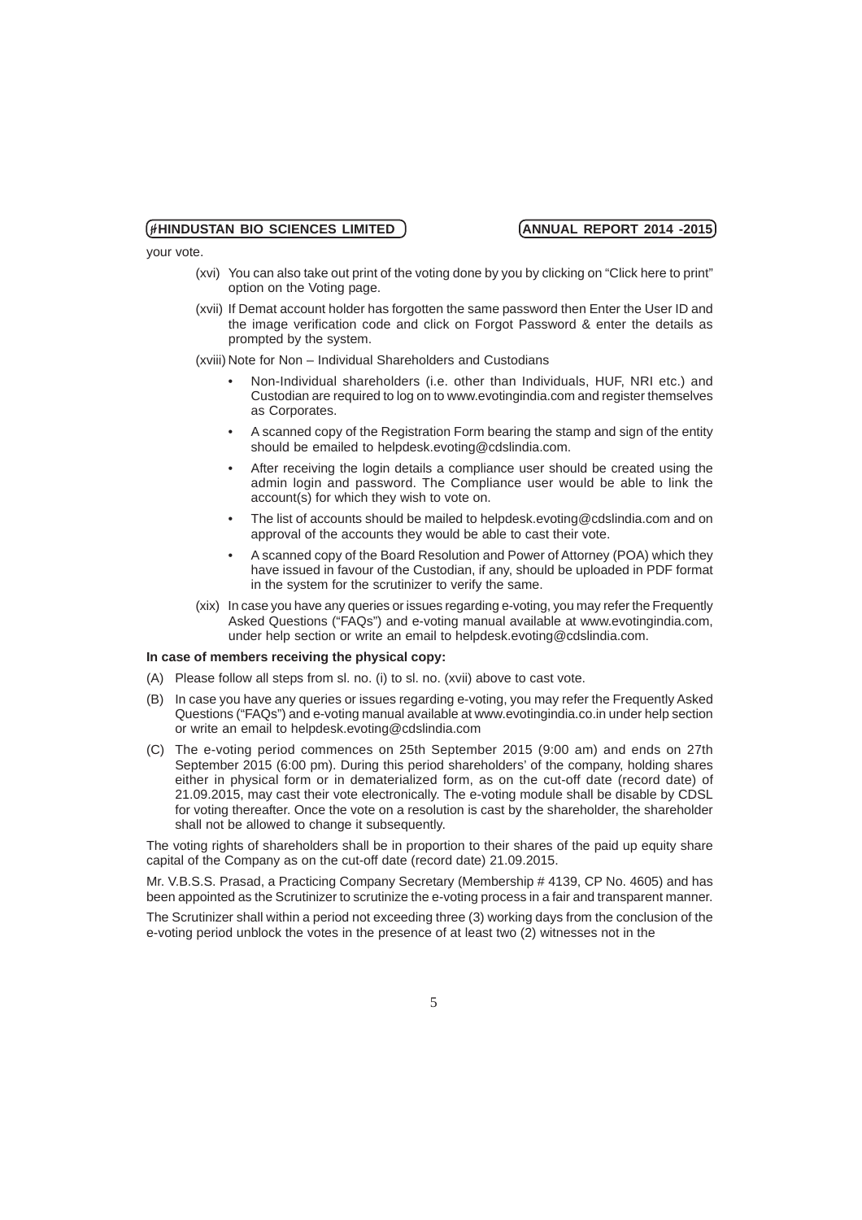your vote.

(xvi) You can also take out print of the voting done by you by clicking on "Click here to print" option on the Voting page.

(xvii) If Demat account holder has forgotten the same password then Enter the User ID and the image verification code and click on Forgot Password & enter the details as prompted by the system.

(xviii) Note for Non – Individual Shareholders and Custodians

- Non-Individual shareholders (i.e. other than Individuals, HUF, NRI etc.) and Custodian are required to log on to www.evotingindia.com and register themselves as Corporates.
- A scanned copy of the Registration Form bearing the stamp and sign of the entity should be emailed to helpdesk.evoting@cdslindia.com.
- After receiving the login details a compliance user should be created using the admin login and password. The Compliance user would be able to link the account(s) for which they wish to vote on.
- The list of accounts should be mailed to helpdesk.evoting@cdslindia.com and on approval of the accounts they would be able to cast their vote.
- A scanned copy of the Board Resolution and Power of Attorney (POA) which they have issued in favour of the Custodian, if any, should be uploaded in PDF format in the system for the scrutinizer to verify the same.

(xix) In case you have any queries or issues regarding e-voting, you may refer the Frequently Asked Questions ("FAQs") and e-voting manual available at www.evotingindia.com, under help section or write an email to helpdesk.evoting@cdslindia.com.

**In case of members receiving the physical copy:**

(A) Please follow all steps from sl. no. (i) to sl. no. (xvii) above to cast vote.

(B) In case you have any queries or issues regarding e-voting, you may refer the Frequently Asked Questions ("FAQs") and e-voting manual available at www.evotingindia.co.in under help section or write an email to helpdesk.evoting@cdslindia.com

(C) The e-voting period commences on 25th September 2015 (9:00 am) and ends on 27th September 2015 (6:00 pm). During this period shareholders' of the company, holding shares either in physical form or in dematerialized form, as on the cut-off date (record date) of 21.09.2015, may cast their vote electronically. The e-voting module shall be disable by CDSL for voting thereafter. Once the vote on a resolution is cast by the shareholder, the shareholder shall not be allowed to change it subsequently.

The voting rights of shareholders shall be in proportion to their shares of the paid up equity share capital of the Company as on the cut-off date (record date) 21.09.2015.

Mr. V.B.S.S. Prasad, a Practicing Company Secretary (Membership # 4139, CP No. 4605) and has been appointed as the Scrutinizer to scrutinize the e-voting process in a fair and transparent manner.

The Scrutinizer shall within a period not exceeding three (3) working days from the conclusion of the e-voting period unblock the votes in the presence of at least two (2) witnesses not in the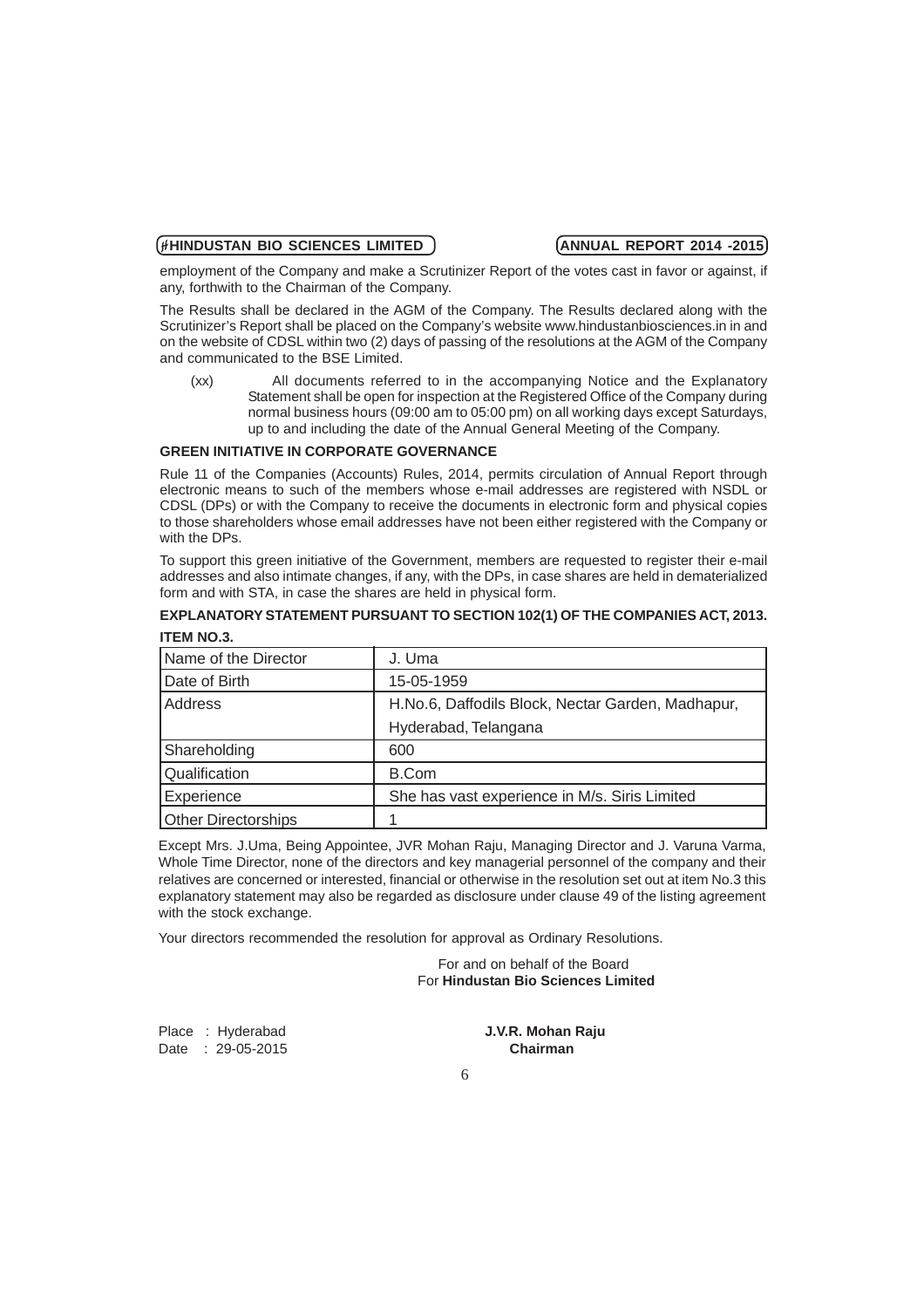employment of the Company and make a Scrutinizer Report of the votes cast in favor or against, if any, forthwith to the Chairman of the Company.

The Results shall be declared in the AGM of the Company. The Results declared along with the Scrutinizer's Report shall be placed on the Company's website www.hindustanbiosciences.in in and on the website of CDSL within two (2) days of passing of the resolutions at the AGM of the Company and communicated to the BSE Limited.

(xx) All documents referred to in the accompanying Notice and the Explanatory Statement shall be open for inspection at the Registered Office of the Company during normal business hours (09:00 am to 05:00 pm) on all working days except Saturdays, up to and including the date of the Annual General Meeting of the Company.

**GREEN INITIATIVE IN CORPORATE GOVERNANCE**

Rule 11 of the Companies (Accounts) Rules, 2014, permits circulation of Annual Report through electronic means to such of the members whose e-mail addresses are registered with NSDL or CDSL (DPs) or with the Company to receive the documents in electronic form and physical copies to those shareholders whose email addresses have not been either registered with the Company or with the DPs.

To support this green initiative of the Government, members are requested to register their e-mail addresses and also intimate changes, if any, with the DPs, in case shares are held in dematerialized form and with STA, in case the shares are held in physical form.

**EXPLANATORY STATEMENT PURSUANT TO SECTION 102(1) OF THE COMPANIES ACT, 2013.**

**ITEM NO.3.**

| Name of the Director | J. Uma |
|---|---|
| Date of Birth | 15-05-1959 |
| Address | H.No.6, Daffodils Block, Nectar Garden, Madhapur, Hyderabad, Telangana |
| Shareholding | 600 |
| Qualification | B.Com |
| Experience | She has vast experience in M/s. Siris Limited |
| Other Directorships | 1 |

Except Mrs. J.Uma, Being Appointee, JVR Mohan Raju, Managing Director and J. Varuna Varma, Whole Time Director, none of the directors and key managerial personnel of the company and their relatives are concerned or interested, financial or otherwise in the resolution set out at item No.3 this explanatory statement may also be regarded as disclosure under clause 49 of the listing agreement with the stock exchange.

Your directors recommended the resolution for approval as Ordinary Resolutions.

For and on behalf of the Board
For **Hindustan Bio Sciences Limited**

Place : Hyderabad
Date : 29-05-2015

**J.V.R. Mohan Raju**
**Chairman**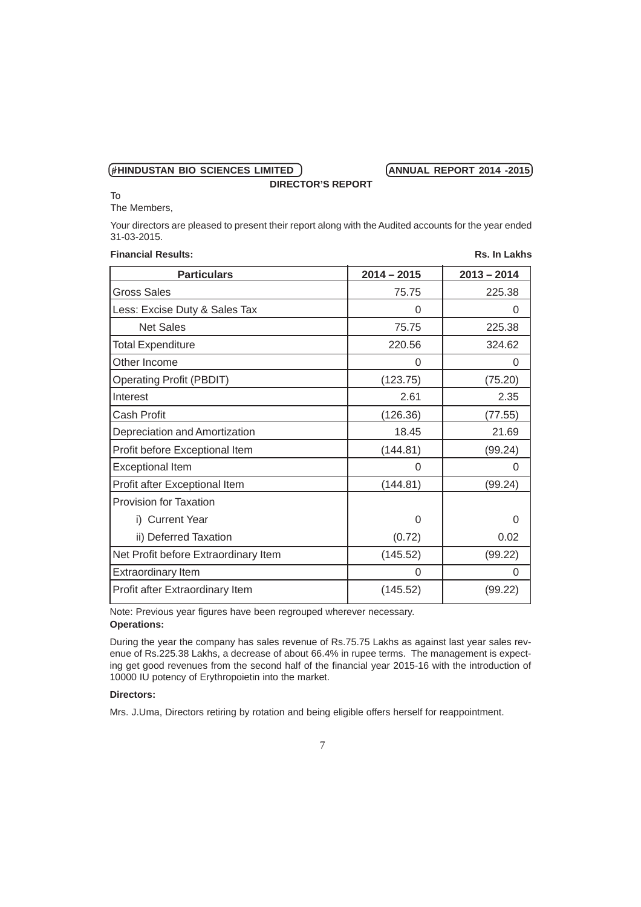## DIRECTOR'S REPORT

To
The Members,

Your directors are pleased to present their report along with the Audited accounts for the year ended 31-03-2015.

**Financial Results:** **Rs. In Lakhs**

| Particulars | 2014 – 2015 | 2013 – 2014 |
|---|---|---|
| Gross Sales | 75.75 | 225.38 |
| Less: Excise Duty & Sales Tax | 0 | 0 |
| Net Sales | 75.75 | 225.38 |
| Total Expenditure | 220.56 | 324.62 |
| Other Income | 0 | 0 |
| Operating Profit (PBDIT) | (123.75) | (75.20) |
| Interest | 2.61 | 2.35 |
| Cash Profit | (126.36) | (77.55) |
| Depreciation and Amortization | 18.45 | 21.69 |
| Profit before Exceptional Item | (144.81) | (99.24) |
| Exceptional Item | 0 | 0 |
| Profit after Exceptional Item | (144.81) | (99.24) |
| Provision for Taxation | | |
| i) Current Year | 0 | 0 |
| ii) Deferred Taxation | (0.72) | 0.02 |
| Net Profit before Extraordinary Item | (145.52) | (99.22) |
| Extraordinary Item | 0 | 0 |
| Profit after Extraordinary Item | (145.52) | (99.22) |

Note: Previous year figures have been regrouped wherever necessary.

**Operations:**

During the year the company has sales revenue of Rs.75.75 Lakhs as against last year sales revenue of Rs.225.38 Lakhs, a decrease of about 66.4% in rupee terms. The management is expecting get good revenues from the second half of the financial year 2015-16 with the introduction of 10000 IU potency of Erythropoietin into the market.

**Directors:**

Mrs. J.Uma, Directors retiring by rotation and being eligible offers herself for reappointment.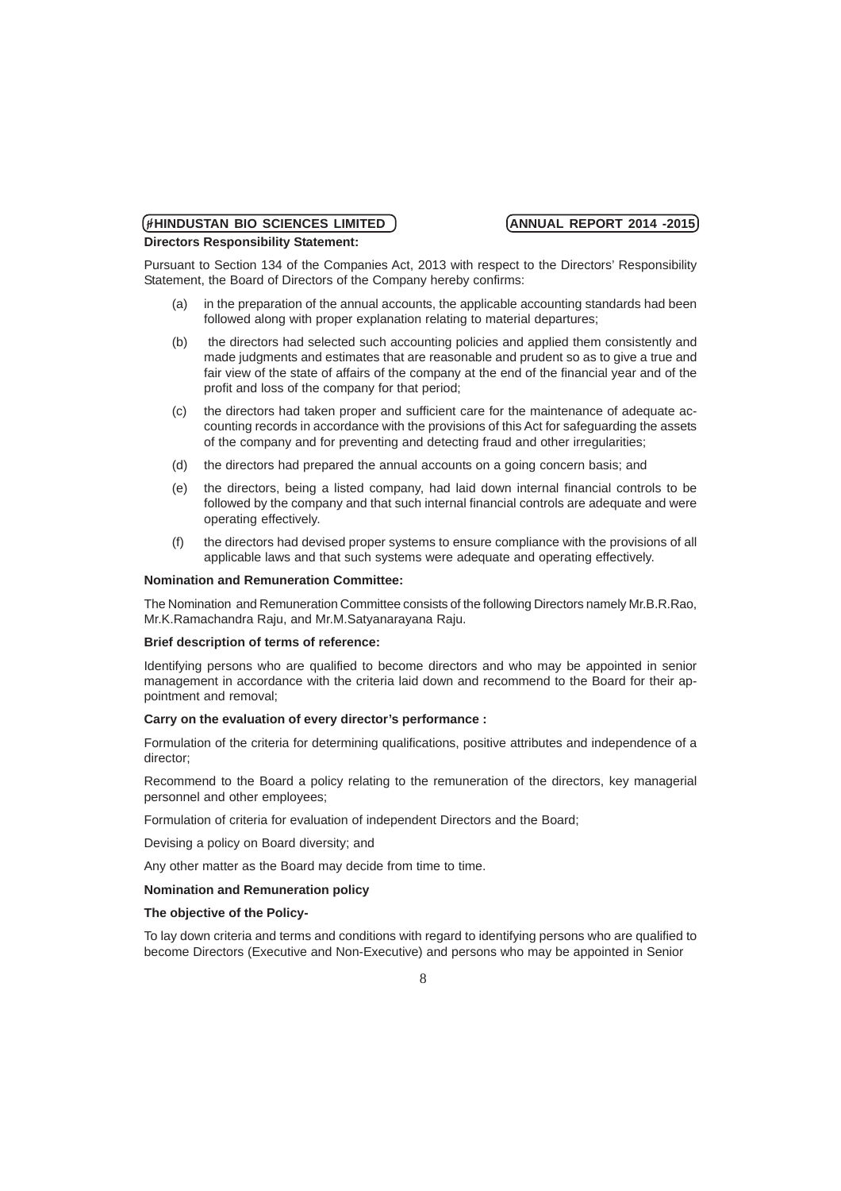**Directors Responsibility Statement:**

Pursuant to Section 134 of the Companies Act, 2013 with respect to the Directors' Responsibility Statement, the Board of Directors of the Company hereby confirms:

(a) in the preparation of the annual accounts, the applicable accounting standards had been followed along with proper explanation relating to material departures;

(b) the directors had selected such accounting policies and applied them consistently and made judgments and estimates that are reasonable and prudent so as to give a true and fair view of the state of affairs of the company at the end of the financial year and of the profit and loss of the company for that period;

(c) the directors had taken proper and sufficient care for the maintenance of adequate accounting records in accordance with the provisions of this Act for safeguarding the assets of the company and for preventing and detecting fraud and other irregularities;

(d) the directors had prepared the annual accounts on a going concern basis; and

(e) the directors, being a listed company, had laid down internal financial controls to be followed by the company and that such internal financial controls are adequate and were operating effectively.

(f) the directors had devised proper systems to ensure compliance with the provisions of all applicable laws and that such systems were adequate and operating effectively.

**Nomination and Remuneration Committee:**

The Nomination and Remuneration Committee consists of the following Directors namely Mr.B.R.Rao, Mr.K.Ramachandra Raju, and Mr.M.Satyanarayana Raju.

**Brief description of terms of reference:**

Identifying persons who are qualified to become directors and who may be appointed in senior management in accordance with the criteria laid down and recommend to the Board for their appointment and removal;

**Carry on the evaluation of every director's performance :**

Formulation of the criteria for determining qualifications, positive attributes and independence of a director;

Recommend to the Board a policy relating to the remuneration of the directors, key managerial personnel and other employees;

Formulation of criteria for evaluation of independent Directors and the Board;

Devising a policy on Board diversity; and

Any other matter as the Board may decide from time to time.

**Nomination and Remuneration policy**

**The objective of the Policy-**

To lay down criteria and terms and conditions with regard to identifying persons who are qualified to become Directors (Executive and Non-Executive) and persons who may be appointed in Senior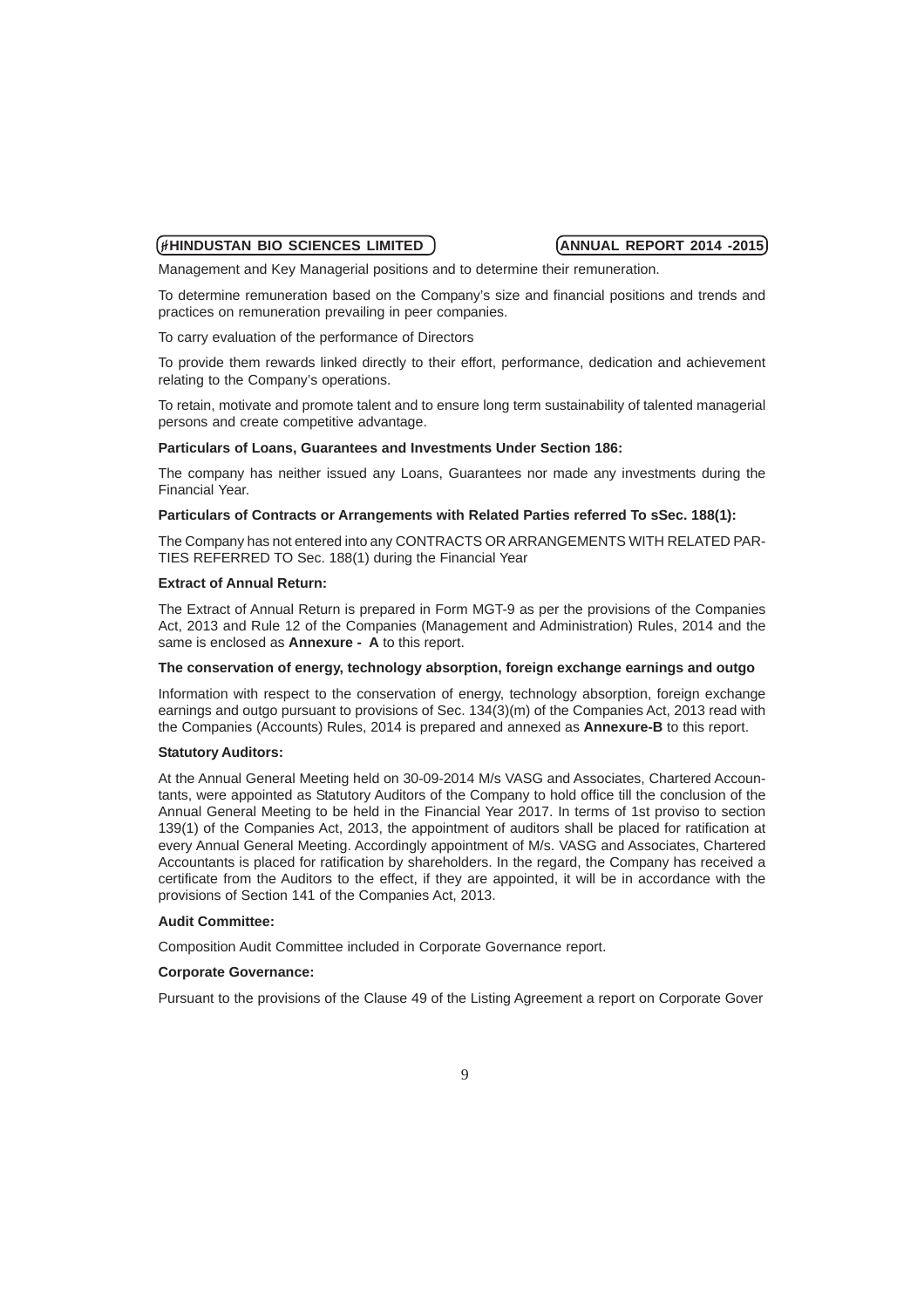Management and Key Managerial positions and to determine their remuneration.

To determine remuneration based on the Company's size and financial positions and trends and practices on remuneration prevailing in peer companies.

To carry evaluation of the performance of Directors

To provide them rewards linked directly to their effort, performance, dedication and achievement relating to the Company's operations.

To retain, motivate and promote talent and to ensure long term sustainability of talented managerial persons and create competitive advantage.

**Particulars of Loans, Guarantees and Investments Under Section 186:**

The company has neither issued any Loans, Guarantees nor made any investments during the Financial Year.

**Particulars of Contracts or Arrangements with Related Parties referred To sSec. 188(1):**

The Company has not entered into any CONTRACTS OR ARRANGEMENTS WITH RELATED PARTIES REFERRED TO Sec. 188(1) during the Financial Year

**Extract of Annual Return:**

The Extract of Annual Return is prepared in Form MGT-9 as per the provisions of the Companies Act, 2013 and Rule 12 of the Companies (Management and Administration) Rules, 2014 and the same is enclosed as **Annexure - A** to this report.

**The conservation of energy, technology absorption, foreign exchange earnings and outgo**

Information with respect to the conservation of energy, technology absorption, foreign exchange earnings and outgo pursuant to provisions of Sec. 134(3)(m) of the Companies Act, 2013 read with the Companies (Accounts) Rules, 2014 is prepared and annexed as **Annexure-B** to this report.

**Statutory Auditors:**

At the Annual General Meeting held on 30-09-2014 M/s VASG and Associates, Chartered Accountants, were appointed as Statutory Auditors of the Company to hold office till the conclusion of the Annual General Meeting to be held in the Financial Year 2017. In terms of 1st proviso to section 139(1) of the Companies Act, 2013, the appointment of auditors shall be placed for ratification at every Annual General Meeting. Accordingly appointment of M/s. VASG and Associates, Chartered Accountants is placed for ratification by shareholders. In the regard, the Company has received a certificate from the Auditors to the effect, if they are appointed, it will be in accordance with the provisions of Section 141 of the Companies Act, 2013.

**Audit Committee:**

Composition Audit Committee included in Corporate Governance report.

**Corporate Governance:**

Pursuant to the provisions of the Clause 49 of the Listing Agreement a report on Corporate Gover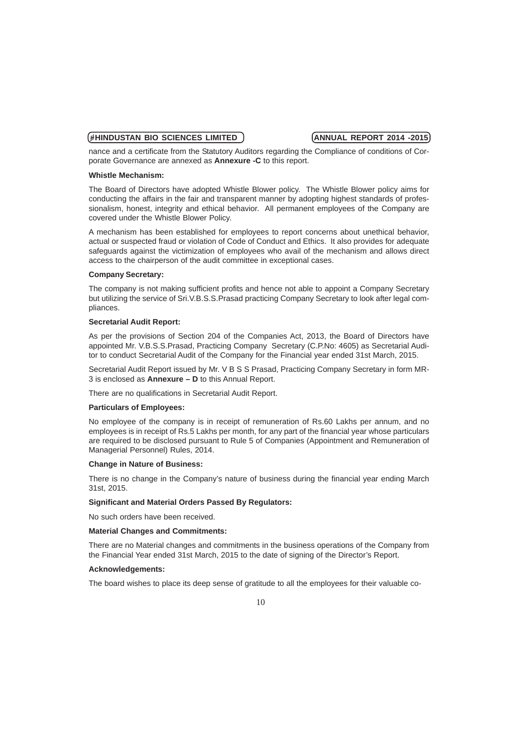nance and a certificate from the Statutory Auditors regarding the Compliance of conditions of Corporate Governance are annexed as **Annexure -C** to this report.

**Whistle Mechanism:**

The Board of Directors have adopted Whistle Blower policy. The Whistle Blower policy aims for conducting the affairs in the fair and transparent manner by adopting highest standards of professionalism, honest, integrity and ethical behavior. All permanent employees of the Company are covered under the Whistle Blower Policy.

A mechanism has been established for employees to report concerns about unethical behavior, actual or suspected fraud or violation of Code of Conduct and Ethics. It also provides for adequate safeguards against the victimization of employees who avail of the mechanism and allows direct access to the chairperson of the audit committee in exceptional cases.

**Company Secretary:**

The company is not making sufficient profits and hence not able to appoint a Company Secretary but utilizing the service of Sri.V.B.S.S.Prasad practicing Company Secretary to look after legal compliances.

**Secretarial Audit Report:**

As per the provisions of Section 204 of the Companies Act, 2013, the Board of Directors have appointed Mr. V.B.S.S.Prasad, Practicing Company Secretary (C.P.No: 4605) as Secretarial Auditor to conduct Secretarial Audit of the Company for the Financial year ended 31st March, 2015.

Secretarial Audit Report issued by Mr. V B S S Prasad, Practicing Company Secretary in form MR-3 is enclosed as **Annexure – D** to this Annual Report.

There are no qualifications in Secretarial Audit Report.

**Particulars of Employees:**

No employee of the company is in receipt of remuneration of Rs.60 Lakhs per annum, and no employees is in receipt of Rs.5 Lakhs per month, for any part of the financial year whose particulars are required to be disclosed pursuant to Rule 5 of Companies (Appointment and Remuneration of Managerial Personnel) Rules, 2014.

**Change in Nature of Business:**

There is no change in the Company's nature of business during the financial year ending March 31st, 2015.

**Significant and Material Orders Passed By Regulators:**

No such orders have been received.

**Material Changes and Commitments:**

There are no Material changes and commitments in the business operations of the Company from the Financial Year ended 31st March, 2015 to the date of signing of the Director's Report.

**Acknowledgements:**

The board wishes to place its deep sense of gratitude to all the employees for their valuable co-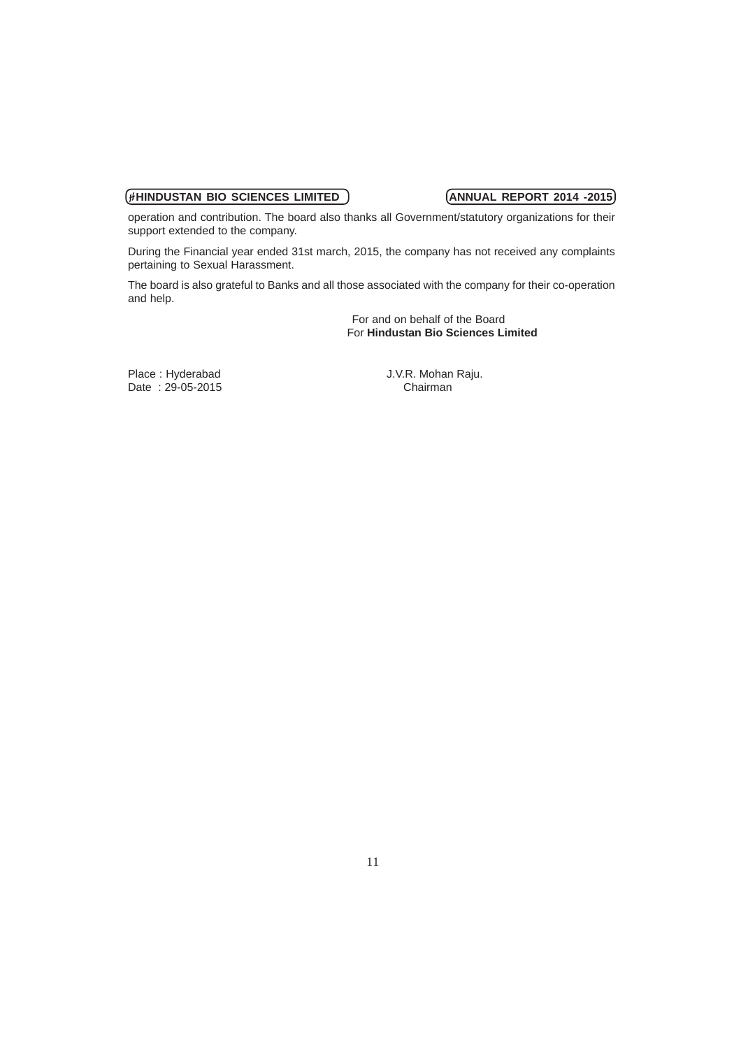operation and contribution. The board also thanks all Government/statutory organizations for their support extended to the company.

During the Financial year ended 31st march, 2015, the company has not received any complaints pertaining to Sexual Harassment.

The board is also grateful to Banks and all those associated with the company for their co-operation and help.

For and on behalf of the Board
For **Hindustan Bio Sciences Limited**

Place : Hyderabad
Date : 29-05-2015

J.V.R. Mohan Raju.
Chairman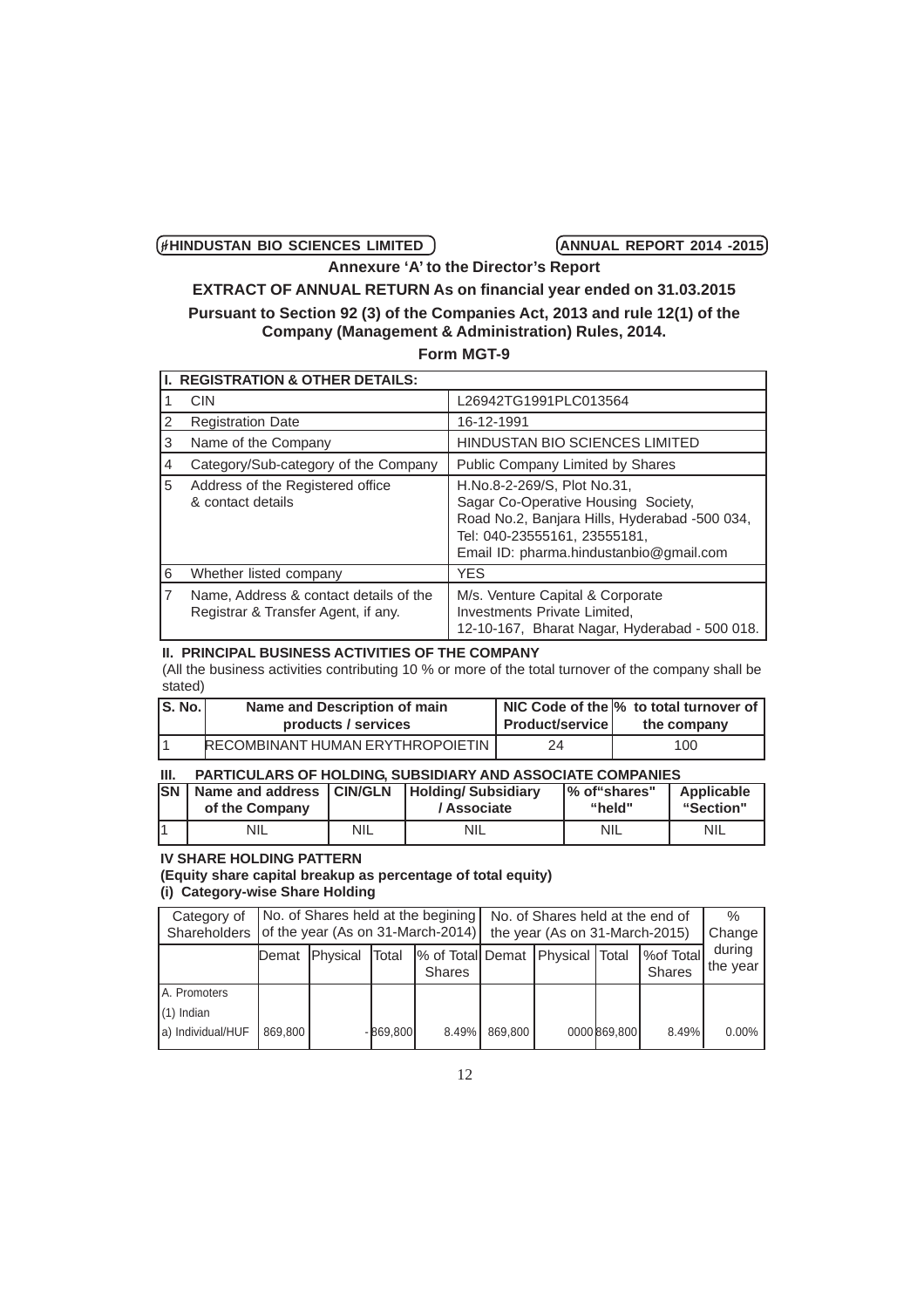**Annexure 'A' to the Director's Report**

## EXTRACT OF ANNUAL RETURN As on financial year ended on 31.03.2015

**Pursuant to Section 92 (3) of the Companies Act, 2013 and rule 12(1) of the Company (Management & Administration) Rules, 2014.**

### Form MGT-9

| I. REGISTRATION & OTHER DETAILS: | | |
|---|---|---|
| 1 | CIN | L26942TG1991PLC013564 |
| 2 | Registration Date | 16-12-1991 |
| 3 | Name of the Company | HINDUSTAN BIO SCIENCES LIMITED |
| 4 | Category/Sub-category of the Company | Public Company Limited by Shares |
| 5 | Address of the Registered office & contact details | H.No.8-2-269/S, Plot No.31, Sagar Co-Operative Housing Society, Road No.2, Banjara Hills, Hyderabad -500 034, Tel: 040-23555161, 23555181, Email ID: pharma.hindustanbio@gmail.com |
| 6 | Whether listed company | YES |
| 7 | Name, Address & contact details of the Registrar & Transfer Agent, if any. | M/s. Venture Capital & Corporate Investments Private Limited, 12-10-167, Bharat Nagar, Hyderabad - 500 018. |

**II. PRINCIPAL BUSINESS ACTIVITIES OF THE COMPANY**

(All the business activities contributing 10 % or more of the total turnover of the company shall be stated)

| S. No. | Name and Description of main products / services | NIC Code of the Product/service | % to total turnover of the company |
|---|---|---|---|
| 1 | RECOMBINANT HUMAN ERYTHROPOIETIN | 24 | 100 |

**III. PARTICULARS OF HOLDING, SUBSIDIARY AND ASSOCIATE COMPANIES**

| SN | Name and address of the Company | CIN/GLN | Holding/ Subsidiary / Associate | % of"shares" "held" | Applicable "Section" |
|---|---|---|---|---|---|
| 1 | NIL | NIL | NIL | NIL | NIL |

**IV SHARE HOLDING PATTERN**

**(Equity share capital breakup as percentage of total equity)**

**(i) Category-wise Share Holding**

| Category of Shareholders | No. of Shares held at the begining of the year (As on 31-March-2014) | | | | No. of Shares held at the end of the year (As on 31-March-2015) | | | | % Change during the year |
|---|---|---|---|---|---|---|---|---|---|
| | Demat | Physical | Total | % of Total Shares | Demat | Physical | Total | %of Total Shares | |
| A. Promoters | | | | | | | | | |
| (1) Indian | | | | | | | | | |
| a) Individual/HUF | 869,800 | - | 869,800 | 8.49% | 869,800 | 0000 | 869,800 | 8.49% | 0.00% |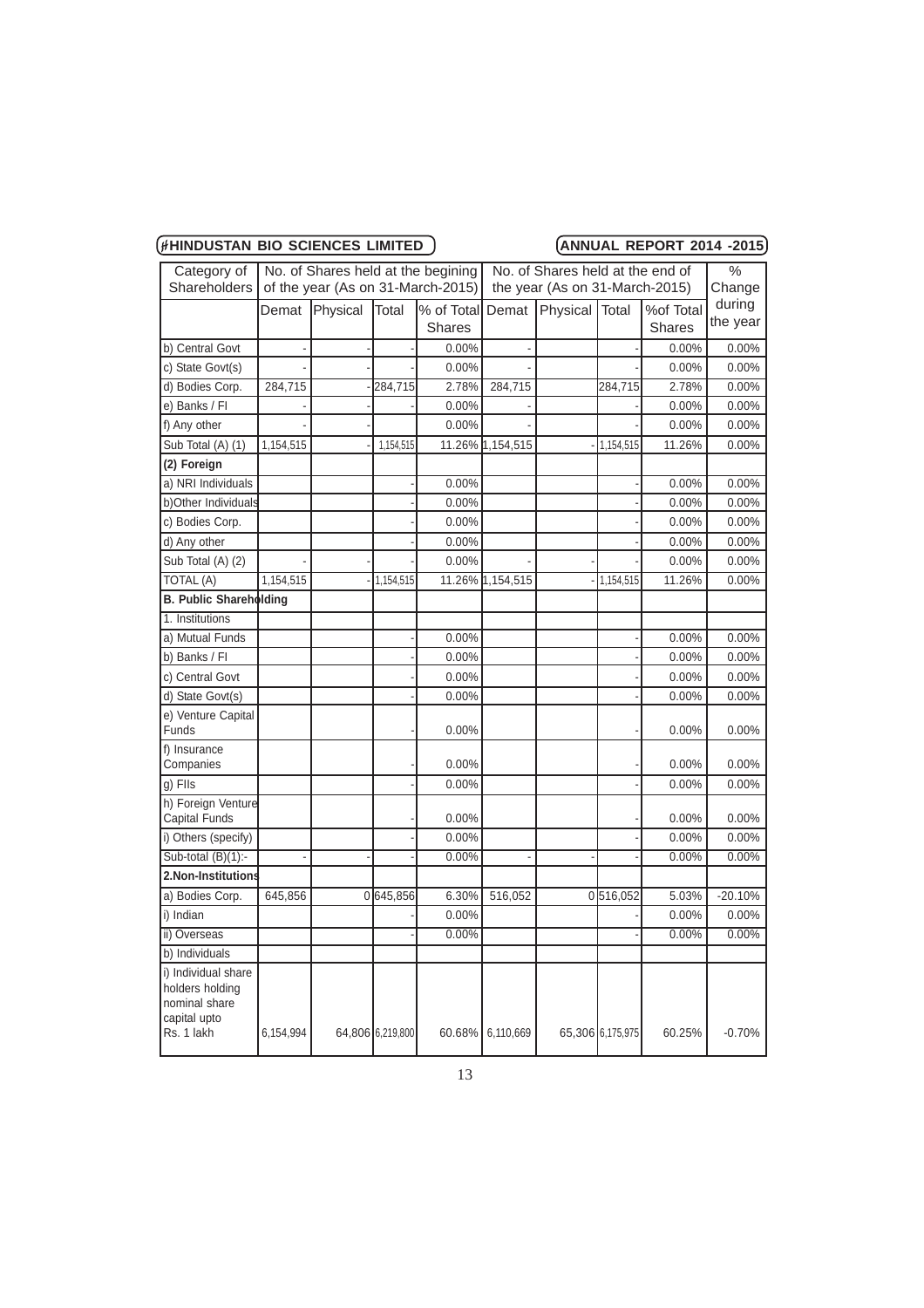| Category of Shareholders | No. of Shares held at the begining of the year (As on 31-March-2015) | | | | No. of Shares held at the end of the year (As on 31-March-2015) | | | | % Change during the year |
|---|---|---|---|---|---|---|---|---|---|
| | Demat | Physical | Total | % of Total Shares | Demat | Physical | Total | %of Total Shares | |
| b) Central Govt | - | - | - | 0.00% | - | | - | 0.00% | 0.00% |
| c) State Govt(s) | - | - | - | 0.00% | - | | - | 0.00% | 0.00% |
| d) Bodies Corp. | 284,715 | - | 284,715 | 2.78% | 284,715 | | 284,715 | 2.78% | 0.00% |
| e) Banks / FI | - | - | - | 0.00% | - | | - | 0.00% | 0.00% |
| f) Any other | - | - | - | 0.00% | - | | - | 0.00% | 0.00% |
| Sub Total (A) (1) | 1,154,515 | - | 1,154,515 | 11.26% | 1,154,515 | - | 1,154,515 | 11.26% | 0.00% |
| **(2) Foreign** | | | | | | | | | |
| a) NRI Individuals | | | - | 0.00% | | | - | 0.00% | 0.00% |
| b)Other Individuals | | | - | 0.00% | | | - | 0.00% | 0.00% |
| c) Bodies Corp. | | | - | 0.00% | | | - | 0.00% | 0.00% |
| d) Any other | | | - | 0.00% | | | - | 0.00% | 0.00% |
| Sub Total (A) (2) | - | - | - | 0.00% | - | - | - | 0.00% | 0.00% |
| TOTAL (A) | 1,154,515 | - | 1,154,515 | 11.26% | 1,154,515 | - | 1,154,515 | 11.26% | 0.00% |
| **B. Public Shareholding** | | | | | | | | | |
| 1. Institutions | | | | | | | | | |
| a) Mutual Funds | | | - | 0.00% | | | - | 0.00% | 0.00% |
| b) Banks / FI | | | - | 0.00% | | | - | 0.00% | 0.00% |
| c) Central Govt | | | - | 0.00% | | | - | 0.00% | 0.00% |
| d) State Govt(s) | | | - | 0.00% | | | - | 0.00% | 0.00% |
| e) Venture Capital Funds | | | - | 0.00% | | | - | 0.00% | 0.00% |
| f) Insurance Companies | | | - | 0.00% | | | - | 0.00% | 0.00% |
| g) FIIs | | | - | 0.00% | | | - | 0.00% | 0.00% |
| h) Foreign Venture Capital Funds | | | - | 0.00% | | | - | 0.00% | 0.00% |
| i) Others (specify) | | | - | 0.00% | | | - | 0.00% | 0.00% |
| Sub-total (B)(1):- | - | - | - | 0.00% | - | - | - | 0.00% | 0.00% |
| **2.Non-Institutions** | | | | | | | | | |
| a) Bodies Corp. | 645,856 | 0 | 645,856 | 6.30% | 516,052 | 0 | 516,052 | 5.03% | -20.10% |
| i) Indian | | | - | 0.00% | | | - | 0.00% | 0.00% |
| ii) Overseas | | | - | 0.00% | | | - | 0.00% | 0.00% |
| b) Individuals | | | | | | | | | |
| i) Individual share holders holding nominal share capital upto Rs. 1 lakh | 6,154,994 | 64,806 | 6,219,800 | 60.68% | 6,110,669 | 65,306 | 6,175,975 | 60.25% | -0.70% |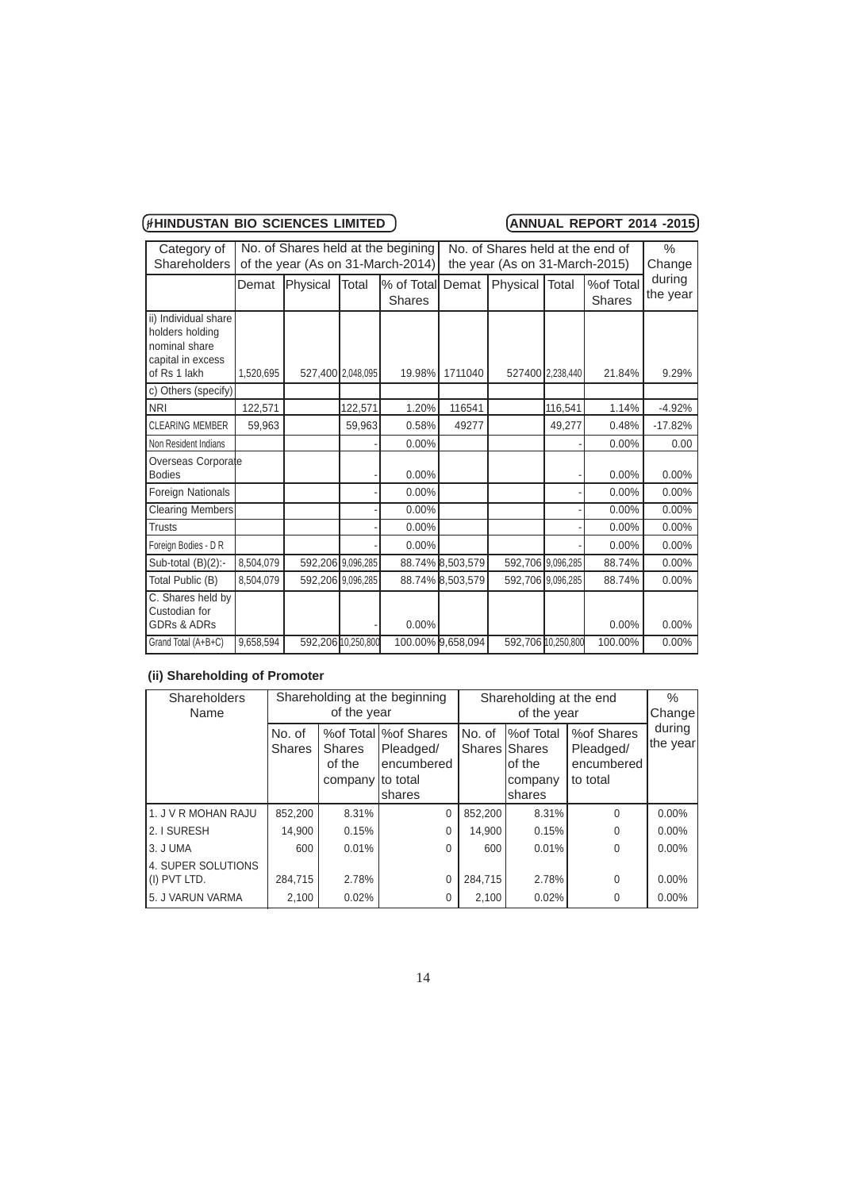| Category of Shareholders | No. of Shares held at the begining of the year (As on 31-March-2014) | | | | No. of Shares held at the end of the year (As on 31-March-2015) | | | | % Change during the year |
|---|---|---|---|---|---|---|---|---|---|
| | Demat | Physical | Total | % of Total Shares | Demat | Physical | Total | %of Total Shares | |
| ii) Individual share holders holding nominal share capital in excess of Rs 1 lakh | 1,520,695 | 527,400 | 2,048,095 | 19.98% | 1711040 | 527400 | 2,238,440 | 21.84% | 9.29% |
| c) Others (specify) | | | | | | | | | |
| NRI | 122,571 | | 122,571 | 1.20% | 116541 | | 116,541 | 1.14% | -4.92% |
| CLEARING MEMBER | 59,963 | | 59,963 | 0.58% | 49277 | | 49,277 | 0.48% | -17.82% |
| Non Resident Indians | | | - | 0.00% | | | - | 0.00% | 0.00 |
| Overseas Corporate Bodies | | | - | 0.00% | | | - | 0.00% | 0.00% |
| Foreign Nationals | | | - | 0.00% | | | - | 0.00% | 0.00% |
| Clearing Members | | | - | 0.00% | | | - | 0.00% | 0.00% |
| Trusts | | | - | 0.00% | | | - | 0.00% | 0.00% |
| Foreign Bodies - D R | | | - | 0.00% | | | - | 0.00% | 0.00% |
| Sub-total (B)(2):- | 8,504,079 | 592,206 | 9,096,285 | 88.74% | 8,503,579 | 592,706 | 9,096,285 | 88.74% | 0.00% |
| Total Public (B) | 8,504,079 | 592,206 | 9,096,285 | 88.74% | 8,503,579 | 592,706 | 9,096,285 | 88.74% | 0.00% |
| C. Shares held by Custodian for GDRs & ADRs | | | - | 0.00% | | | | 0.00% | 0.00% |
| Grand Total (A+B+C) | 9,658,594 | 592,206 | 10,250,800 | 100.00% | 9,658,094 | 592,706 | 10,250,800 | 100.00% | 0.00% |

**(ii) Shareholding of Promoter**

| Shareholders Name | Shareholding at the beginning of the year | | | Shareholding at the end of the year | | | % Change during the year |
|---|---|---|---|---|---|---|---|
| | No. of Shares | %of Total Shares of the company | %of Shares Pleadged/ encumbered to total shares | No. of Shares | %of Total Shares of the company shares | %of Shares Pleadged/ encumbered to total | |
| 1. J V R MOHAN RAJU | 852,200 | 8.31% | 0 | 852,200 | 8.31% | 0 | 0.00% |
| 2. I SURESH | 14,900 | 0.15% | 0 | 14,900 | 0.15% | 0 | 0.00% |
| 3. J UMA | 600 | 0.01% | 0 | 600 | 0.01% | 0 | 0.00% |
| 4. SUPER SOLUTIONS (I) PVT LTD. | 284,715 | 2.78% | 0 | 284,715 | 2.78% | 0 | 0.00% |
| 5. J VARUN VARMA | 2,100 | 0.02% | 0 | 2,100 | 0.02% | 0 | 0.00% |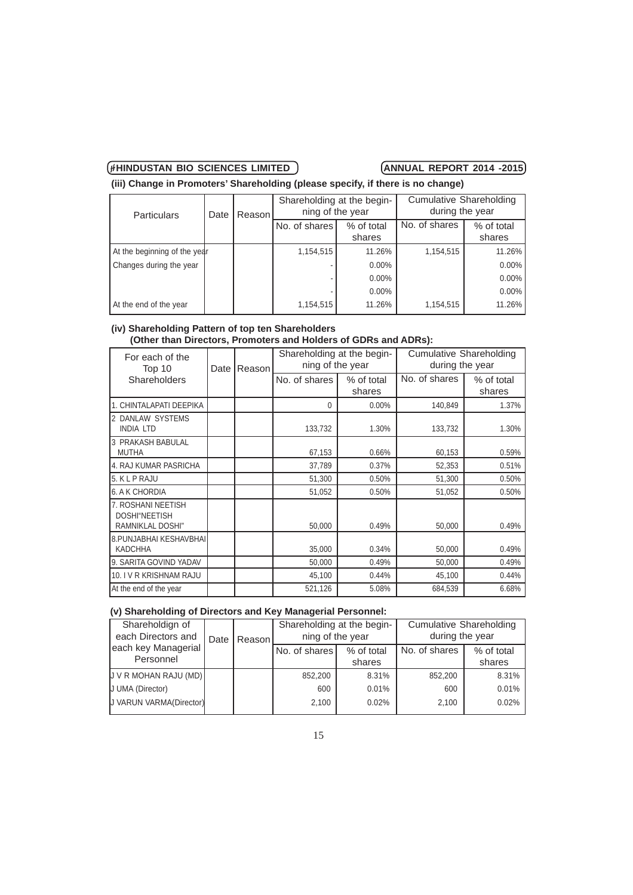**(iii) Change in Promoters' Shareholding (please specify, if there is no change)**

| Particulars | Date | Reason | Shareholding at the beginning of the year | | Cumulative Shareholding during the year | |
|---|---|---|---|---|---|---|
| | | | No. of shares | % of total shares | No. of shares | % of total shares |
| At the beginning of the year | | | 1,154,515 | 11.26% | 1,154,515 | 11.26% |
| Changes during the year | | | - | 0.00% | | 0.00% |
| | | | - | 0.00% | | 0.00% |
| | | | - | 0.00% | | 0.00% |
| At the end of the year | | | 1,154,515 | 11.26% | 1,154,515 | 11.26% |

**(iv) Shareholding Pattern of top ten Shareholders**
**(Other than Directors, Promoters and Holders of GDRs and ADRs):**

| For each of the Top 10 Shareholders | Date | Reason | Shareholding at the beginning of the year | | Cumulative Shareholding during the year | |
|---|---|---|---|---|---|---|
| | | | No. of shares | % of total shares | No. of shares | % of total shares |
| 1. CHINTALAPATI DEEPIKA | | | 0 | 0.00% | 140,849 | 1.37% |
| 2 DANLAW SYSTEMS INDIA LTD | | | 133,732 | 1.30% | 133,732 | 1.30% |
| 3 PRAKASH BABULAL MUTHA | | | 67,153 | 0.66% | 60,153 | 0.59% |
| 4. RAJ KUMAR PASRICHA | | | 37,789 | 0.37% | 52,353 | 0.51% |
| 5. K L P RAJU | | | 51,300 | 0.50% | 51,300 | 0.50% |
| 6. A K CHORDIA | | | 51,052 | 0.50% | 51,052 | 0.50% |
| 7. ROSHANI NEETISH DOSHI"NEETISH RAMNIKLAL DOSHI" | | | 50,000 | 0.49% | 50,000 | 0.49% |
| 8.PUNJABHAI KESHAVBHAI KADCHHA | | | 35,000 | 0.34% | 50,000 | 0.49% |
| 9. SARITA GOVIND YADAV | | | 50,000 | 0.49% | 50,000 | 0.49% |
| 10. I V R KRISHNAM RAJU | | | 45,100 | 0.44% | 45,100 | 0.44% |
| At the end of the year | | | 521,126 | 5.08% | 684,539 | 6.68% |

**(v) Shareholding of Directors and Key Managerial Personnel:**

| Shareholdign of each Directors and each key Managerial Personnel | Date | Reason | Shareholding at the beginning of the year | | Cumulative Shareholding during the year | |
|---|---|---|---|---|---|---|
| | | | No. of shares | % of total shares | No. of shares | % of total shares |
| J V R MOHAN RAJU (MD) | | | 852,200 | 8.31% | 852,200 | 8.31% |
| J UMA (Director) | | | 600 | 0.01% | 600 | 0.01% |
| J VARUN VARMA(Director) | | | 2,100 | 0.02% | 2,100 | 0.02% |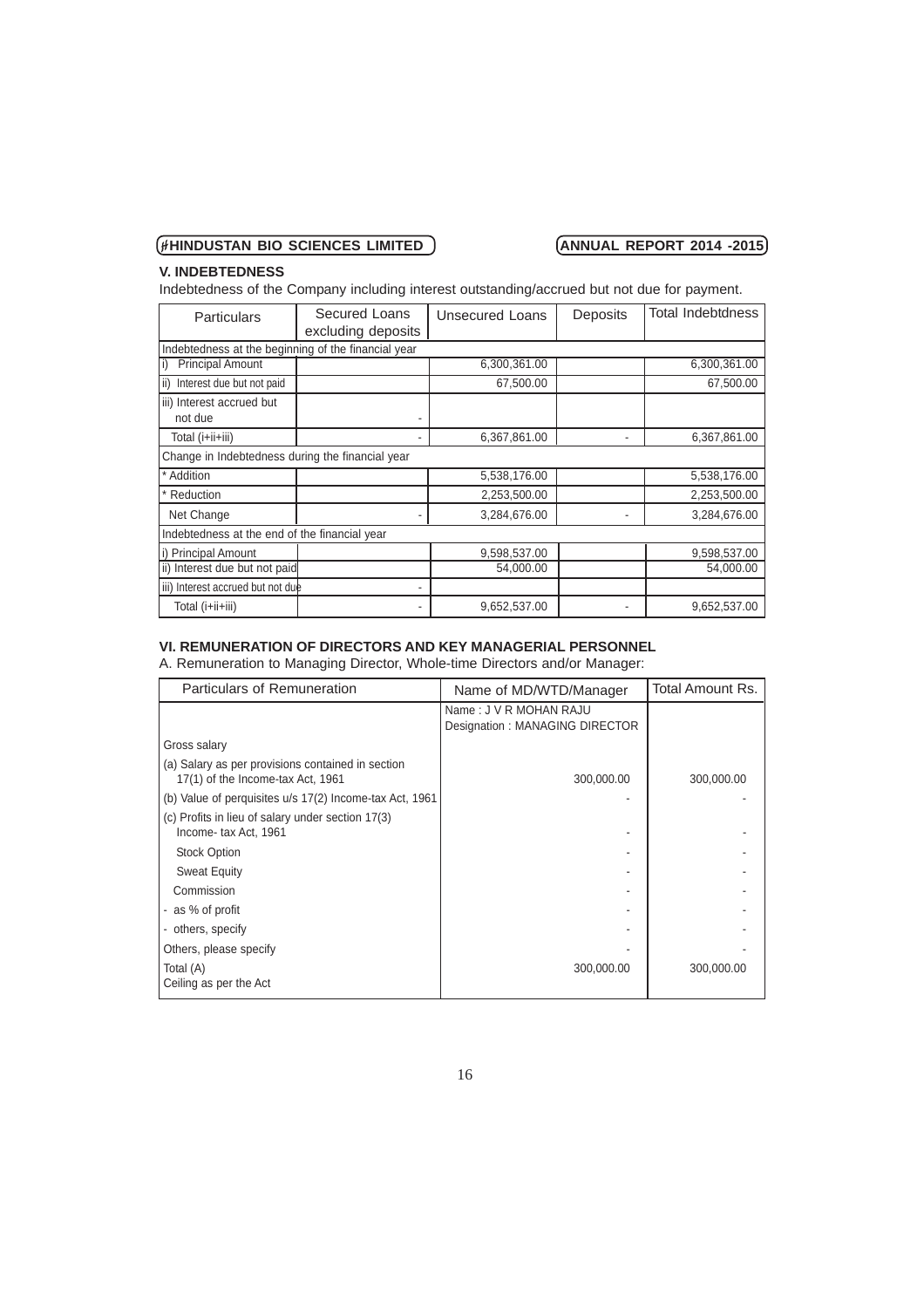## V. INDEBTEDNESS

Indebtedness of the Company including interest outstanding/accrued but not due for payment.

| Particulars | Secured Loans excluding deposits | Unsecured Loans | Deposits | Total Indebtdness |
|---|---|---|---|---|
| Indebtedness at the beginning of the financial year | | | | |
| i) Principal Amount | | 6,300,361.00 | | 6,300,361.00 |
| ii) Interest due but not paid | | 67,500.00 | | 67,500.00 |
| iii) Interest accrued but not due | - | | | |
| Total (i+ii+iii) | - | 6,367,861.00 | - | 6,367,861.00 |
| Change in Indebtedness during the financial year | | | | |
| * Addition | | 5,538,176.00 | | 5,538,176.00 |
| * Reduction | | 2,253,500.00 | | 2,253,500.00 |
| Net Change | - | 3,284,676.00 | - | 3,284,676.00 |
| Indebtedness at the end of the financial year | | | | |
| i) Principal Amount | | 9,598,537.00 | | 9,598,537.00 |
| ii) Interest due but not paid | | 54,000.00 | | 54,000.00 |
| iii) Interest accrued but not due | - | | | |
| Total (i+ii+iii) | - | 9,652,537.00 | - | 9,652,537.00 |

## VI. REMUNERATION OF DIRECTORS AND KEY MANAGERIAL PERSONNEL

A. Remuneration to Managing Director, Whole-time Directors and/or Manager:

| Particulars of Remuneration | Name of MD/WTD/Manager | Total Amount Rs. |
|---|---|---|
| | Name : J V R MOHAN RAJU<br>Designation : MANAGING DIRECTOR | |
| Gross salary | | |
| (a) Salary as per provisions contained in section 17(1) of the Income-tax Act, 1961 | 300,000.00 | 300,000.00 |
| (b) Value of perquisites u/s 17(2) Income-tax Act, 1961 | - | - |
| (c) Profits in lieu of salary under section 17(3) Income- tax Act, 1961 | - | - |
| Stock Option | - | - |
| Sweat Equity | - | - |
| Commission | - | - |
| - as % of profit | - | - |
| - others, specify | - | - |
| Others, please specify | - | - |
| Total (A)<br>Ceiling as per the Act | 300,000.00 | 300,000.00 |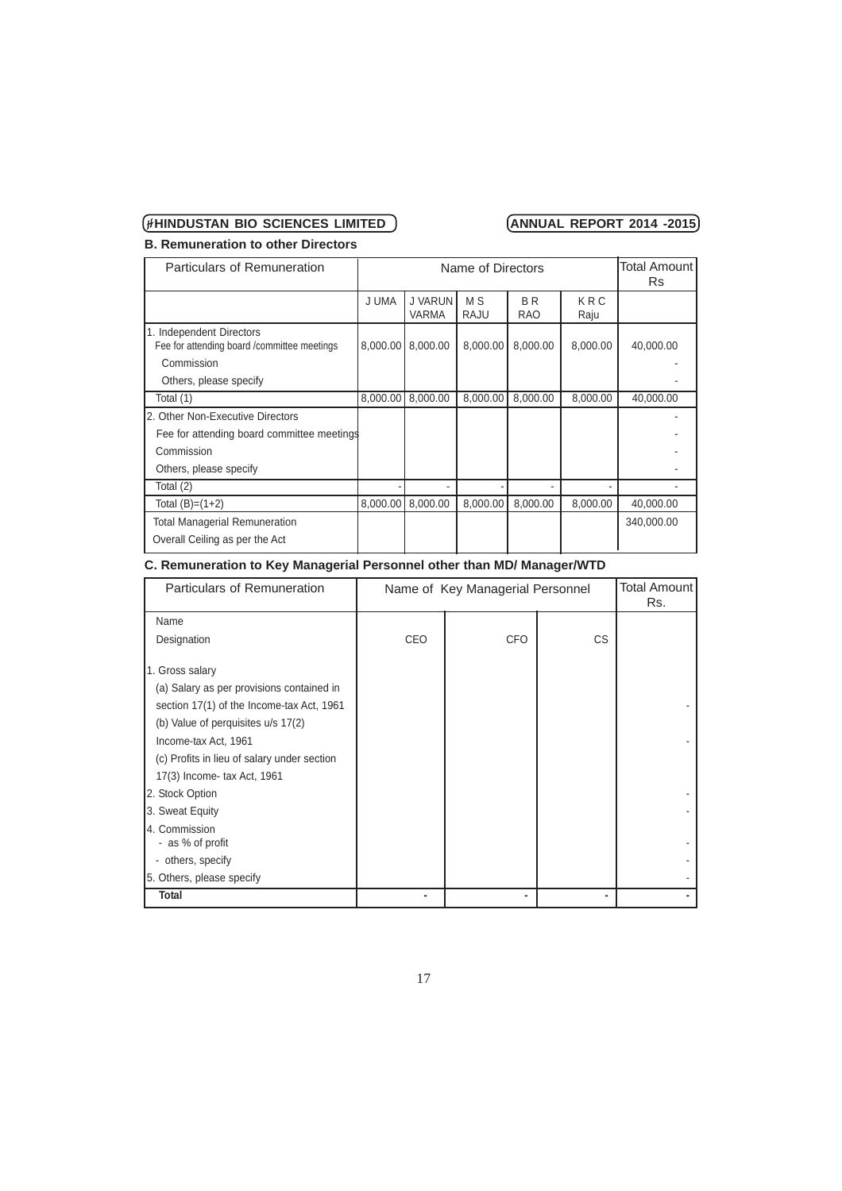### B. Remuneration to other Directors

| Particulars of Remuneration | Name of Directors | | | | | Total Amount Rs |
|---|---|---|---|---|---|---|
| | J UMA | J VARUN VARMA | M S RAJU | B R RAO | K R C Raju | |
| 1. Independent Directors<br>Fee for attending board /committee meetings | 8,000.00 | 8,000.00 | 8,000.00 | 8,000.00 | 8,000.00 | 40,000.00 |
| Commission | | | | | | - |
| Others, please specify | | | | | | - |
| Total (1) | 8,000.00 | 8,000.00 | 8,000.00 | 8,000.00 | 8,000.00 | 40,000.00 |
| 2. Other Non-Executive Directors | | | | | | - |
| Fee for attending board committee meetings | | | | | | - |
| Commission | | | | | | - |
| Others, please specify | | | | | | - |
| Total (2) | - | - | - | - | - | - |
| Total (B)=(1+2) | 8,000.00 | 8,000.00 | 8,000.00 | 8,000.00 | 8,000.00 | 40,000.00 |
| Total Managerial Remuneration | | | | | | 340,000.00 |
| Overall Ceiling as per the Act | | | | | | |

### C. Remuneration to Key Managerial Personnel other than MD/ Manager/WTD

| Particulars of Remuneration | Name of Key Managerial Personnel | | | Total Amount Rs. |
|---|---|---|---|---|
| Name | | | | |
| Designation | CEO | CFO | CS | |
| 1. Gross salary | | | | |
| (a) Salary as per provisions contained in section 17(1) of the Income-tax Act, 1961 | | | | - |
| (b) Value of perquisites u/s 17(2) Income-tax Act, 1961 | | | | - |
| (c) Profits in lieu of salary under section 17(3) Income- tax Act, 1961 | | | | |
| 2. Stock Option | | | | - |
| 3. Sweat Equity | | | | - |
| 4. Commission<br>- as % of profit | | | | - |
| - others, specify | | | | - |
| 5. Others, please specify | | | | - |
| **Total** | - | - | - | - |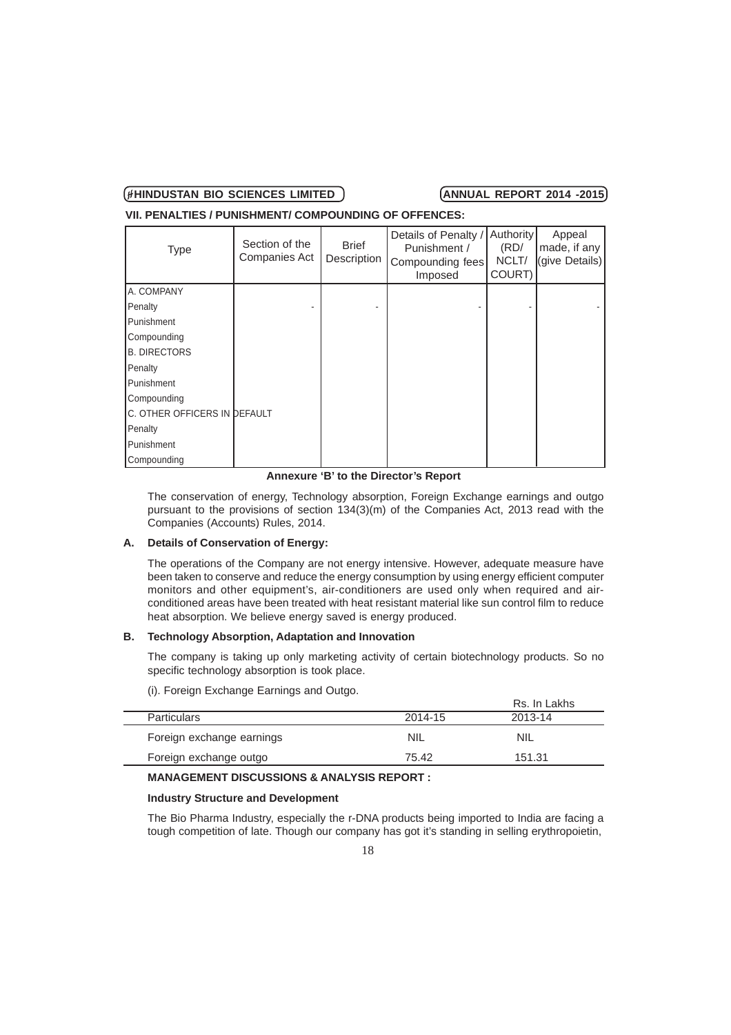### VII. PENALTIES / PUNISHMENT/ COMPOUNDING OF OFFENCES:

| Type | Section of the Companies Act | Brief Description | Details of Penalty / Punishment / Compounding fees Imposed | Authority (RD/ NCLT/ COURT) | Appeal made, if any (give Details) |
|---|---|---|---|---|---|
| A. COMPANY | | | | | |
| Penalty | - | - | - | - | - |
| Punishment | | | | | |
| Compounding | | | | | |
| B. DIRECTORS | | | | | |
| Penalty | | | | | |
| Punishment | | | | | |
| Compounding | | | | | |
| C. OTHER OFFICERS IN DEFAULT | | | | | |
| Penalty | | | | | |
| Punishment | | | | | |
| Compounding | | | | | |

## Annexure 'B' to the Director's Report

The conservation of energy, Technology absorption, Foreign Exchange earnings and outgo pursuant to the provisions of section 134(3)(m) of the Companies Act, 2013 read with the Companies (Accounts) Rules, 2014.

### A. Details of Conservation of Energy:

The operations of the Company are not energy intensive. However, adequate measure have been taken to conserve and reduce the energy consumption by using energy efficient computer monitors and other equipment's, air-conditioners are used only when required and air-conditioned areas have been treated with heat resistant material like sun control film to reduce heat absorption. We believe energy saved is energy produced.

### B. Technology Absorption, Adaptation and Innovation

The company is taking up only marketing activity of certain biotechnology products. So no specific technology absorption is took place.

(i). Foreign Exchange Earnings and Outgo.

Rs. In Lakhs

| Particulars | 2014-15 | 2013-14 |
|---|---|---|
| Foreign exchange earnings | NIL | NIL |
| Foreign exchange outgo | 75.42 | 151.31 |

### MANAGEMENT DISCUSSIONS & ANALYSIS REPORT :

**Industry Structure and Development**

The Bio Pharma Industry, especially the r-DNA products being imported to India are facing a tough competition of late. Though our company has got it's standing in selling erythropoietin,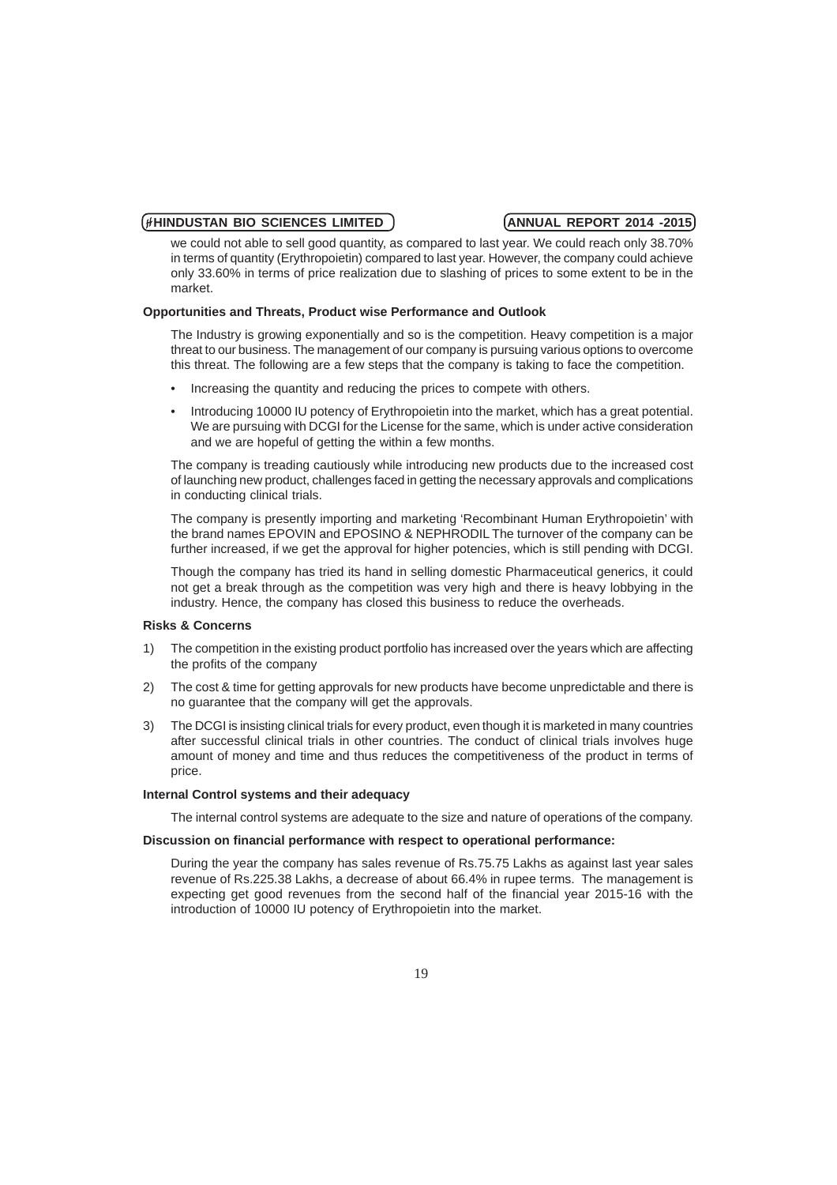we could not able to sell good quantity, as compared to last year. We could reach only 38.70% in terms of quantity (Erythropoietin) compared to last year. However, the company could achieve only 33.60% in terms of price realization due to slashing of prices to some extent to be in the market.

**Opportunities and Threats, Product wise Performance and Outlook**

The Industry is growing exponentially and so is the competition. Heavy competition is a major threat to our business. The management of our company is pursuing various options to overcome this threat. The following are a few steps that the company is taking to face the competition.

- Increasing the quantity and reducing the prices to compete with others.
- Introducing 10000 IU potency of Erythropoietin into the market, which has a great potential. We are pursuing with DCGI for the License for the same, which is under active consideration and we are hopeful of getting the within a few months.

The company is treading cautiously while introducing new products due to the increased cost of launching new product, challenges faced in getting the necessary approvals and complications in conducting clinical trials.

The company is presently importing and marketing 'Recombinant Human Erythropoietin' with the brand names EPOVIN and EPOSINO & NEPHRODIL The turnover of the company can be further increased, if we get the approval for higher potencies, which is still pending with DCGI.

Though the company has tried its hand in selling domestic Pharmaceutical generics, it could not get a break through as the competition was very high and there is heavy lobbying in the industry. Hence, the company has closed this business to reduce the overheads.

**Risks & Concerns**

1) The competition in the existing product portfolio has increased over the years which are affecting the profits of the company
2) The cost & time for getting approvals for new products have become unpredictable and there is no guarantee that the company will get the approvals.
3) The DCGI is insisting clinical trials for every product, even though it is marketed in many countries after successful clinical trials in other countries. The conduct of clinical trials involves huge amount of money and time and thus reduces the competitiveness of the product in terms of price.

**Internal Control systems and their adequacy**

The internal control systems are adequate to the size and nature of operations of the company.

**Discussion on financial performance with respect to operational performance:**

During the year the company has sales revenue of Rs.75.75 Lakhs as against last year sales revenue of Rs.225.38 Lakhs, a decrease of about 66.4% in rupee terms. The management is expecting get good revenues from the second half of the financial year 2015-16 with the introduction of 10000 IU potency of Erythropoietin into the market.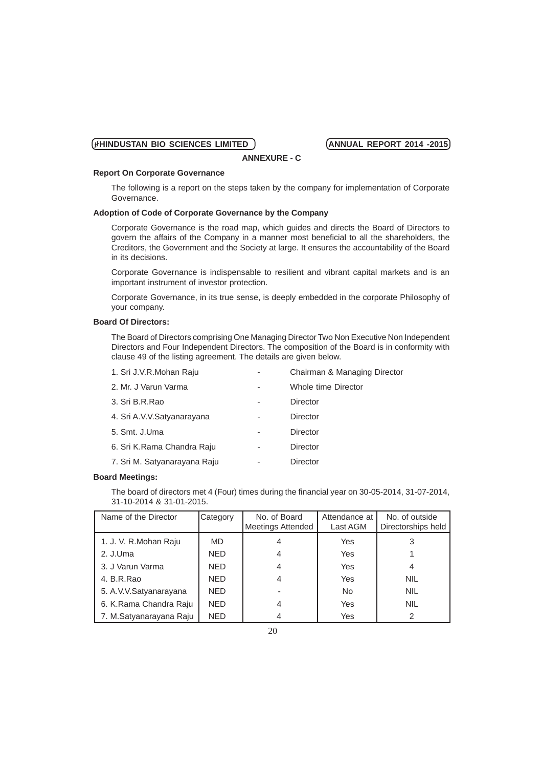## ANNEXURE - C

### Report On Corporate Governance

The following is a report on the steps taken by the company for implementation of Corporate Governance.

### Adoption of Code of Corporate Governance by the Company

Corporate Governance is the road map, which guides and directs the Board of Directors to govern the affairs of the Company in a manner most beneficial to all the shareholders, the Creditors, the Government and the Society at large. It ensures the accountability of the Board in its decisions.

Corporate Governance is indispensable to resilient and vibrant capital markets and is an important instrument of investor protection.

Corporate Governance, in its true sense, is deeply embedded in the corporate Philosophy of your company.

### Board Of Directors:

The Board of Directors comprising One Managing Director Two Non Executive Non Independent Directors and Four Independent Directors. The composition of the Board is in conformity with clause 49 of the listing agreement. The details are given below.

1. Sri J.V.R.Mohan Raju - Chairman & Managing Director
2. Mr. J Varun Varma - Whole time Director
3. Sri B.R.Rao - Director
4. Sri A.V.V.Satyanarayana - Director
5. Smt. J.Uma - Director
6. Sri K.Rama Chandra Raju - Director
7. Sri M. Satyanarayana Raju - Director

### Board Meetings:

The board of directors met 4 (Four) times during the financial year on 30-05-2014, 31-07-2014, 31-10-2014 & 31-01-2015.

| Name of the Director | Category | No. of Board Meetings Attended | Attendance at Last AGM | No. of outside Directorships held |
|---|---|---|---|---|
| 1. J. V. R.Mohan Raju | MD | 4 | Yes | 3 |
| 2. J.Uma | NED | 4 | Yes | 1 |
| 3. J Varun Varma | NED | 4 | Yes | 4 |
| 4. B.R.Rao | NED | 4 | Yes | NIL |
| 5. A.V.V.Satyanarayana | NED | - | No | NIL |
| 6. K.Rama Chandra Raju | NED | 4 | Yes | NIL |
| 7. M.Satyanarayana Raju | NED | 4 | Yes | 2 |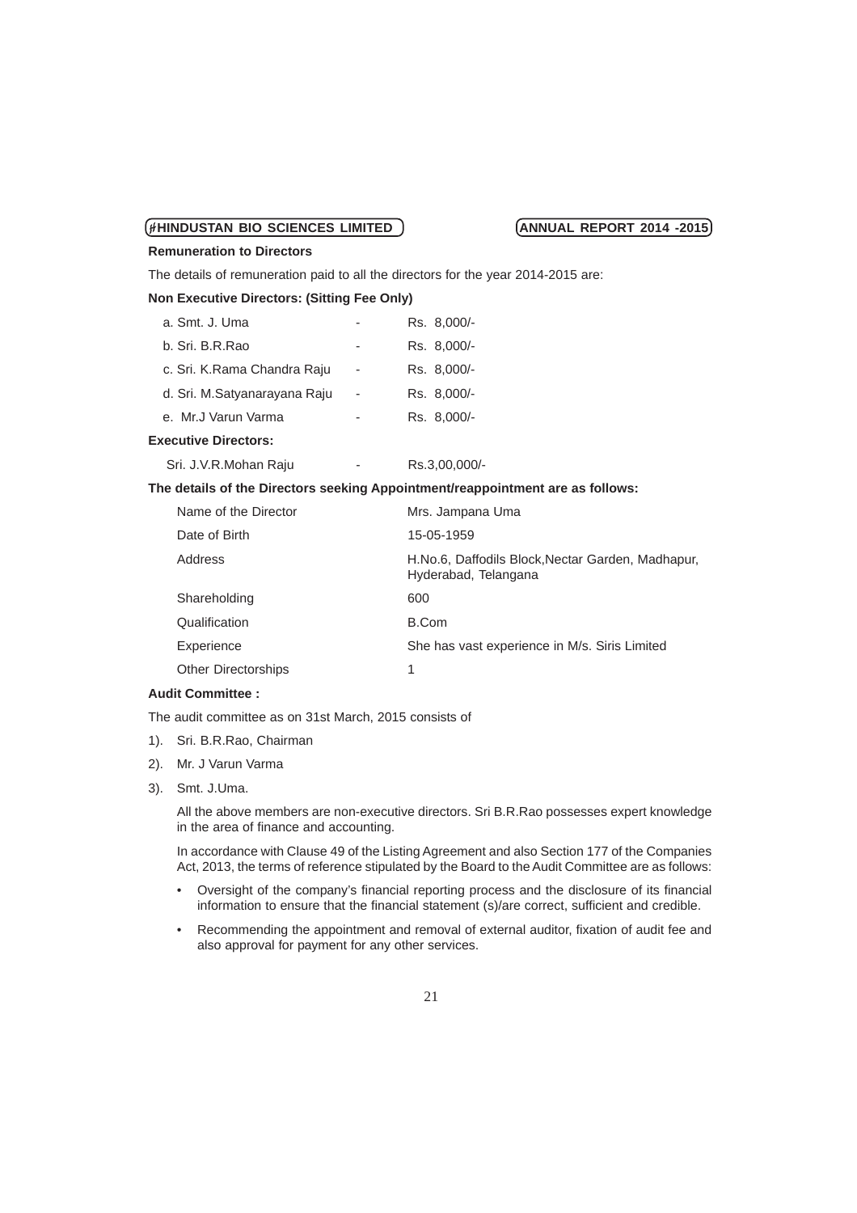**Remuneration to Directors**

The details of remuneration paid to all the directors for the year 2014-2015 are:

**Non Executive Directors: (Sitting Fee Only)**

| | | |
|---|---|---|
| a. Smt. J. Uma | - | Rs. 8,000/- |
| b. Sri. B.R.Rao | - | Rs. 8,000/- |
| c. Sri. K.Rama Chandra Raju | - | Rs. 8,000/- |
| d. Sri. M.Satyanarayana Raju | - | Rs. 8,000/- |
| e. Mr.J Varun Varma | - | Rs. 8,000/- |

**Executive Directors:**

| | | |
|---|---|---|
| Sri. J.V.R.Mohan Raju | - | Rs.3,00,000/- |

**The details of the Directors seeking Appointment/reappointment are as follows:**

| | |
|---|---|
| Name of the Director | Mrs. Jampana Uma |
| Date of Birth | 15-05-1959 |
| Address | H.No.6, Daffodils Block,Nectar Garden, Madhapur, Hyderabad, Telangana |
| Shareholding | 600 |
| Qualification | B.Com |
| Experience | She has vast experience in M/s. Siris Limited |
| Other Directorships | 1 |

**Audit Committee :**

The audit committee as on 31st March, 2015 consists of

1). Sri. B.R.Rao, Chairman

2). Mr. J Varun Varma

3). Smt. J.Uma.

All the above members are non-executive directors. Sri B.R.Rao possesses expert knowledge in the area of finance and accounting.

In accordance with Clause 49 of the Listing Agreement and also Section 177 of the Companies Act, 2013, the terms of reference stipulated by the Board to the Audit Committee are as follows:

- Oversight of the company's financial reporting process and the disclosure of its financial information to ensure that the financial statement (s)/are correct, sufficient and credible.
- Recommending the appointment and removal of external auditor, fixation of audit fee and also approval for payment for any other services.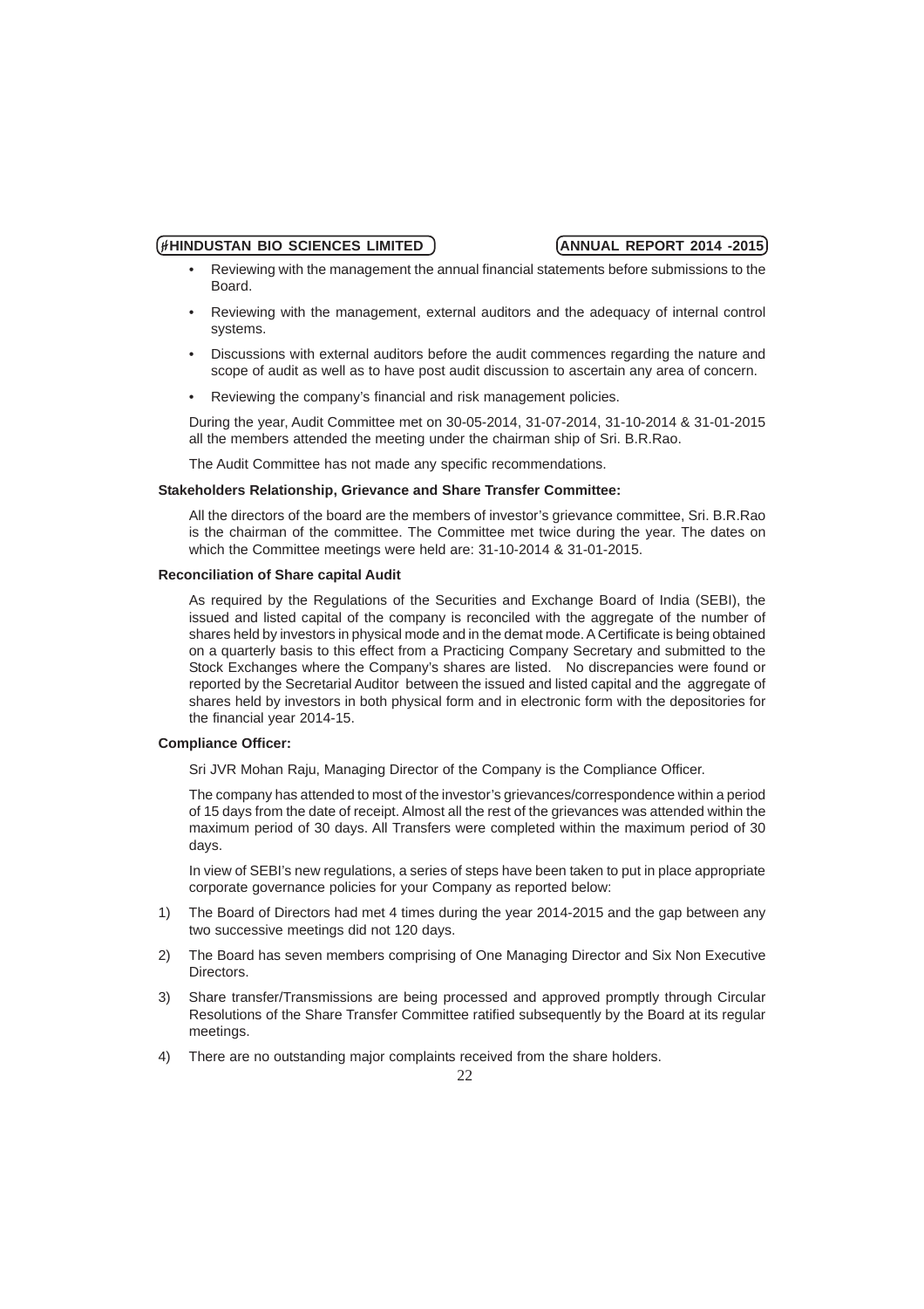- Reviewing with the management the annual financial statements before submissions to the Board.
- Reviewing with the management, external auditors and the adequacy of internal control systems.
- Discussions with external auditors before the audit commences regarding the nature and scope of audit as well as to have post audit discussion to ascertain any area of concern.
- Reviewing the company's financial and risk management policies.

During the year, Audit Committee met on 30-05-2014, 31-07-2014, 31-10-2014 & 31-01-2015 all the members attended the meeting under the chairman ship of Sri. B.R.Rao.

The Audit Committee has not made any specific recommendations.

**Stakeholders Relationship, Grievance and Share Transfer Committee:**

All the directors of the board are the members of investor's grievance committee, Sri. B.R.Rao is the chairman of the committee. The Committee met twice during the year. The dates on which the Committee meetings were held are: 31-10-2014 & 31-01-2015.

**Reconciliation of Share capital Audit**

As required by the Regulations of the Securities and Exchange Board of India (SEBI), the issued and listed capital of the company is reconciled with the aggregate of the number of shares held by investors in physical mode and in the demat mode. A Certificate is being obtained on a quarterly basis to this effect from a Practicing Company Secretary and submitted to the Stock Exchanges where the Company's shares are listed. No discrepancies were found or reported by the Secretarial Auditor between the issued and listed capital and the aggregate of shares held by investors in both physical form and in electronic form with the depositories for the financial year 2014-15.

**Compliance Officer:**

Sri JVR Mohan Raju, Managing Director of the Company is the Compliance Officer.

The company has attended to most of the investor's grievances/correspondence within a period of 15 days from the date of receipt. Almost all the rest of the grievances was attended within the maximum period of 30 days. All Transfers were completed within the maximum period of 30 days.

In view of SEBI's new regulations, a series of steps have been taken to put in place appropriate corporate governance policies for your Company as reported below:

1) The Board of Directors had met 4 times during the year 2014-2015 and the gap between any two successive meetings did not 120 days.
2) The Board has seven members comprising of One Managing Director and Six Non Executive Directors.
3) Share transfer/Transmissions are being processed and approved promptly through Circular Resolutions of the Share Transfer Committee ratified subsequently by the Board at its regular meetings.
4) There are no outstanding major complaints received from the share holders.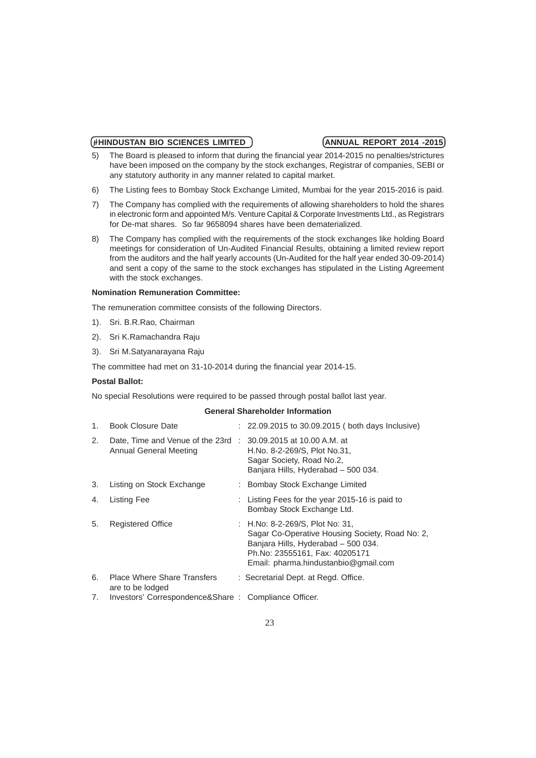5) The Board is pleased to inform that during the financial year 2014-2015 no penalties/strictures have been imposed on the company by the stock exchanges, Registrar of companies, SEBI or any statutory authority in any manner related to capital market.

6) The Listing fees to Bombay Stock Exchange Limited, Mumbai for the year 2015-2016 is paid.

7) The Company has complied with the requirements of allowing shareholders to hold the shares in electronic form and appointed M/s. Venture Capital & Corporate Investments Ltd., as Registrars for De-mat shares. So far 9658094 shares have been dematerialized.

8) The Company has complied with the requirements of the stock exchanges like holding Board meetings for consideration of Un-Audited Financial Results, obtaining a limited review report from the auditors and the half yearly accounts (Un-Audited for the half year ended 30-09-2014) and sent a copy of the same to the stock exchanges has stipulated in the Listing Agreement with the stock exchanges.

**Nomination Remuneration Committee:**

The remuneration committee consists of the following Directors.

1). Sri. B.R.Rao, Chairman

2). Sri K.Ramachandra Raju

3). Sri M.Satyanarayana Raju

The committee had met on 31-10-2014 during the financial year 2014-15.

**Postal Ballot:**

No special Resolutions were required to be passed through postal ballot last year.

**General Shareholder Information**

| | | |
|---|---|---|
| 1. | Book Closure Date | : 22.09.2015 to 30.09.2015 ( both days Inclusive) |
| 2. | Date, Time and Venue of the 23rd Annual General Meeting | : 30.09.2015 at 10.00 A.M. at H.No. 8-2-269/S, Plot No.31, Sagar Society, Road No.2, Banjara Hills, Hyderabad – 500 034. |
| 3. | Listing on Stock Exchange | : Bombay Stock Exchange Limited |
| 4. | Listing Fee | : Listing Fees for the year 2015-16 is paid to Bombay Stock Exchange Ltd. |
| 5. | Registered Office | : H.No: 8-2-269/S, Plot No: 31, Sagar Co-Operative Housing Society, Road No: 2, Banjara Hills, Hyderabad – 500 034. Ph.No: 23555161, Fax: 40205171 Email: pharma.hindustanbio@gmail.com |
| 6. | Place Where Share Transfers are to be lodged | : Secretarial Dept. at Regd. Office. |
| 7. | Investors' Correspondence&Share | : Compliance Officer. |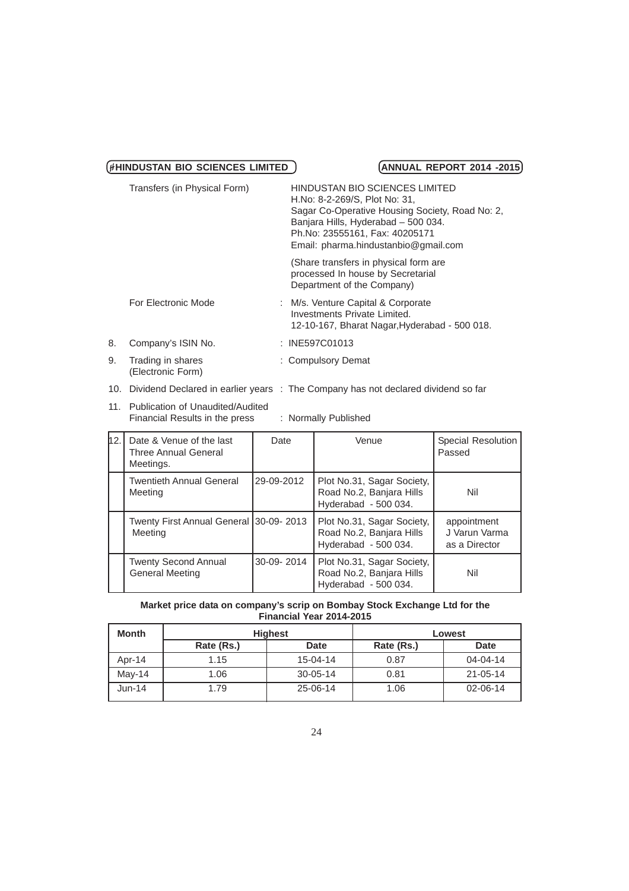Transfers (in Physical Form)

HINDUSTAN BIO SCIENCES LIMITED
H.No: 8-2-269/S, Plot No: 31,
Sagar Co-Operative Housing Society, Road No: 2,
Banjara Hills, Hyderabad – 500 034.
Ph.No: 23555161, Fax: 40205171
Email: pharma.hindustanbio@gmail.com

(Share transfers in physical form are processed In house by Secretarial Department of the Company)

For Electronic Mode : M/s. Venture Capital & Corporate Investments Private Limited.
12-10-167, Bharat Nagar,Hyderabad - 500 018.

8. Company's ISIN No. : INE597C01013

9. Trading in shares (Electronic Form) : Compulsory Demat

10. Dividend Declared in earlier years : The Company has not declared dividend so far

11. Publication of Unaudited/Audited Financial Results in the press : Normally Published

| 12. | Date & Venue of the last Three Annual General Meetings. | Date | Venue | Special Resolution Passed |
|---|---|---|---|---|
| | Twentieth Annual General Meeting | 29-09-2012 | Plot No.31, Sagar Society, Road No.2, Banjara Hills Hyderabad - 500 034. | Nil |
| | Twenty First Annual General Meeting | 30-09- 2013 | Plot No.31, Sagar Society, Road No.2, Banjara Hills Hyderabad - 500 034. | appointment J Varun Varma as a Director |
| | Twenty Second Annual General Meeting | 30-09- 2014 | Plot No.31, Sagar Society, Road No.2, Banjara Hills Hyderabad - 500 034. | Nil |

**Market price data on company's scrip on Bombay Stock Exchange Ltd for the Financial Year 2014-2015**

| Month | Highest | | Lowest | |
|---|---|---|---|---|
| | Rate (Rs.) | Date | Rate (Rs.) | Date |
| Apr-14 | 1.15 | 15-04-14 | 0.87 | 04-04-14 |
| May-14 | 1.06 | 30-05-14 | 0.81 | 21-05-14 |
| Jun-14 | 1.79 | 25-06-14 | 1.06 | 02-06-14 |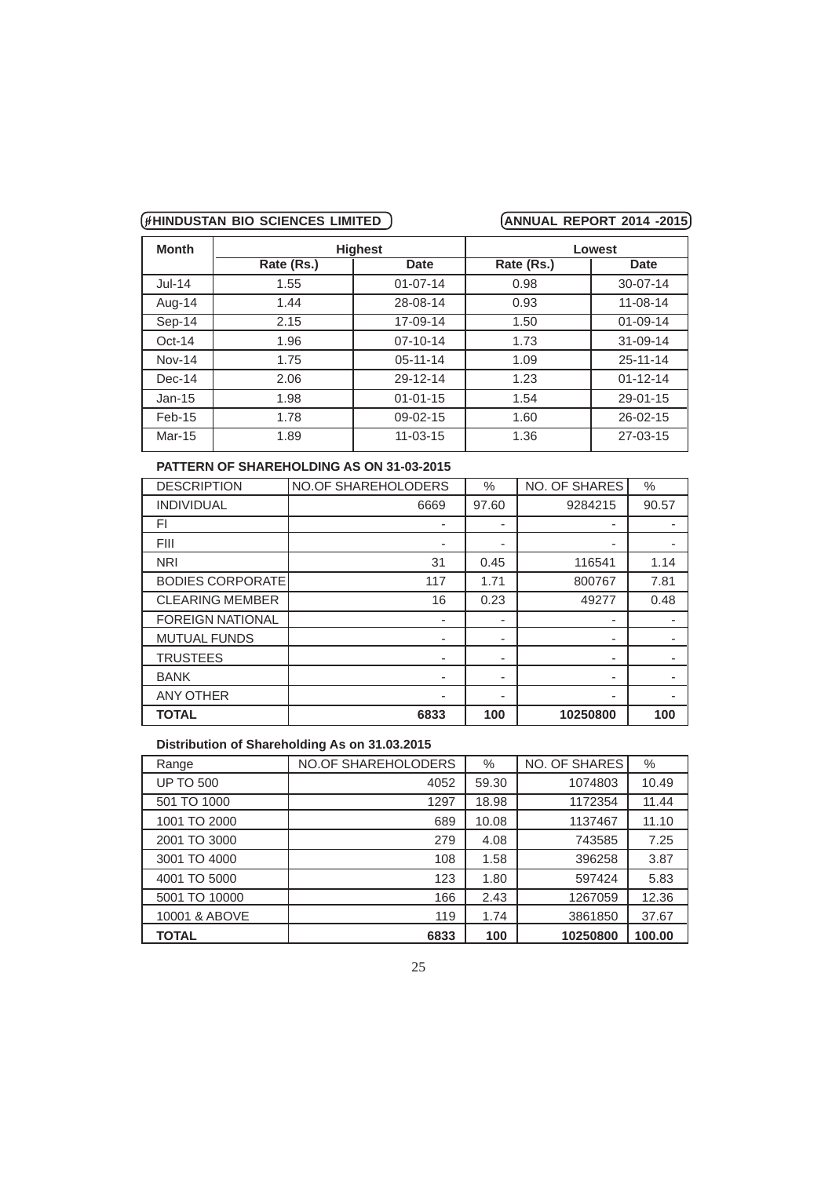| Month | Highest | | Lowest | |
|---|---|---|---|---|
| | Rate (Rs.) | Date | Rate (Rs.) | Date |
| Jul-14 | 1.55 | 01-07-14 | 0.98 | 30-07-14 |
| Aug-14 | 1.44 | 28-08-14 | 0.93 | 11-08-14 |
| Sep-14 | 2.15 | 17-09-14 | 1.50 | 01-09-14 |
| Oct-14 | 1.96 | 07-10-14 | 1.73 | 31-09-14 |
| Nov-14 | 1.75 | 05-11-14 | 1.09 | 25-11-14 |
| Dec-14 | 2.06 | 29-12-14 | 1.23 | 01-12-14 |
| Jan-15 | 1.98 | 01-01-15 | 1.54 | 29-01-15 |
| Feb-15 | 1.78 | 09-02-15 | 1.60 | 26-02-15 |
| Mar-15 | 1.89 | 11-03-15 | 1.36 | 27-03-15 |

**PATTERN OF SHAREHOLDING AS ON 31-03-2015**

| DESCRIPTION | NO.OF SHAREHOLODERS | % | NO. OF SHARES | % |
|---|---|---|---|---|
| INDIVIDUAL | 6669 | 97.60 | 9284215 | 90.57 |
| FI | - | - | - | - |
| FIII | - | - | - | - |
| NRI | 31 | 0.45 | 116541 | 1.14 |
| BODIES CORPORATE | 117 | 1.71 | 800767 | 7.81 |
| CLEARING MEMBER | 16 | 0.23 | 49277 | 0.48 |
| FOREIGN NATIONAL | - | - | - | - |
| MUTUAL FUNDS | - | - | - | - |
| TRUSTEES | - | - | - | - |
| BANK | - | - | - | - |
| ANY OTHER | - | - | - | - |
| **TOTAL** | **6833** | **100** | **10250800** | **100** |

**Distribution of Shareholding As on 31.03.2015**

| Range | NO.OF SHAREHOLODERS | % | NO. OF SHARES | % |
|---|---|---|---|---|
| UP TO 500 | 4052 | 59.30 | 1074803 | 10.49 |
| 501 TO 1000 | 1297 | 18.98 | 1172354 | 11.44 |
| 1001 TO 2000 | 689 | 10.08 | 1137467 | 11.10 |
| 2001 TO 3000 | 279 | 4.08 | 743585 | 7.25 |
| 3001 TO 4000 | 108 | 1.58 | 396258 | 3.87 |
| 4001 TO 5000 | 123 | 1.80 | 597424 | 5.83 |
| 5001 TO 10000 | 166 | 2.43 | 1267059 | 12.36 |
| 10001 & ABOVE | 119 | 1.74 | 3861850 | 37.67 |
| **TOTAL** | **6833** | **100** | **10250800** | **100.00** |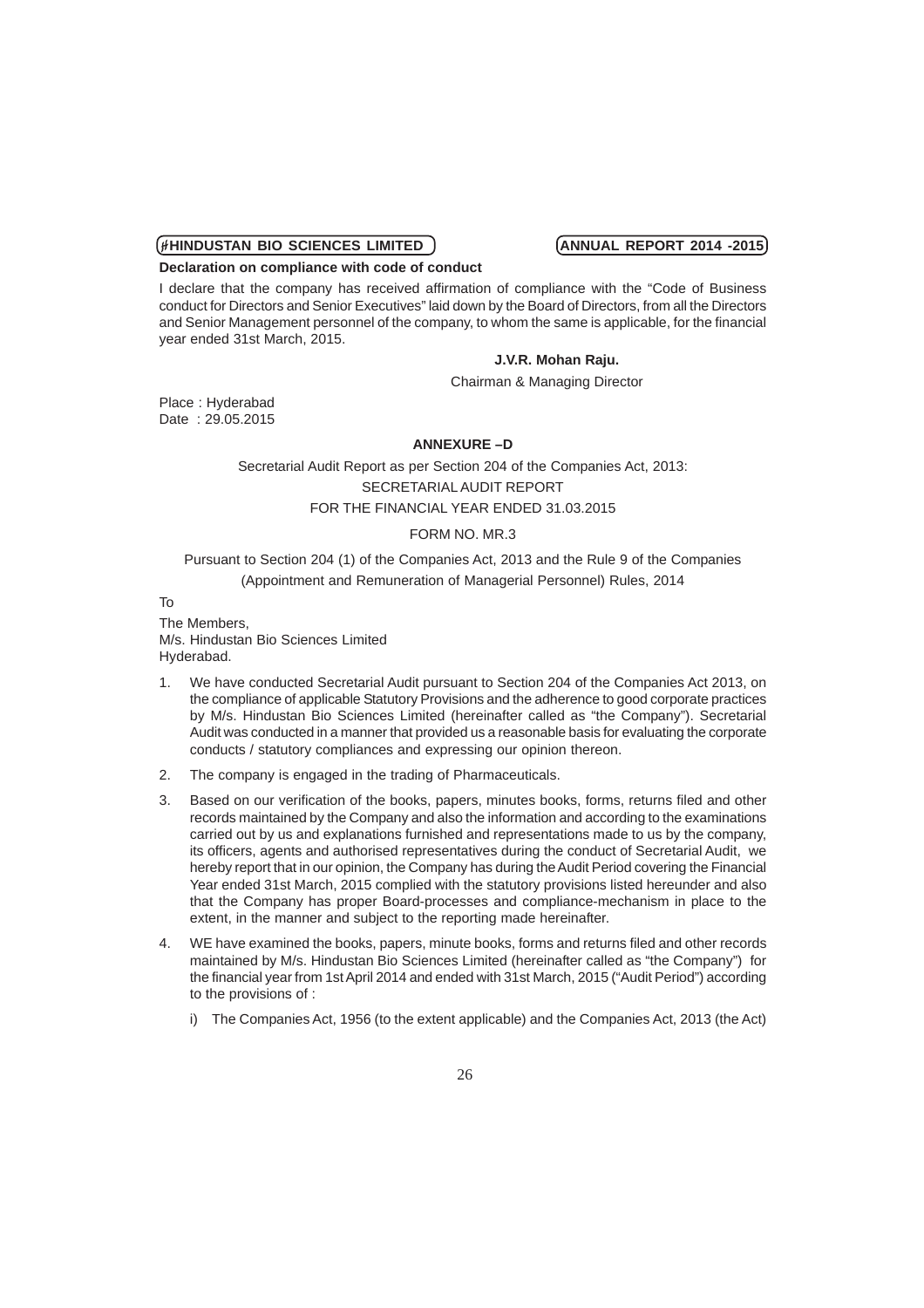**Declaration on compliance with code of conduct**

I declare that the company has received affirmation of compliance with the "Code of Business conduct for Directors and Senior Executives" laid down by the Board of Directors, from all the Directors and Senior Management personnel of the company, to whom the same is applicable, for the financial year ended 31st March, 2015.

**J.V.R. Mohan Raju.**

Chairman & Managing Director

Place : Hyderabad
Date : 29.05.2015

**ANNEXURE –D**

Secretarial Audit Report as per Section 204 of the Companies Act, 2013:

SECRETARIAL AUDIT REPORT

FOR THE FINANCIAL YEAR ENDED 31.03.2015

FORM NO. MR.3

Pursuant to Section 204 (1) of the Companies Act, 2013 and the Rule 9 of the Companies (Appointment and Remuneration of Managerial Personnel) Rules, 2014

To

The Members,
M/s. Hindustan Bio Sciences Limited
Hyderabad.

1. We have conducted Secretarial Audit pursuant to Section 204 of the Companies Act 2013, on the compliance of applicable Statutory Provisions and the adherence to good corporate practices by M/s. Hindustan Bio Sciences Limited (hereinafter called as "the Company"). Secretarial Audit was conducted in a manner that provided us a reasonable basis for evaluating the corporate conducts / statutory compliances and expressing our opinion thereon.

2. The company is engaged in the trading of Pharmaceuticals.

3. Based on our verification of the books, papers, minutes books, forms, returns filed and other records maintained by the Company and also the information and according to the examinations carried out by us and explanations furnished and representations made to us by the company, its officers, agents and authorised representatives during the conduct of Secretarial Audit, we hereby report that in our opinion, the Company has during the Audit Period covering the Financial Year ended 31st March, 2015 complied with the statutory provisions listed hereunder and also that the Company has proper Board-processes and compliance-mechanism in place to the extent, in the manner and subject to the reporting made hereinafter.

4. WE have examined the books, papers, minute books, forms and returns filed and other records maintained by M/s. Hindustan Bio Sciences Limited (hereinafter called as "the Company") for the financial year from 1st April 2014 and ended with 31st March, 2015 ("Audit Period") according to the provisions of :

   i) The Companies Act, 1956 (to the extent applicable) and the Companies Act, 2013 (the Act)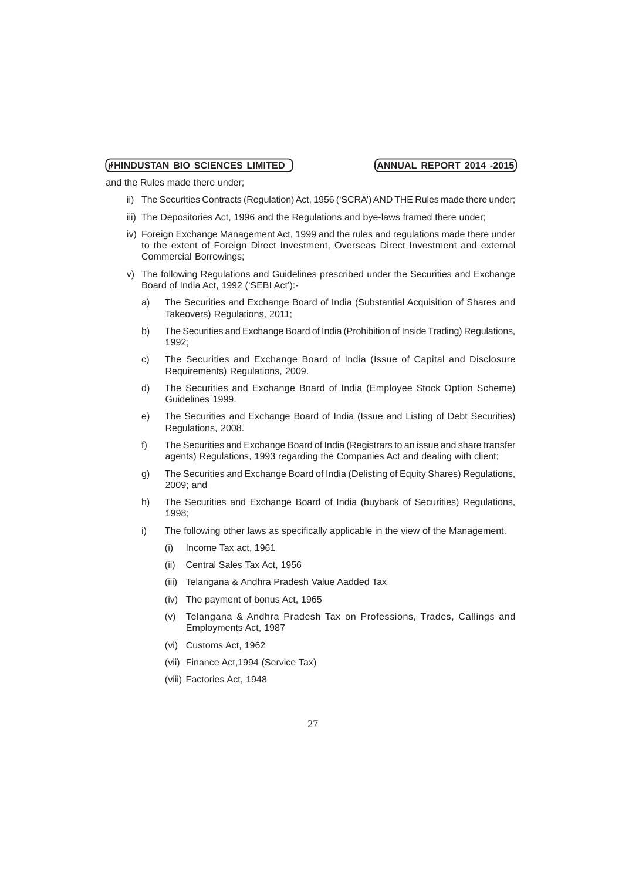and the Rules made there under;

ii) The Securities Contracts (Regulation) Act, 1956 ('SCRA') AND THE Rules made there under;

iii) The Depositories Act, 1996 and the Regulations and bye-laws framed there under;

iv) Foreign Exchange Management Act, 1999 and the rules and regulations made there under to the extent of Foreign Direct Investment, Overseas Direct Investment and external Commercial Borrowings;

v) The following Regulations and Guidelines prescribed under the Securities and Exchange Board of India Act, 1992 ('SEBI Act'):-

a) The Securities and Exchange Board of India (Substantial Acquisition of Shares and Takeovers) Regulations, 2011;

b) The Securities and Exchange Board of India (Prohibition of Inside Trading) Regulations, 1992;

c) The Securities and Exchange Board of India (Issue of Capital and Disclosure Requirements) Regulations, 2009.

d) The Securities and Exchange Board of India (Employee Stock Option Scheme) Guidelines 1999.

e) The Securities and Exchange Board of India (Issue and Listing of Debt Securities) Regulations, 2008.

f) The Securities and Exchange Board of India (Registrars to an issue and share transfer agents) Regulations, 1993 regarding the Companies Act and dealing with client;

g) The Securities and Exchange Board of India (Delisting of Equity Shares) Regulations, 2009; and

h) The Securities and Exchange Board of India (buyback of Securities) Regulations, 1998;

i) The following other laws as specifically applicable in the view of the Management.

(i) Income Tax act, 1961

(ii) Central Sales Tax Act, 1956

(iii) Telangana & Andhra Pradesh Value Aadded Tax

(iv) The payment of bonus Act, 1965

(v) Telangana & Andhra Pradesh Tax on Professions, Trades, Callings and Employments Act, 1987

(vi) Customs Act, 1962

(vii) Finance Act,1994 (Service Tax)

(viii) Factories Act, 1948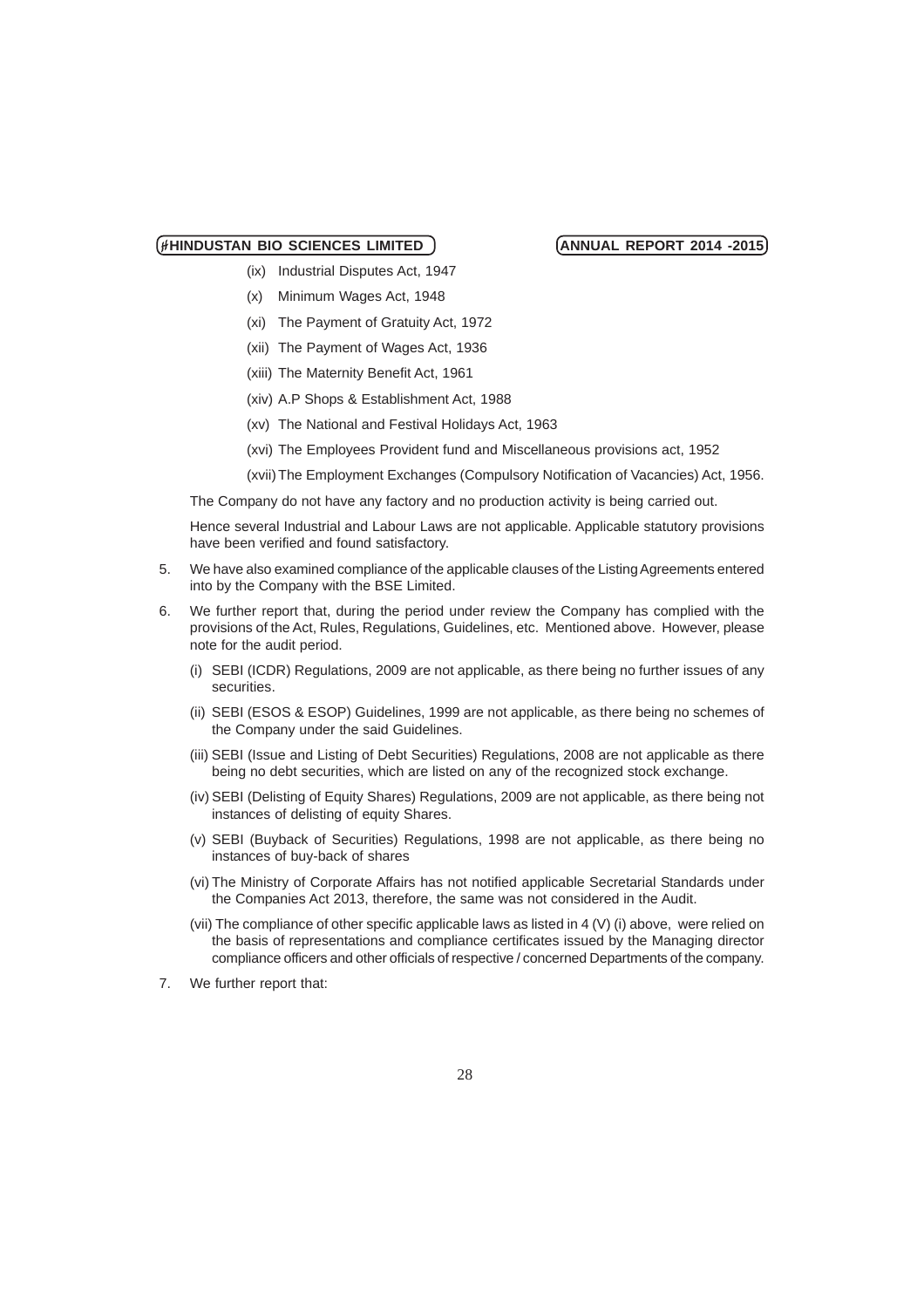(ix) Industrial Disputes Act, 1947

(x) Minimum Wages Act, 1948

(xi) The Payment of Gratuity Act, 1972

(xii) The Payment of Wages Act, 1936

(xiii) The Maternity Benefit Act, 1961

(xiv) A.P Shops & Establishment Act, 1988

(xv) The National and Festival Holidays Act, 1963

(xvi) The Employees Provident fund and Miscellaneous provisions act, 1952

(xvii) The Employment Exchanges (Compulsory Notification of Vacancies) Act, 1956.

The Company do not have any factory and no production activity is being carried out.

Hence several Industrial and Labour Laws are not applicable. Applicable statutory provisions have been verified and found satisfactory.

5. We have also examined compliance of the applicable clauses of the Listing Agreements entered into by the Company with the BSE Limited.

6. We further report that, during the period under review the Company has complied with the provisions of the Act, Rules, Regulations, Guidelines, etc. Mentioned above. However, please note for the audit period.

   (i) SEBI (ICDR) Regulations, 2009 are not applicable, as there being no further issues of any securities.

   (ii) SEBI (ESOS & ESOP) Guidelines, 1999 are not applicable, as there being no schemes of the Company under the said Guidelines.

   (iii) SEBI (Issue and Listing of Debt Securities) Regulations, 2008 are not applicable as there being no debt securities, which are listed on any of the recognized stock exchange.

   (iv) SEBI (Delisting of Equity Shares) Regulations, 2009 are not applicable, as there being not instances of delisting of equity Shares.

   (v) SEBI (Buyback of Securities) Regulations, 1998 are not applicable, as there being no instances of buy-back of shares

   (vi) The Ministry of Corporate Affairs has not notified applicable Secretarial Standards under the Companies Act 2013, therefore, the same was not considered in the Audit.

   (vii) The compliance of other specific applicable laws as listed in 4 (V) (i) above, were relied on the basis of representations and compliance certificates issued by the Managing director compliance officers and other officials of respective / concerned Departments of the company.

7. We further report that: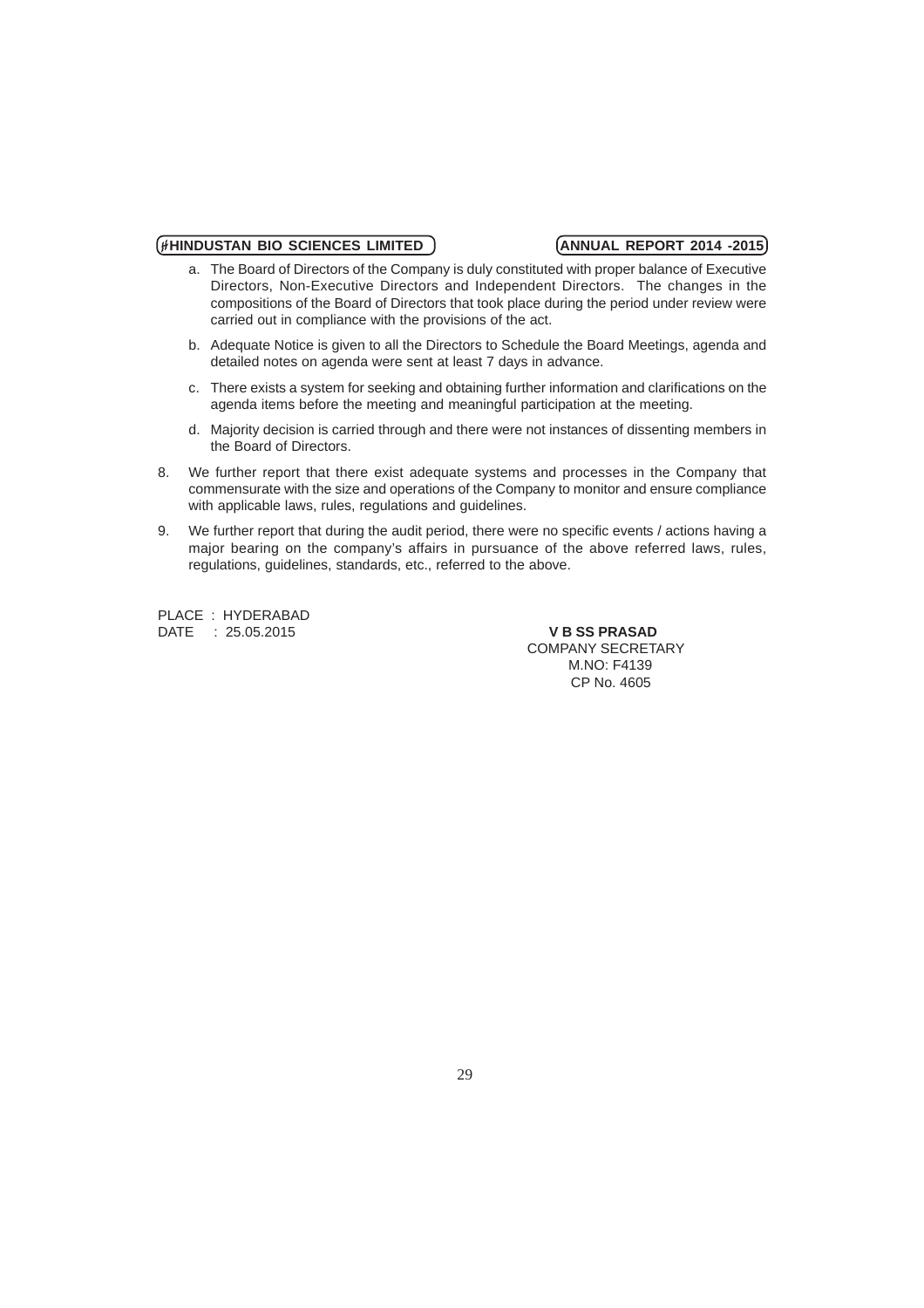a. The Board of Directors of the Company is duly constituted with proper balance of Executive Directors, Non-Executive Directors and Independent Directors. The changes in the compositions of the Board of Directors that took place during the period under review were carried out in compliance with the provisions of the act.

b. Adequate Notice is given to all the Directors to Schedule the Board Meetings, agenda and detailed notes on agenda were sent at least 7 days in advance.

c. There exists a system for seeking and obtaining further information and clarifications on the agenda items before the meeting and meaningful participation at the meeting.

d. Majority decision is carried through and there were not instances of dissenting members in the Board of Directors.

8. We further report that there exist adequate systems and processes in the Company that commensurate with the size and operations of the Company to monitor and ensure compliance with applicable laws, rules, regulations and guidelines.

9. We further report that during the audit period, there were no specific events / actions having a major bearing on the company's affairs in pursuance of the above referred laws, rules, regulations, guidelines, standards, etc., referred to the above.

PLACE : HYDERABAD
DATE : 25.05.2015

**V B SS PRASAD**
COMPANY SECRETARY
M.NO: F4139
CP No. 4605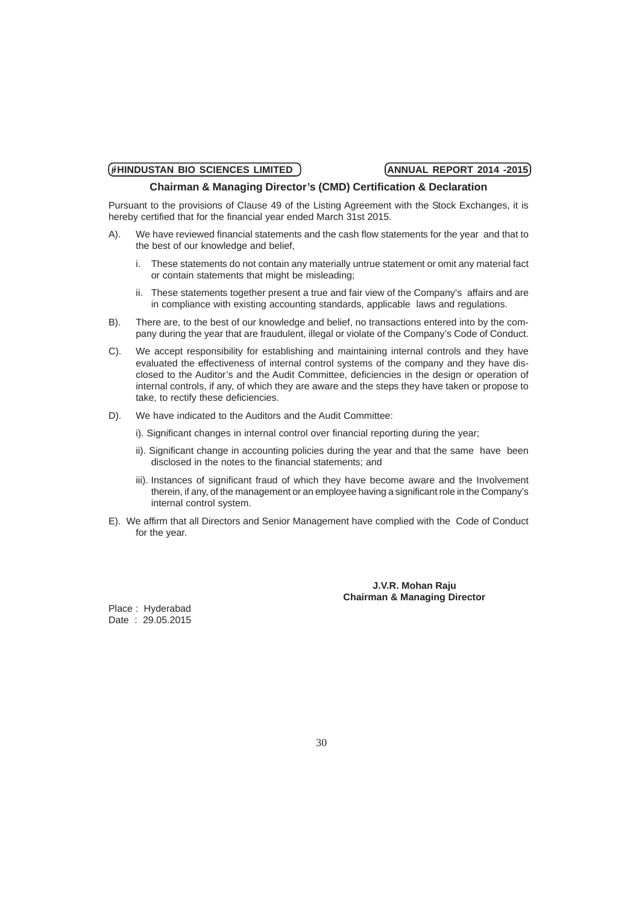## Chairman & Managing Director's (CMD) Certification & Declaration

Pursuant to the provisions of Clause 49 of the Listing Agreement with the Stock Exchanges, it is hereby certified that for the financial year ended March 31st 2015.

A). We have reviewed financial statements and the cash flow statements for the year and that to the best of our knowledge and belief,

   i. These statements do not contain any materially untrue statement or omit any material fact or contain statements that might be misleading;

   ii. These statements together present a true and fair view of the Company's affairs and are in compliance with existing accounting standards, applicable laws and regulations.

B). There are, to the best of our knowledge and belief, no transactions entered into by the company during the year that are fraudulent, illegal or violate of the Company's Code of Conduct.

C). We accept responsibility for establishing and maintaining internal controls and they have evaluated the effectiveness of internal control systems of the company and they have disclosed to the Auditor's and the Audit Committee, deficiencies in the design or operation of internal controls, if any, of which they are aware and the steps they have taken or propose to take, to rectify these deficiencies.

D). We have indicated to the Auditors and the Audit Committee:

   i). Significant changes in internal control over financial reporting during the year;

   ii). Significant change in accounting policies during the year and that the same have been disclosed in the notes to the financial statements; and

   iii). Instances of significant fraud of which they have become aware and the Involvement therein, if any, of the management or an employee having a significant role in the Company's internal control system.

E). We affirm that all Directors and Senior Management have complied with the Code of Conduct for the year.

**J.V.R. Mohan Raju**
**Chairman & Managing Director**

Place : Hyderabad
Date : 29.05.2015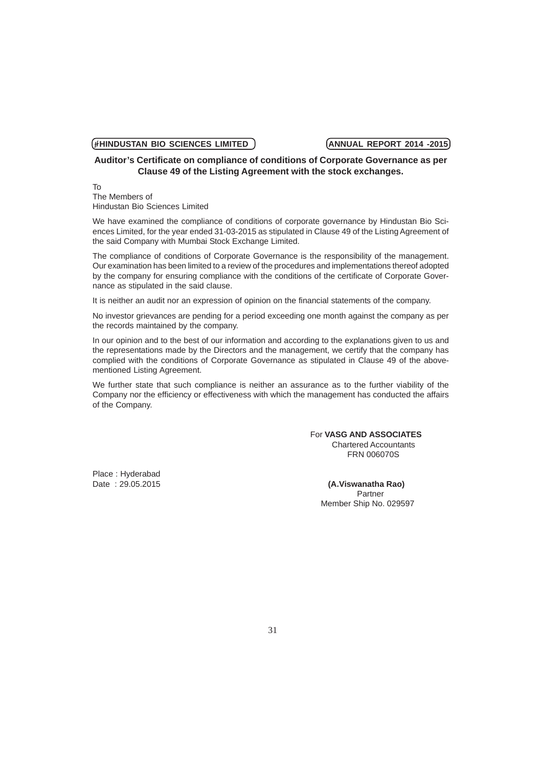## Auditor's Certificate on compliance of conditions of Corporate Governance as per Clause 49 of the Listing Agreement with the stock exchanges.

To
The Members of
Hindustan Bio Sciences Limited

We have examined the compliance of conditions of corporate governance by Hindustan Bio Sciences Limited, for the year ended 31-03-2015 as stipulated in Clause 49 of the Listing Agreement of the said Company with Mumbai Stock Exchange Limited.

The compliance of conditions of Corporate Governance is the responsibility of the management. Our examination has been limited to a review of the procedures and implementations thereof adopted by the company for ensuring compliance with the conditions of the certificate of Corporate Governance as stipulated in the said clause.

It is neither an audit nor an expression of opinion on the financial statements of the company.

No investor grievances are pending for a period exceeding one month against the company as per the records maintained by the company.

In our opinion and to the best of our information and according to the explanations given to us and the representations made by the Directors and the management, we certify that the company has complied with the conditions of Corporate Governance as stipulated in Clause 49 of the above-mentioned Listing Agreement.

We further state that such compliance is neither an assurance as to the further viability of the Company nor the efficiency or effectiveness with which the management has conducted the affairs of the Company.

For **VASG AND ASSOCIATES**
Chartered Accountants
FRN 006070S

Place : Hyderabad
Date : 29.05.2015

**(A.Viswanatha Rao)**
Partner
Member Ship No. 029597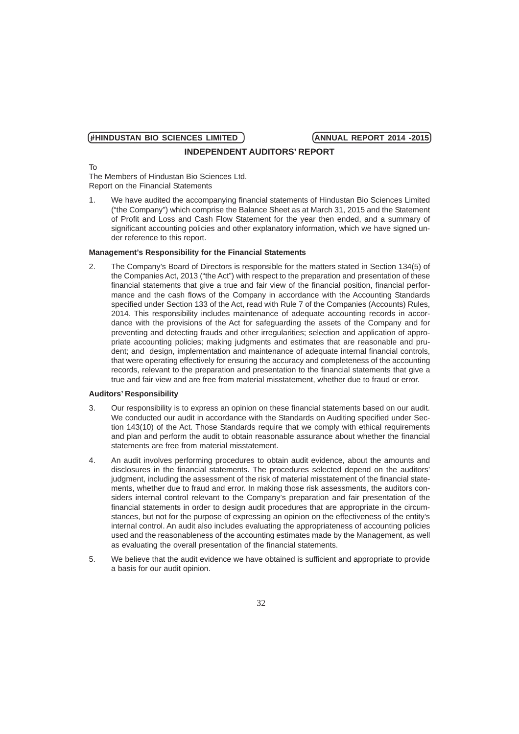## INDEPENDENT AUDITORS' REPORT

To

The Members of Hindustan Bio Sciences Ltd.

Report on the Financial Statements

1. We have audited the accompanying financial statements of Hindustan Bio Sciences Limited ("the Company") which comprise the Balance Sheet as at March 31, 2015 and the Statement of Profit and Loss and Cash Flow Statement for the year then ended, and a summary of significant accounting policies and other explanatory information, which we have signed under reference to this report.

**Management's Responsibility for the Financial Statements**

2. The Company's Board of Directors is responsible for the matters stated in Section 134(5) of the Companies Act, 2013 ("the Act") with respect to the preparation and presentation of these financial statements that give a true and fair view of the financial position, financial performance and the cash flows of the Company in accordance with the Accounting Standards specified under Section 133 of the Act, read with Rule 7 of the Companies (Accounts) Rules, 2014. This responsibility includes maintenance of adequate accounting records in accordance with the provisions of the Act for safeguarding the assets of the Company and for preventing and detecting frauds and other irregularities; selection and application of appropriate accounting policies; making judgments and estimates that are reasonable and prudent; and design, implementation and maintenance of adequate internal financial controls, that were operating effectively for ensuring the accuracy and completeness of the accounting records, relevant to the preparation and presentation to the financial statements that give a true and fair view and are free from material misstatement, whether due to fraud or error.

**Auditors' Responsibility**

3. Our responsibility is to express an opinion on these financial statements based on our audit. We conducted our audit in accordance with the Standards on Auditing specified under Section 143(10) of the Act. Those Standards require that we comply with ethical requirements and plan and perform the audit to obtain reasonable assurance about whether the financial statements are free from material misstatement.

4. An audit involves performing procedures to obtain audit evidence, about the amounts and disclosures in the financial statements. The procedures selected depend on the auditors' judgment, including the assessment of the risk of material misstatement of the financial statements, whether due to fraud and error. In making those risk assessments, the auditors considers internal control relevant to the Company's preparation and fair presentation of the financial statements in order to design audit procedures that are appropriate in the circumstances, but not for the purpose of expressing an opinion on the effectiveness of the entity's internal control. An audit also includes evaluating the appropriateness of accounting policies used and the reasonableness of the accounting estimates made by the Management, as well as evaluating the overall presentation of the financial statements.

5. We believe that the audit evidence we have obtained is sufficient and appropriate to provide a basis for our audit opinion.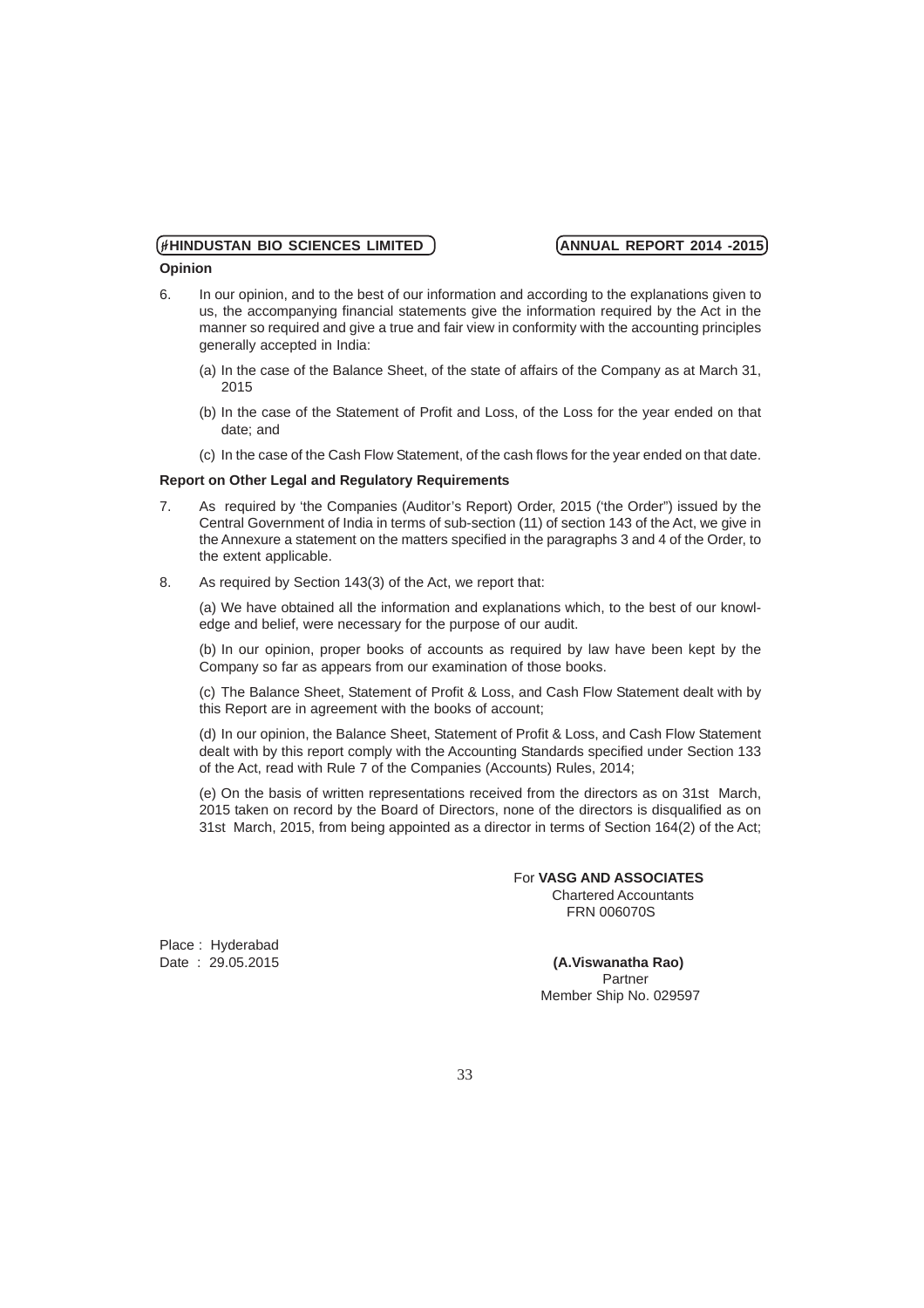**Opinion**

6. In our opinion, and to the best of our information and according to the explanations given to us, the accompanying financial statements give the information required by the Act in the manner so required and give a true and fair view in conformity with the accounting principles generally accepted in India:

   (a) In the case of the Balance Sheet, of the state of affairs of the Company as at March 31, 2015

   (b) In the case of the Statement of Profit and Loss, of the Loss for the year ended on that date; and

   (c) In the case of the Cash Flow Statement, of the cash flows for the year ended on that date.

**Report on Other Legal and Regulatory Requirements**

7. As required by 'the Companies (Auditor's Report) Order, 2015 ('the Order") issued by the Central Government of India in terms of sub-section (11) of section 143 of the Act, we give in the Annexure a statement on the matters specified in the paragraphs 3 and 4 of the Order, to the extent applicable.

8. As required by Section 143(3) of the Act, we report that:

   (a) We have obtained all the information and explanations which, to the best of our knowledge and belief, were necessary for the purpose of our audit.

   (b) In our opinion, proper books of accounts as required by law have been kept by the Company so far as appears from our examination of those books.

   (c) The Balance Sheet, Statement of Profit & Loss, and Cash Flow Statement dealt with by this Report are in agreement with the books of account;

   (d) In our opinion, the Balance Sheet, Statement of Profit & Loss, and Cash Flow Statement dealt with by this report comply with the Accounting Standards specified under Section 133 of the Act, read with Rule 7 of the Companies (Accounts) Rules, 2014;

   (e) On the basis of written representations received from the directors as on 31st March, 2015 taken on record by the Board of Directors, none of the directors is disqualified as on 31st March, 2015, from being appointed as a director in terms of Section 164(2) of the Act;

For **VASG AND ASSOCIATES**
Chartered Accountants
FRN 006070S

Place : Hyderabad
Date : 29.05.2015

**(A.Viswanatha Rao)**
Partner
Member Ship No. 029597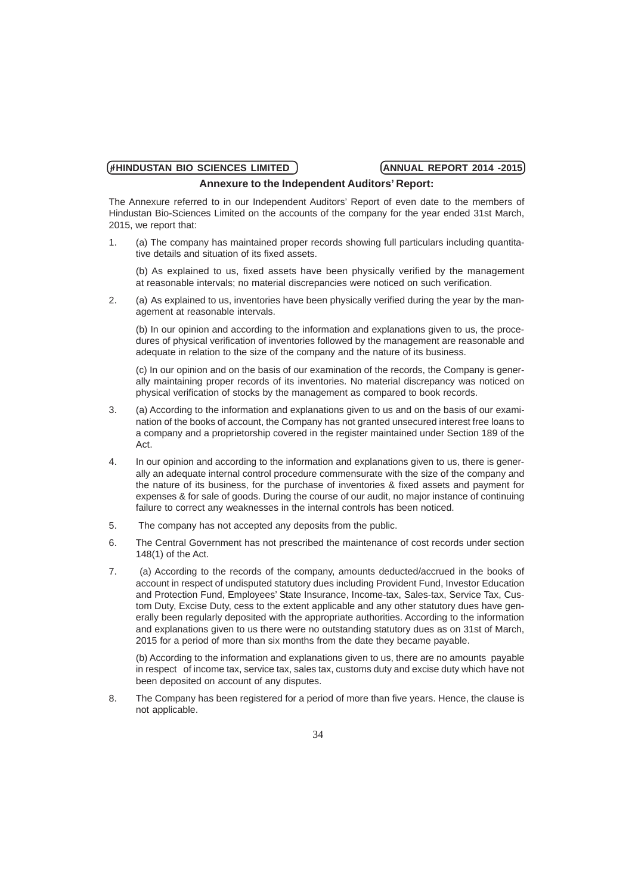## Annexure to the Independent Auditors' Report:

The Annexure referred to in our Independent Auditors' Report of even date to the members of Hindustan Bio-Sciences Limited on the accounts of the company for the year ended 31st March, 2015, we report that:

1. (a) The company has maintained proper records showing full particulars including quantitative details and situation of its fixed assets.

   (b) As explained to us, fixed assets have been physically verified by the management at reasonable intervals; no material discrepancies were noticed on such verification.

2. (a) As explained to us, inventories have been physically verified during the year by the management at reasonable intervals.

   (b) In our opinion and according to the information and explanations given to us, the procedures of physical verification of inventories followed by the management are reasonable and adequate in relation to the size of the company and the nature of its business.

   (c) In our opinion and on the basis of our examination of the records, the Company is generally maintaining proper records of its inventories. No material discrepancy was noticed on physical verification of stocks by the management as compared to book records.

3. (a) According to the information and explanations given to us and on the basis of our examination of the books of account, the Company has not granted unsecured interest free loans to a company and a proprietorship covered in the register maintained under Section 189 of the Act.

4. In our opinion and according to the information and explanations given to us, there is generally an adequate internal control procedure commensurate with the size of the company and the nature of its business, for the purchase of inventories & fixed assets and payment for expenses & for sale of goods. During the course of our audit, no major instance of continuing failure to correct any weaknesses in the internal controls has been noticed.

5. The company has not accepted any deposits from the public.

6. The Central Government has not prescribed the maintenance of cost records under section 148(1) of the Act.

7. (a) According to the records of the company, amounts deducted/accrued in the books of account in respect of undisputed statutory dues including Provident Fund, Investor Education and Protection Fund, Employees' State Insurance, Income-tax, Sales-tax, Service Tax, Custom Duty, Excise Duty, cess to the extent applicable and any other statutory dues have generally been regularly deposited with the appropriate authorities. According to the information and explanations given to us there were no outstanding statutory dues as on 31st of March, 2015 for a period of more than six months from the date they became payable.

   (b) According to the information and explanations given to us, there are no amounts payable in respect of income tax, service tax, sales tax, customs duty and excise duty which have not been deposited on account of any disputes.

8. The Company has been registered for a period of more than five years. Hence, the clause is not applicable.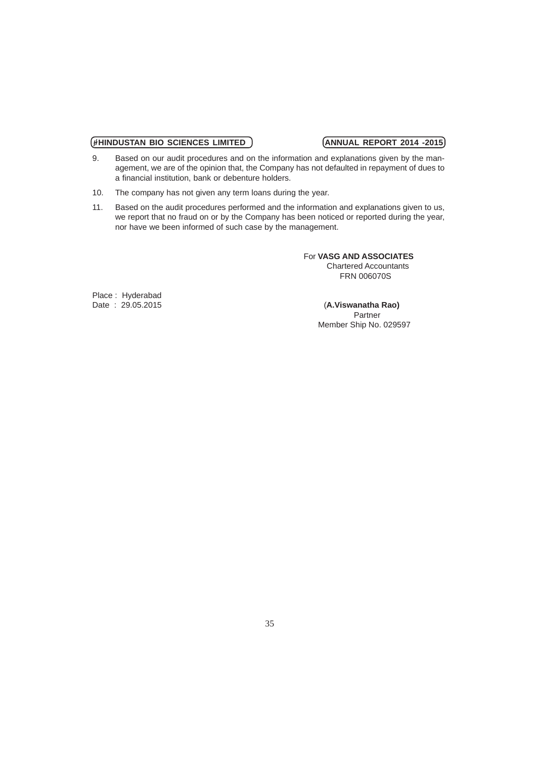9. Based on our audit procedures and on the information and explanations given by the management, we are of the opinion that, the Company has not defaulted in repayment of dues to a financial institution, bank or debenture holders.

10. The company has not given any term loans during the year.

11. Based on the audit procedures performed and the information and explanations given to us, we report that no fraud on or by the Company has been noticed or reported during the year, nor have we been informed of such case by the management.

For **VASG AND ASSOCIATES**
Chartered Accountants
FRN 006070S

Place : Hyderabad
Date : 29.05.2015

(**A.Viswanatha Rao)**
Partner
Member Ship No. 029597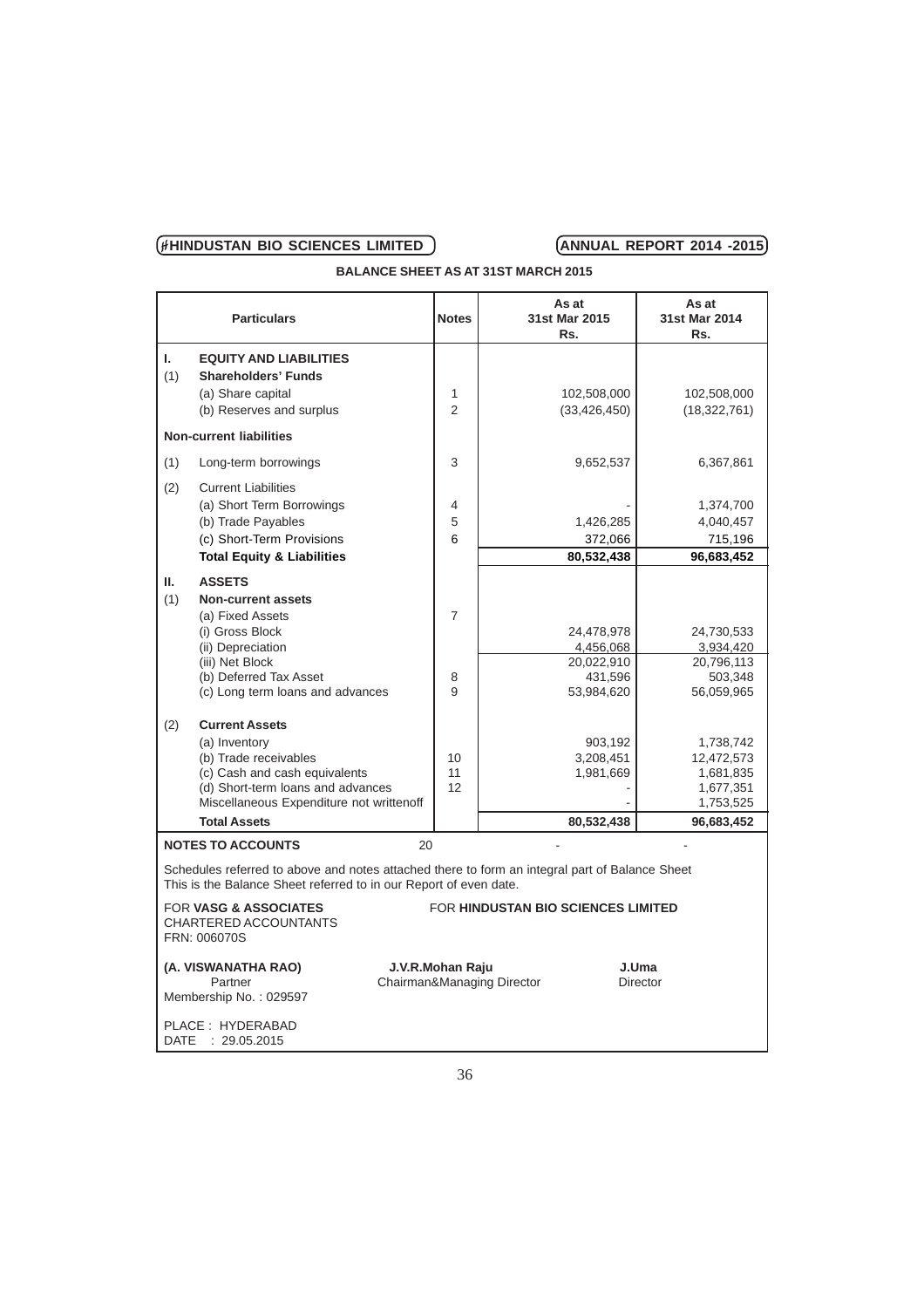## BALANCE SHEET AS AT 31ST MARCH 2015

| | Particulars | Notes | As at 31st Mar 2015 Rs. | As at 31st Mar 2014 Rs. |
|---|---|---|---|---|
| **I.** | **EQUITY AND LIABILITIES** | | | |
| (1) | **Shareholders' Funds** | | | |
| | (a) Share capital | 1 | 102,508,000 | 102,508,000 |
| | (b) Reserves and surplus | 2 | (33,426,450) | (18,322,761) |
| | **Non-current liabilities** | | | |
| (1) | Long-term borrowings | 3 | 9,652,537 | 6,367,861 |
| (2) | Current Liabilities | | | |
| | (a) Short Term Borrowings | 4 | - | 1,374,700 |
| | (b) Trade Payables | 5 | 1,426,285 | 4,040,457 |
| | (c) Short-Term Provisions | 6 | 372,066 | 715,196 |
| | **Total Equity & Liabilities** | | **80,532,438** | **96,683,452** |
| **II.** | **ASSETS** | | | |
| (1) | **Non-current assets** | | | |
| | (a) Fixed Assets | 7 | | |
| | (i) Gross Block | | 24,478,978 | 24,730,533 |
| | (ii) Depreciation | | 4,456,068 | 3,934,420 |
| | (iii) Net Block | | 20,022,910 | 20,796,113 |
| | (b) Deferred Tax Asset | 8 | 431,596 | 503,348 |
| | (c) Long term loans and advances | 9 | 53,984,620 | 56,059,965 |
| (2) | **Current Assets** | | | |
| | (a) Inventory | | 903,192 | 1,738,742 |
| | (b) Trade receivables | 10 | 3,208,451 | 12,472,573 |
| | (c) Cash and cash equivalents | 11 | 1,981,669 | 1,681,835 |
| | (d) Short-term loans and advances | 12 | - | 1,677,351 |
| | Miscellaneous Expenditure not writtenoff | | - | 1,753,525 |
| | **Total Assets** | | **80,532,438** | **96,683,452** |
| | **NOTES TO ACCOUNTS** | 20 | - | - |

Schedules referred to above and notes attached there to form an integral part of Balance Sheet
This is the Balance Sheet referred to in our Report of even date.

FOR **VASG & ASSOCIATES**
CHARTERED ACCOUNTANTS
FRN: 006070S

FOR **HINDUSTAN BIO SCIENCES LIMITED**

**(A. VISWANATHA RAO)**
Partner
Membership No. : 029597

**J.V.R.Mohan Raju**
Chairman&Managing Director

**J.Uma**
Director

PLACE : HYDERABAD
DATE : 29.05.2015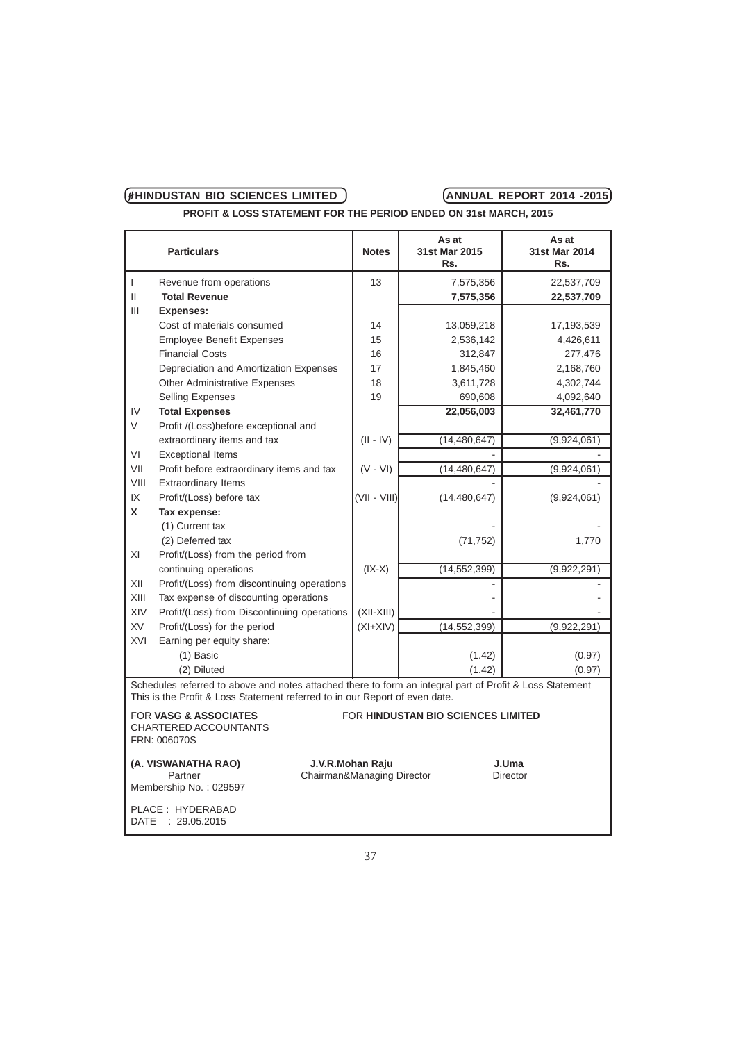## PROFIT & LOSS STATEMENT FOR THE PERIOD ENDED ON 31st MARCH, 2015

| | Particulars | Notes | As at 31st Mar 2015 Rs. | As at 31st Mar 2014 Rs. |
|---|---|---|---|---|
| I | Revenue from operations | 13 | 7,575,356 | 22,537,709 |
| II | **Total Revenue** | | **7,575,356** | **22,537,709** |
| III | **Expenses:** | | | |
| | Cost of materials consumed | 14 | 13,059,218 | 17,193,539 |
| | Employee Benefit Expenses | 15 | 2,536,142 | 4,426,611 |
| | Financial Costs | 16 | 312,847 | 277,476 |
| | Depreciation and Amortization Expenses | 17 | 1,845,460 | 2,168,760 |
| | Other Administrative Expenses | 18 | 3,611,728 | 4,302,744 |
| | Selling Expenses | 19 | 690,608 | 4,092,640 |
| IV | **Total Expenses** | | **22,056,003** | **32,461,770** |
| V | Profit /(Loss)before exceptional and extraordinary items and tax | (II - IV) | (14,480,647) | (9,924,061) |
| VI | Exceptional Items | | - | - |
| VII | Profit before extraordinary items and tax | (V - VI) | (14,480,647) | (9,924,061) |
| VIII | Extraordinary Items | | - | - |
| IX | Profit/(Loss) before tax | (VII - VIII) | (14,480,647) | (9,924,061) |
| **X** | **Tax expense:** | | | |
| | (1) Current tax | | - | - |
| | (2) Deferred tax | | (71,752) | 1,770 |
| XI | Profit/(Loss) from the period from continuing operations | (IX-X) | (14,552,399) | (9,922,291) |
| XII | Profit/(Loss) from discontinuing operations | | - | - |
| XIII | Tax expense of discounting operations | | - | - |
| XIV | Profit/(Loss) from Discontinuing operations | (XII-XIII) | - | - |
| XV | Profit/(Loss) for the period | (XI+XIV) | (14,552,399) | (9,922,291) |
| XVI | Earning per equity share: | | | |
| | (1) Basic | | (1.42) | (0.97) |
| | (2) Diluted | | (1.42) | (0.97) |

Schedules referred to above and notes attached there to form an integral part of Profit & Loss Statement
This is the Profit & Loss Statement referred to in our Report of even date.

FOR **VASG & ASSOCIATES**
CHARTERED ACCOUNTANTS
FRN: 006070S

FOR **HINDUSTAN BIO SCIENCES LIMITED**

**(A. VISWANATHA RAO)**
Partner
Membership No. : 029597

**J.V.R.Mohan Raju**
Chairman&Managing Director

**J.Uma**
Director

PLACE : HYDERABAD
DATE : 29.05.2015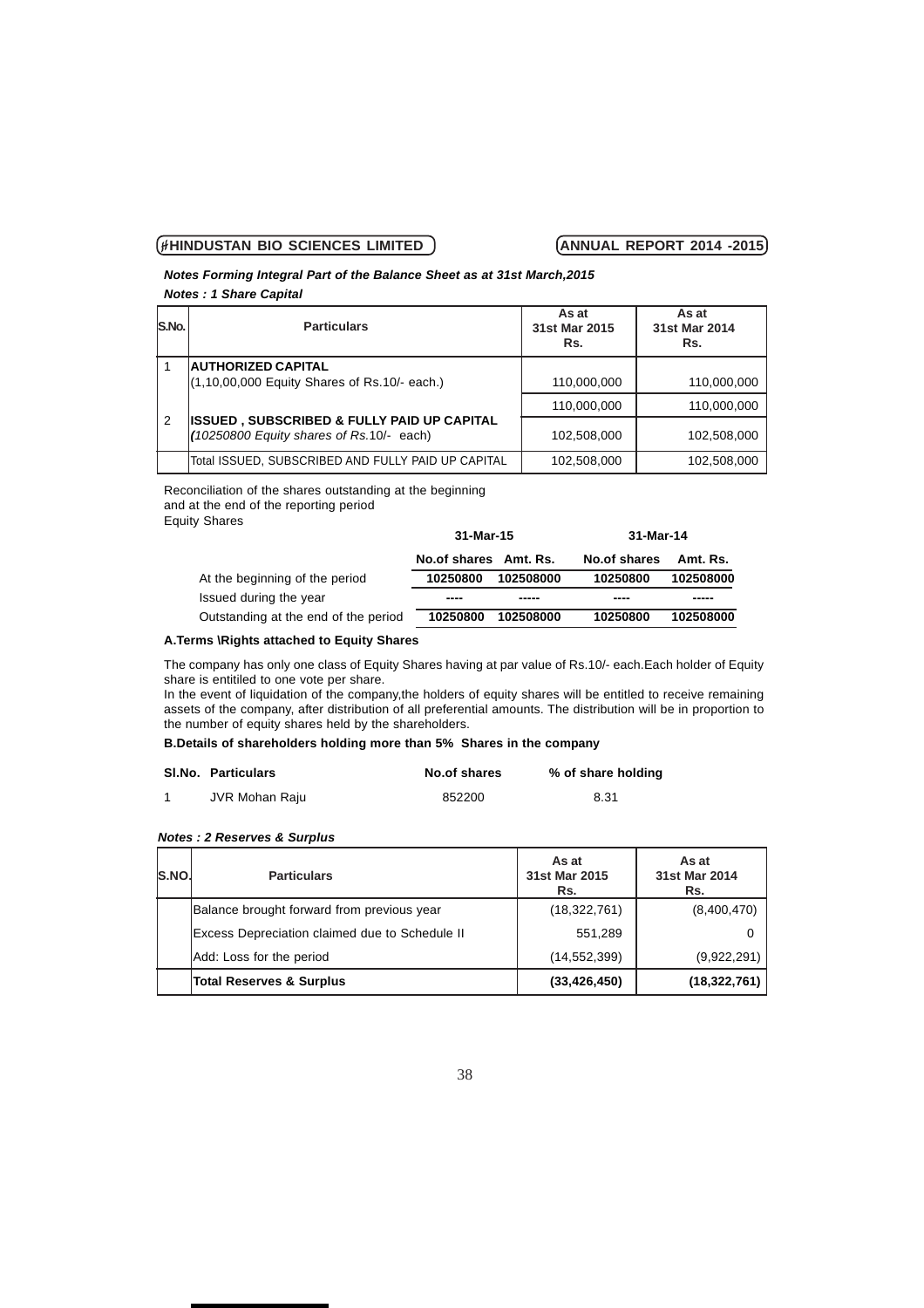***Notes Forming Integral Part of the Balance Sheet as at 31st March,2015***

***Notes : 1 Share Capital***

| S.No. | Particulars | As at 31st Mar 2015 Rs. | As at 31st Mar 2014 Rs. |
|---|---|---|---|
| 1 | **AUTHORIZED CAPITAL** (1,10,00,000 Equity Shares of Rs.10/- each.) | 110,000,000 | 110,000,000 |
| | | 110,000,000 | 110,000,000 |
| 2 | **ISSUED , SUBSCRIBED & FULLY PAID UP CAPITAL** *(10250800 Equity shares of Rs.*10/- each) | 102,508,000 | 102,508,000 |
| | Total ISSUED, SUBSCRIBED AND FULLY PAID UP CAPITAL | 102,508,000 | 102,508,000 |

Reconciliation of the shares outstanding at the beginning and at the end of the reporting period

Equity Shares

| | 31-Mar-15 | | 31-Mar-14 | |
|---|---|---|---|---|
| | **No.of shares** | **Amt. Rs.** | **No.of shares** | **Amt. Rs.** |
| At the beginning of the period | **10250800** | **102508000** | **10250800** | **102508000** |
| Issued during the year | ---- | ----- | ---- | ----- |
| Outstanding at the end of the period | **10250800** | **102508000** | **10250800** | **102508000** |

**A.Terms \Rights attached to Equity Shares**

The company has only one class of Equity Shares having at par value of Rs.10/- each.Each holder of Equity share is entitiled to one vote per share.

In the event of liquidation of the company,the holders of equity shares will be entitled to receive remaining assets of the company, after distribution of all preferential amounts. The distribution will be in proportion to the number of equity shares held by the shareholders.

**B.Details of shareholders holding more than 5% Shares in the company**

| Sl.No. | Particulars | No.of shares | % of share holding |
|---|---|---|---|
| 1 | JVR Mohan Raju | 852200 | 8.31 |

***Notes : 2 Reserves & Surplus***

| S.NO. | Particulars | As at 31st Mar 2015 Rs. | As at 31st Mar 2014 Rs. |
|---|---|---|---|
| | Balance brought forward from previous year | (18,322,761) | (8,400,470) |
| | Excess Depreciation claimed due to Schedule II | 551,289 | 0 |
| | Add: Loss for the period | (14,552,399) | (9,922,291) |
| | **Total Reserves & Surplus** | **(33,426,450)** | **(18,322,761)** |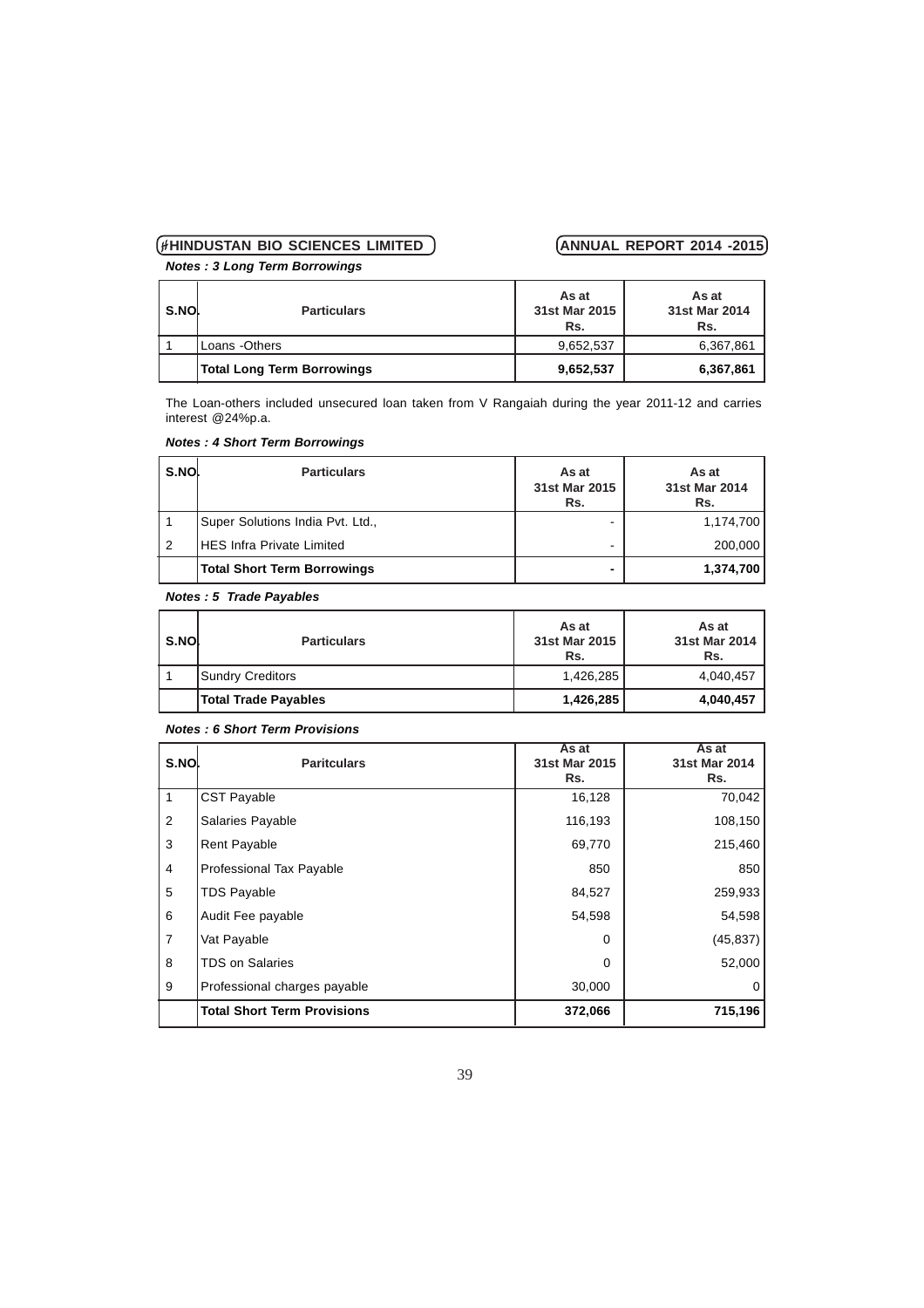***Notes : 3 Long Term Borrowings***

| S.NO. | Particulars | As at 31st Mar 2015 Rs. | As at 31st Mar 2014 Rs. |
|---|---|---|---|
| 1 | Loans -Others | 9,652,537 | 6,367,861 |
| | **Total Long Term Borrowings** | **9,652,537** | **6,367,861** |

The Loan-others included unsecured loan taken from V Rangaiah during the year 2011-12 and carries interest @24%p.a.

***Notes : 4 Short Term Borrowings***

| S.NO. | Particulars | As at 31st Mar 2015 Rs. | As at 31st Mar 2014 Rs. |
|---|---|---|---|
| 1 | Super Solutions India Pvt. Ltd., | - | 1,174,700 |
| 2 | HES Infra Private Limited | - | 200,000 |
| | **Total Short Term Borrowings** | **-** | **1,374,700** |

***Notes : 5 Trade Payables***

| S.NO. | Particulars | As at 31st Mar 2015 Rs. | As at 31st Mar 2014 Rs. |
|---|---|---|---|
| 1 | Sundry Creditors | 1,426,285 | 4,040,457 |
| | **Total Trade Payables** | **1,426,285** | **4,040,457** |

***Notes : 6 Short Term Provisions***

| S.NO. | Paritculars | As at 31st Mar 2015 Rs. | As at 31st Mar 2014 Rs. |
|---|---|---|---|
| 1 | CST Payable | 16,128 | 70,042 |
| 2 | Salaries Payable | 116,193 | 108,150 |
| 3 | Rent Payable | 69,770 | 215,460 |
| 4 | Professional Tax Payable | 850 | 850 |
| 5 | TDS Payable | 84,527 | 259,933 |
| 6 | Audit Fee payable | 54,598 | 54,598 |
| 7 | Vat Payable | 0 | (45,837) |
| 8 | TDS on Salaries | 0 | 52,000 |
| 9 | Professional charges payable | 30,000 | 0 |
| | **Total Short Term Provisions** | **372,066** | **715,196** |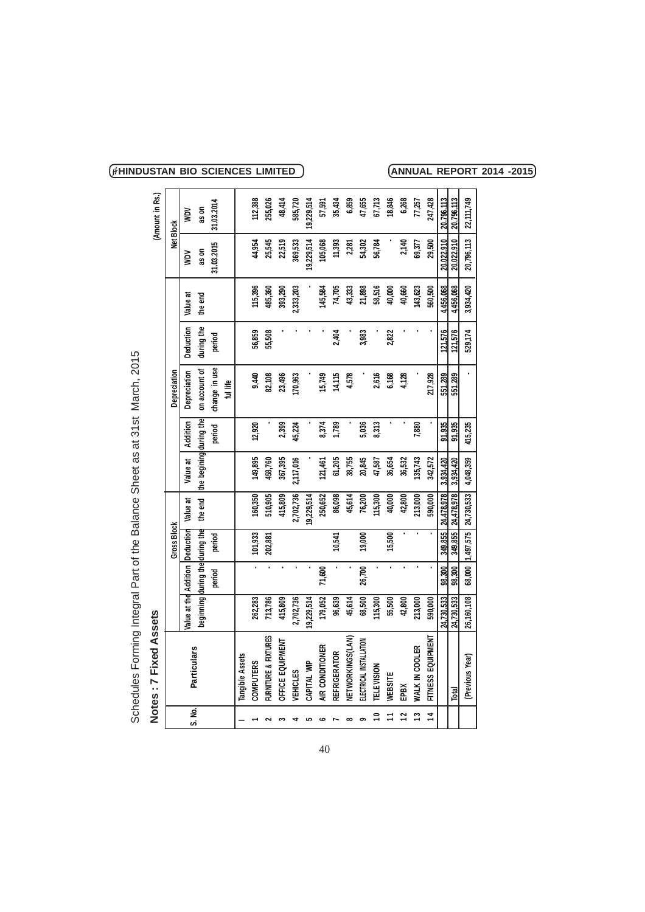# Schedules Forming Integral Part of the Balance Sheet as at 31st March, 2015

## Notes : 7 Fixed Assets

(Amount in Rs.)

| S. No. | Particulars | Gross Block | | | | Depreciation | | | | | Net Block | |
|---|---|---|---|---|---|---|---|---|---|---|---|---|
| | | Value at the begining | Addition during the period | Deduction during the period | Value at the end | Value at the begining | Addition during the period | Depreciation on account of change in use ful life | Deduction during the period | Value at the end | WDV as on 31.03.2015 | WDV as on 31.03.2014 |
| I | Tangible Assets | | | | | | | | | | | |
| 1 | COMPUTERS | 262,283 | - | 101,933 | 160,350 | 149,895 | 12,920 | 9,440 | 56,859 | 115,396 | 44,954 | 112,388 |
| 2 | FURNITURE & FIXTURES | 713,786 | - | 202,881 | 510,905 | 458,760 | - | 82,108 | 55,508 | 485,360 | 25,545 | 255,026 |
| 3 | OFFICE EQUIPMENT | 415,809 | - | | 415,809 | 367,395 | 2,399 | 23,496 | - | 393,290 | 22,519 | 48,414 |
| 4 | VEHICLES | 2,702,736 | - | | 2,702,736 | 2,117,016 | 45,224 | 170,963 | - | 2,333,203 | 369,533 | 585,720 |
| 5 | CAPITAL WIP | 19,229,514 | - | | 19,229,514 | - | - | - | - | - | 19,229,514 | 19,229,514 |
| 6 | AIR CONDITIONER | 179,052 | 71,600 | | 250,652 | 121,461 | 8,374 | 15,749 | - | 145,584 | 105,068 | 57,591 |
| 7 | REFRIGERATOR | 96,639 | - | 10,541 | 86,098 | 61,205 | 1,789 | 14,115 | 2,404 | 74,705 | 11,393 | 35,434 |
| 8 | NETWORKINGS(LAN) | 45,614 | - | | 45,614 | 38,755 | - | 4,578 | - | 43,333 | 2,281 | 6,859 |
| 9 | ELECTRICAL INSTALLATION | 68,500 | 26,700 | 19,000 | 76,200 | 20,845 | 5,036 | - | 3,983 | 21,898 | 54,302 | 47,655 |
| 10 | TELEVISION | 115,300 | - | | 115,300 | 47,587 | 8,313 | 2,616 | - | 58,516 | 56,784 | 67,713 |
| 11 | WEBSITE | 55,500 | - | 15,500 | 40,000 | 36,654 | - | 6,168 | 2,822 | 40,000 | - | 18,846 |
| 12 | EPBX | 42,800 | - | - | 42,800 | 36,532 | - | 4,128 | - | 40,660 | 2,140 | 6,268 |
| 13 | WALK IN COOLER | 213,000 | - | - | 213,000 | 135,743 | 7,880 | - | - | 143,623 | 69,377 | 77,257 |
| 14 | FITNESS EQUIPMENT | 590,000 | - | - | 590,000 | 342,572 | - | 217,928 | - | 560,500 | 29,500 | 247,428 |
| | | 24,730,533 | 98,300 | 349,855 | 24,478,978 | 3,934,420 | 91,935 | 551,289 | 121,576 | 4,456,068 | 20,022,910 | 20,796,113 |
| | Total | 24,730,533 | 98,300 | 349,855 | 24,478,978 | 3,934,420 | 91,935 | 551,289 | 121,576 | 4,456,068 | 20,022,910 | 20,796,113 |
| | (Previous Year) | 26,160,108 | 68,000 | 1,497,575 | 24,730,533 | 4,048,359 | 415,235 | - | 529,174 | 3,934,420 | 20,796,113 | 22,111,749 |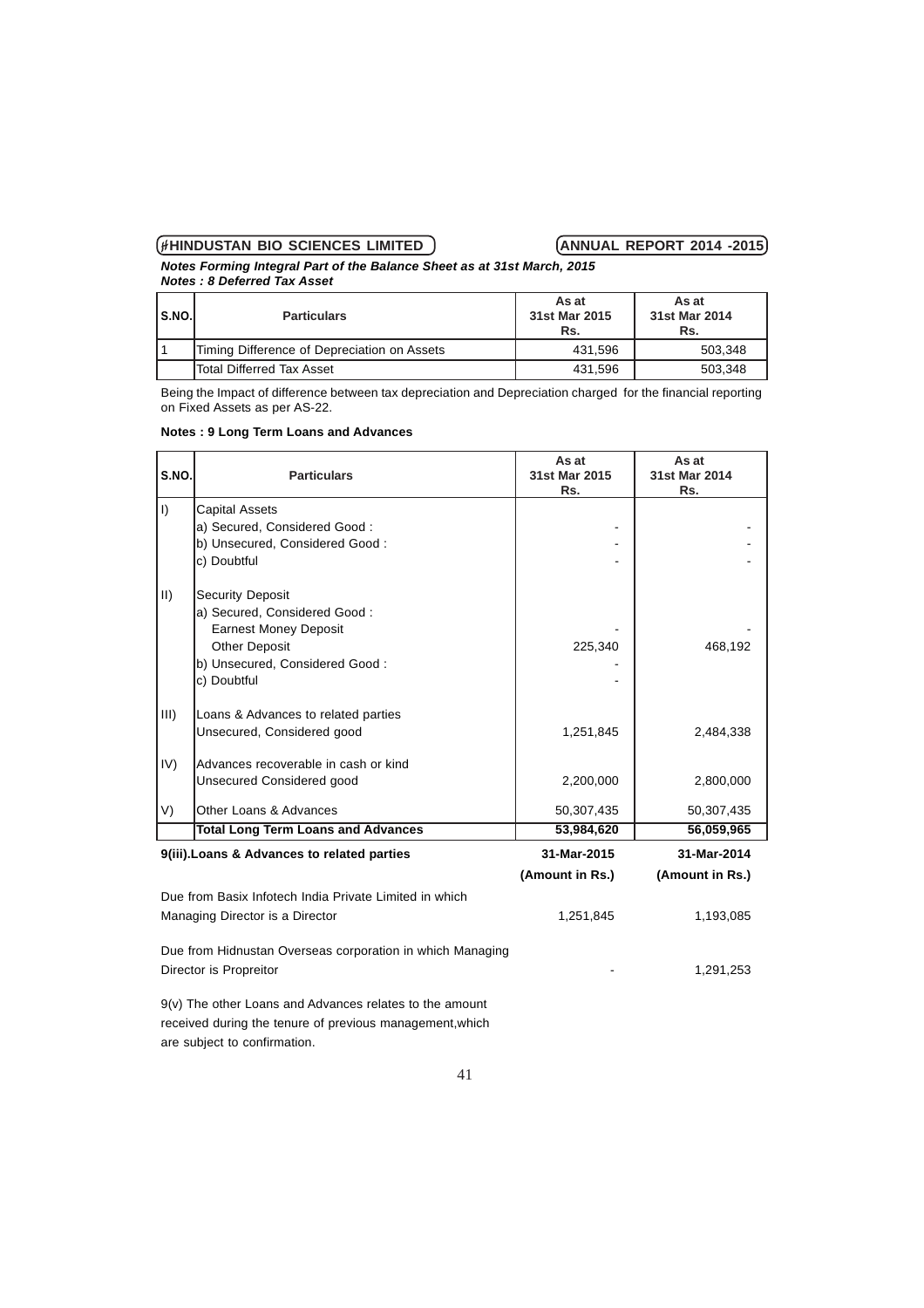***Notes Forming Integral Part of the Balance Sheet as at 31st March, 2015***

***Notes : 8 Deferred Tax Asset***

| S.NO. | Particulars | As at 31st Mar 2015 Rs. | As at 31st Mar 2014 Rs. |
|---|---|---|---|
| 1 | Timing Difference of Depreciation on Assets | 431,596 | 503,348 |
| | Total Differred Tax Asset | 431,596 | 503,348 |

Being the Impact of difference between tax depreciation and Depreciation charged for the financial reporting on Fixed Assets as per AS-22.

**Notes : 9 Long Term Loans and Advances**

| S.NO. | Particulars | As at 31st Mar 2015 Rs. | As at 31st Mar 2014 Rs. |
|---|---|---|---|
| I) | Capital Assets | | |
| | a) Secured, Considered Good : | - | - |
| | b) Unsecured, Considered Good : | - | - |
| | c) Doubtful | - | - |
| II) | Security Deposit | | |
| | a) Secured, Considered Good : | | |
| | Earnest Money Deposit | - | - |
| | Other Deposit | 225,340 | 468,192 |
| | b) Unsecured, Considered Good : | - | |
| | c) Doubtful | - | |
| III) | Loans & Advances to related parties | | |
| | Unsecured, Considered good | 1,251,845 | 2,484,338 |
| IV) | Advances recoverable in cash or kind | | |
| | Unsecured Considered good | 2,200,000 | 2,800,000 |
| V) | Other Loans & Advances | 50,307,435 | 50,307,435 |
| | **Total Long Term Loans and Advances** | **53,984,620** | **56,059,965** |

| **9(iii).Loans & Advances to related parties** | **31-Mar-2015 (Amount in Rs.)** | **31-Mar-2014 (Amount in Rs.)** |
|---|---|---|
| Due from Basix Infotech India Private Limited in which Managing Director is a Director | 1,251,845 | 1,193,085 |
| Due from Hidnustan Overseas corporation in which Managing Director is Propreitor | - | 1,291,253 |

9(v) The other Loans and Advances relates to the amount received during the tenure of previous management,which are subject to confirmation.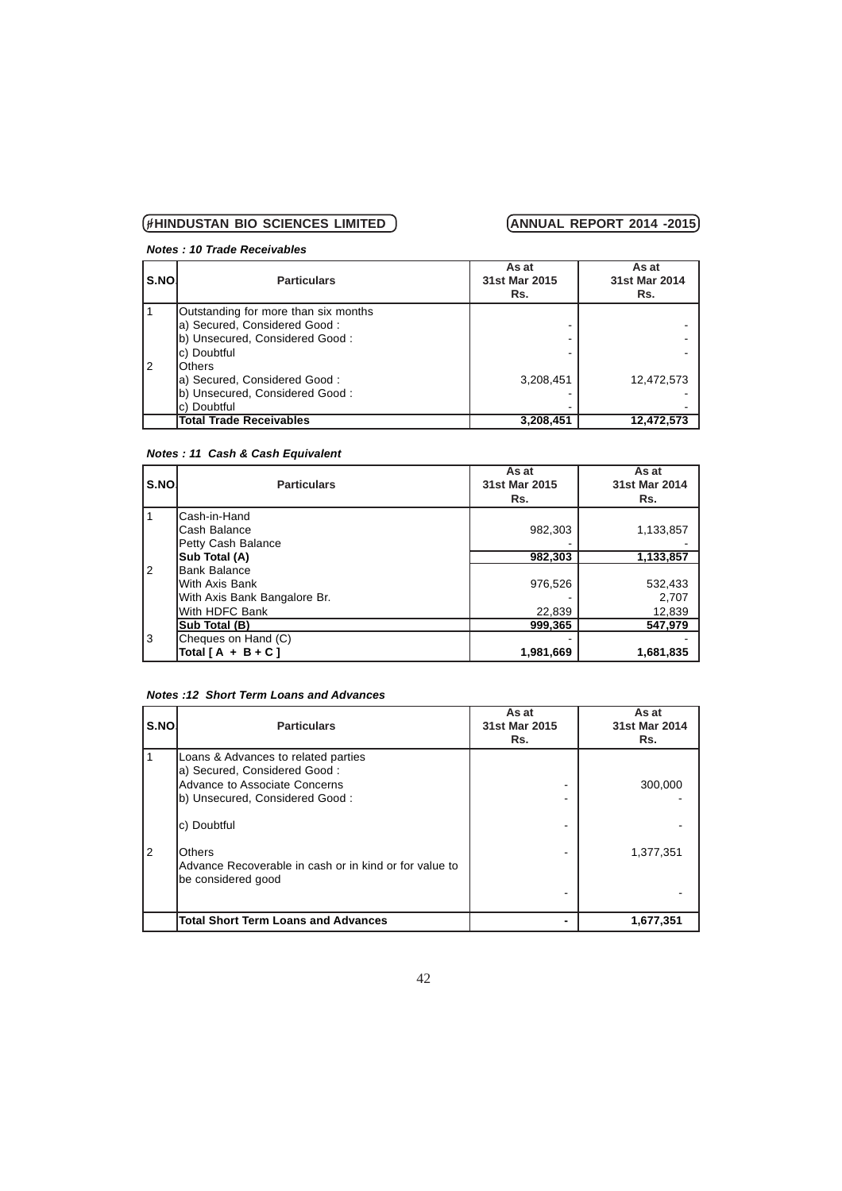***Notes : 10 Trade Receivables***

| S.NO | Particulars | As at 31st Mar 2015 Rs. | As at 31st Mar 2014 Rs. |
|---|---|---|---|
| 1 | Outstanding for more than six months | | |
| | a) Secured, Considered Good : | - | - |
| | b) Unsecured, Considered Good : | - | - |
| | c) Doubtful | - | - |
| 2 | Others | | |
| | a) Secured, Considered Good : | 3,208,451 | 12,472,573 |
| | b) Unsecured, Considered Good : | - | - |
| | c) Doubtful | - | - |
| | **Total Trade Receivables** | **3,208,451** | **12,472,573** |

***Notes : 11 Cash & Cash Equivalent***

| S.NO | Particulars | As at 31st Mar 2015 Rs. | As at 31st Mar 2014 Rs. |
|---|---|---|---|
| 1 | Cash-in-Hand | | |
| | Cash Balance | 982,303 | 1,133,857 |
| | Petty Cash Balance | - | - |
| | **Sub Total (A)** | **982,303** | **1,133,857** |
| 2 | Bank Balance | | |
| | With Axis Bank | 976,526 | 532,433 |
| | With Axis Bank Bangalore Br. | - | 2,707 |
| | With HDFC Bank | 22,839 | 12,839 |
| | **Sub Total (B)** | **999,365** | **547,979** |
| 3 | Cheques on Hand (C) | - | - |
| | **Total [ A + B + C ]** | **1,981,669** | **1,681,835** |

***Notes :12 Short Term Loans and Advances***

| S.NO | Particulars | As at 31st Mar 2015 Rs. | As at 31st Mar 2014 Rs. |
|---|---|---|---|
| 1 | Loans & Advances to related parties | | |
| | a) Secured, Considered Good : | | |
| | Advance to Associate Concerns | - | 300,000 |
| | b) Unsecured, Considered Good : | - | - |
| | c) Doubtful | - | - |
| 2 | Others | - | 1,377,351 |
| | Advance Recoverable in cash or in kind or for value to be considered good | | |
| | | - | - |
| | **Total Short Term Loans and Advances** | **-** | **1,677,351** |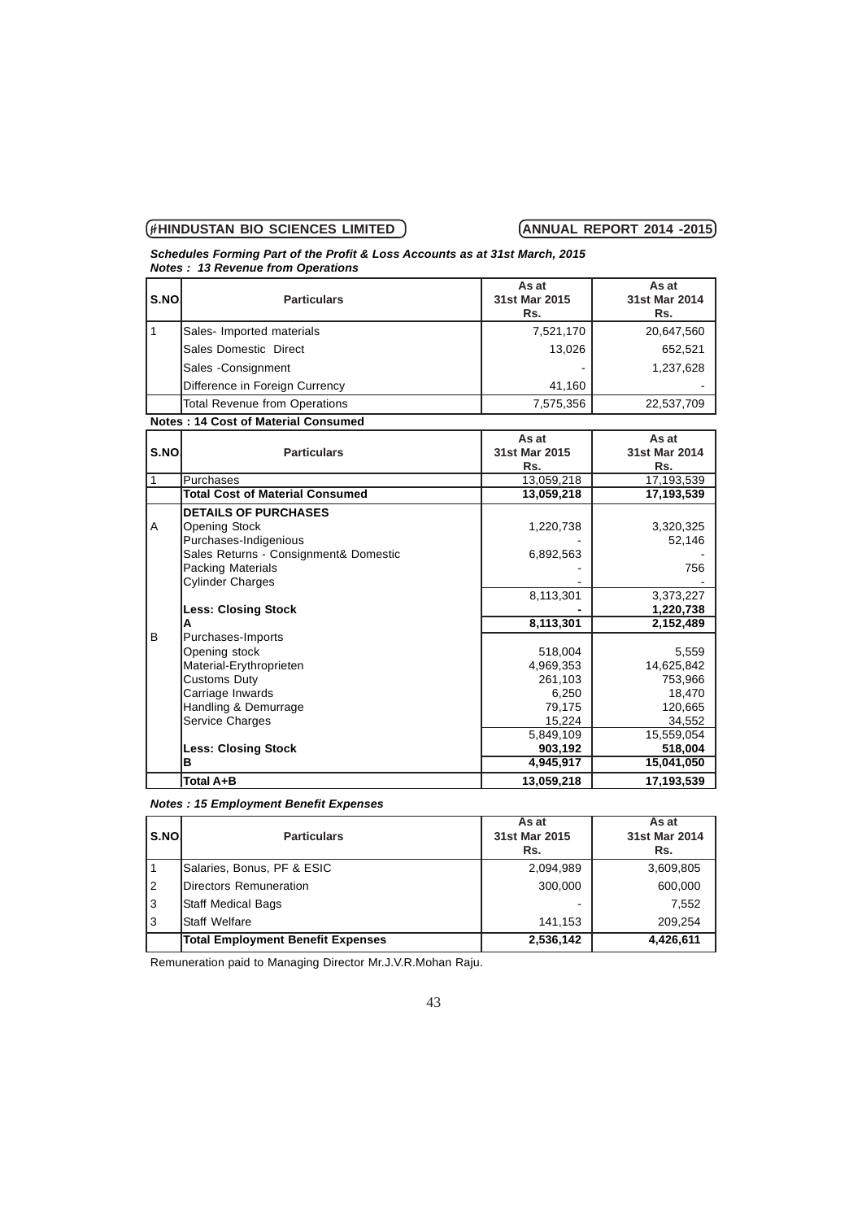***Schedules Forming Part of the Profit & Loss Accounts as at 31st March, 2015***
***Notes : 13 Revenue from Operations***

| S.NO | Particulars | As at 31st Mar 2015 Rs. | As at 31st Mar 2014 Rs. |
|---|---|---|---|
| 1 | Sales- Imported materials | 7,521,170 | 20,647,560 |
| | Sales Domestic Direct | 13,026 | 652,521 |
| | Sales -Consignment | - | 1,237,628 |
| | Difference in Foreign Currency | 41,160 | - |
| | Total Revenue from Operations | 7,575,356 | 22,537,709 |

**Notes : 14 Cost of Material Consumed**

| S.NO | Particulars | As at 31st Mar 2015 Rs. | As at 31st Mar 2014 Rs. |
|---|---|---|---|
| 1 | Purchases | 13,059,218 | 17,193,539 |
| | **Total Cost of Material Consumed** | **13,059,218** | **17,193,539** |
| | **DETAILS OF PURCHASES** | | |
| A | Opening Stock | 1,220,738 | 3,320,325 |
| | Purchases-Indigenious | - | 52,146 |
| | Sales Returns - Consignment& Domestic | 6,892,563 | - |
| | Packing Materials | - | 756 |
| | Cylinder Charges | - | - |
| | | 8,113,301 | 3,373,227 |
| | **Less: Closing Stock** | **-** | **1,220,738** |
| | **A** | **8,113,301** | **2,152,489** |
| B | Purchases-Imports | | |
| | Opening stock | 518,004 | 5,559 |
| | Material-Erythroprieten | 4,969,353 | 14,625,842 |
| | Customs Duty | 261,103 | 753,966 |
| | Carriage Inwards | 6,250 | 18,470 |
| | Handling & Demurrage | 79,175 | 120,665 |
| | Service Charges | 15,224 | 34,552 |
| | | 5,849,109 | 15,559,054 |
| | **Less: Closing Stock** | **903,192** | **518,004** |
| | **B** | **4,945,917** | **15,041,050** |
| | **Total A+B** | **13,059,218** | **17,193,539** |

***Notes : 15 Employment Benefit Expenses***

| S.NO | Particulars | As at 31st Mar 2015 Rs. | As at 31st Mar 2014 Rs. |
|---|---|---|---|
| 1 | Salaries, Bonus, PF & ESIC | 2,094,989 | 3,609,805 |
| 2 | Directors Remuneration | 300,000 | 600,000 |
| 3 | Staff Medical Bags | - | 7,552 |
| 3 | Staff Welfare | 141,153 | 209,254 |
| | **Total Employment Benefit Expenses** | **2,536,142** | **4,426,611** |

Remuneration paid to Managing Director Mr.J.V.R.Mohan Raju.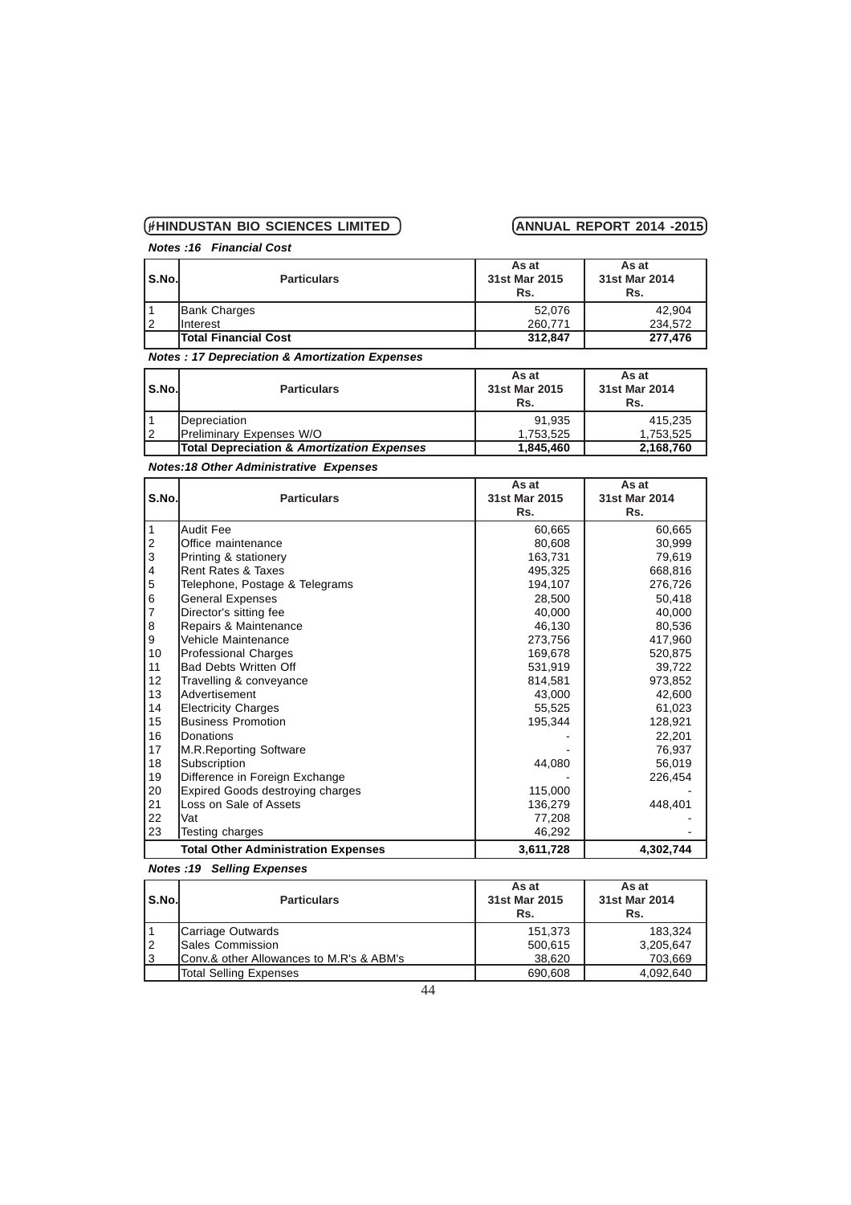### Notes :16 Financial Cost

| S.No. | Particulars | As at 31st Mar 2015 Rs. | As at 31st Mar 2014 Rs. |
|---|---|---|---|
| 1 | Bank Charges | 52,076 | 42,904 |
| 2 | Interest | 260,771 | 234,572 |
| | **Total Financial Cost** | **312,847** | **277,476** |

### Notes : 17 Depreciation & Amortization Expenses

| S.No. | Particulars | As at 31st Mar 2015 Rs. | As at 31st Mar 2014 Rs. |
|---|---|---|---|
| 1 | Depreciation | 91,935 | 415,235 |
| 2 | Preliminary Expenses W/O | 1,753,525 | 1,753,525 |
| | **Total Depreciation & Amortization Expenses** | **1,845,460** | **2,168,760** |

### Notes:18 Other Administrative Expenses

| S.No. | Particulars | As at 31st Mar 2015 Rs. | As at 31st Mar 2014 Rs. |
|---|---|---|---|
| 1 | Audit Fee | 60,665 | 60,665 |
| 2 | Office maintenance | 80,608 | 30,999 |
| 3 | Printing & stationery | 163,731 | 79,619 |
| 4 | Rent Rates & Taxes | 495,325 | 668,816 |
| 5 | Telephone, Postage & Telegrams | 194,107 | 276,726 |
| 6 | General Expenses | 28,500 | 50,418 |
| 7 | Director's sitting fee | 40,000 | 40,000 |
| 8 | Repairs & Maintenance | 46,130 | 80,536 |
| 9 | Vehicle Maintenance | 273,756 | 417,960 |
| 10 | Professional Charges | 169,678 | 520,875 |
| 11 | Bad Debts Written Off | 531,919 | 39,722 |
| 12 | Travelling & conveyance | 814,581 | 973,852 |
| 13 | Advertisement | 43,000 | 42,600 |
| 14 | Electricity Charges | 55,525 | 61,023 |
| 15 | Business Promotion | 195,344 | 128,921 |
| 16 | Donations | - | 22,201 |
| 17 | M.R.Reporting Software | - | 76,937 |
| 18 | Subscription | 44,080 | 56,019 |
| 19 | Difference in Foreign Exchange | - | 226,454 |
| 20 | Expired Goods destroying charges | 115,000 | - |
| 21 | Loss on Sale of Assets | 136,279 | 448,401 |
| 22 | Vat | 77,208 | - |
| 23 | Testing charges | 46,292 | - |
| | **Total Other Administration Expenses** | **3,611,728** | **4,302,744** |

### Notes :19 Selling Expenses

| S.No. | Particulars | As at 31st Mar 2015 Rs. | As at 31st Mar 2014 Rs. |
|---|---|---|---|
| 1 | Carriage Outwards | 151,373 | 183,324 |
| 2 | Sales Commission | 500,615 | 3,205,647 |
| 3 | Conv.& other Allowances to M.R's & ABM's | 38,620 | 703,669 |
| | Total Selling Expenses | 690,608 | 4,092,640 |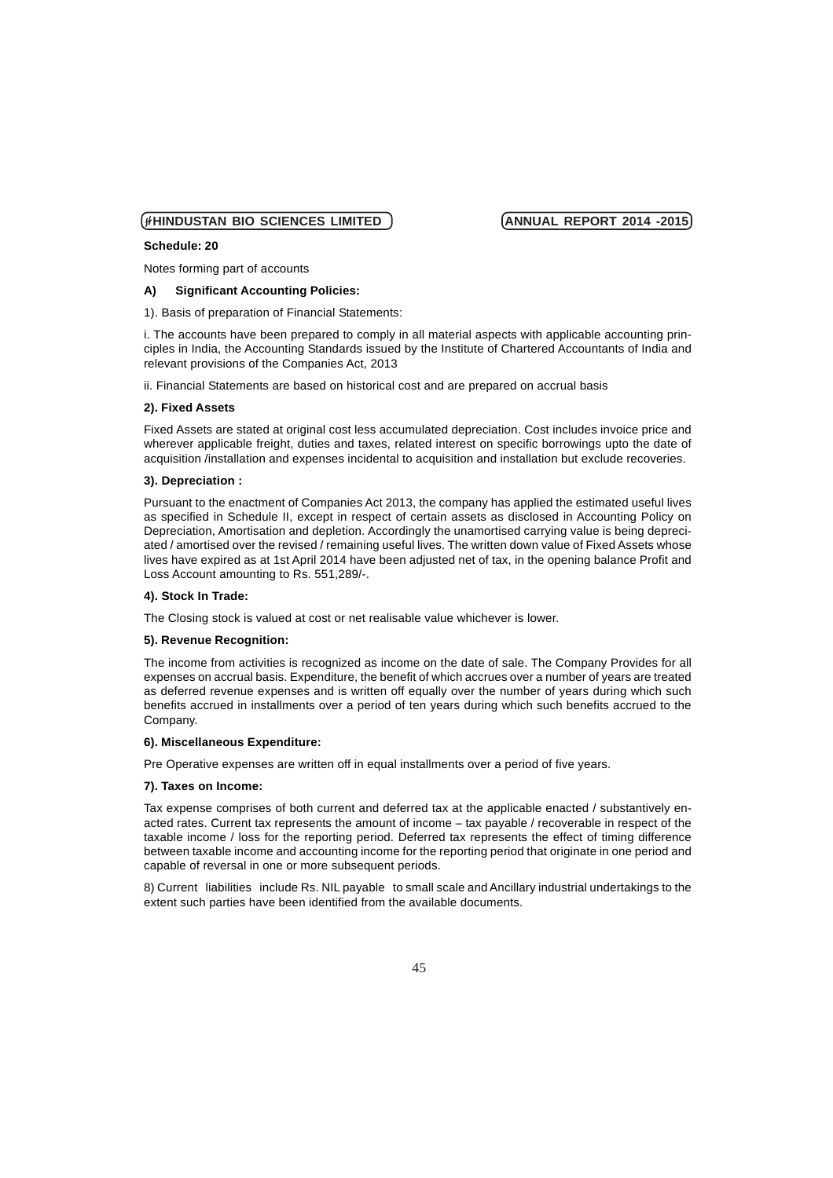**Schedule: 20**

Notes forming part of accounts

**A) Significant Accounting Policies:**

1). Basis of preparation of Financial Statements:

i. The accounts have been prepared to comply in all material aspects with applicable accounting principles in India, the Accounting Standards issued by the Institute of Chartered Accountants of India and relevant provisions of the Companies Act, 2013

ii. Financial Statements are based on historical cost and are prepared on accrual basis

**2). Fixed Assets**

Fixed Assets are stated at original cost less accumulated depreciation. Cost includes invoice price and wherever applicable freight, duties and taxes, related interest on specific borrowings upto the date of acquisition /installation and expenses incidental to acquisition and installation but exclude recoveries.

**3). Depreciation :**

Pursuant to the enactment of Companies Act 2013, the company has applied the estimated useful lives as specified in Schedule II, except in respect of certain assets as disclosed in Accounting Policy on Depreciation, Amortisation and depletion. Accordingly the unamortised carrying value is being depreciated / amortised over the revised / remaining useful lives. The written down value of Fixed Assets whose lives have expired as at 1st April 2014 have been adjusted net of tax, in the opening balance Profit and Loss Account amounting to Rs. 551,289/-.

**4). Stock In Trade:**

The Closing stock is valued at cost or net realisable value whichever is lower.

**5). Revenue Recognition:**

The income from activities is recognized as income on the date of sale. The Company Provides for all expenses on accrual basis. Expenditure, the benefit of which accrues over a number of years are treated as deferred revenue expenses and is written off equally over the number of years during which such benefits accrued in installments over a period of ten years during which such benefits accrued to the Company.

**6). Miscellaneous Expenditure:**

Pre Operative expenses are written off in equal installments over a period of five years.

**7). Taxes on Income:**

Tax expense comprises of both current and deferred tax at the applicable enacted / substantively enacted rates. Current tax represents the amount of income – tax payable / recoverable in respect of the taxable income / loss for the reporting period. Deferred tax represents the effect of timing difference between taxable income and accounting income for the reporting period that originate in one period and capable of reversal in one or more subsequent periods.

8) Current liabilities include Rs. NIL payable to small scale and Ancillary industrial undertakings to the extent such parties have been identified from the available documents.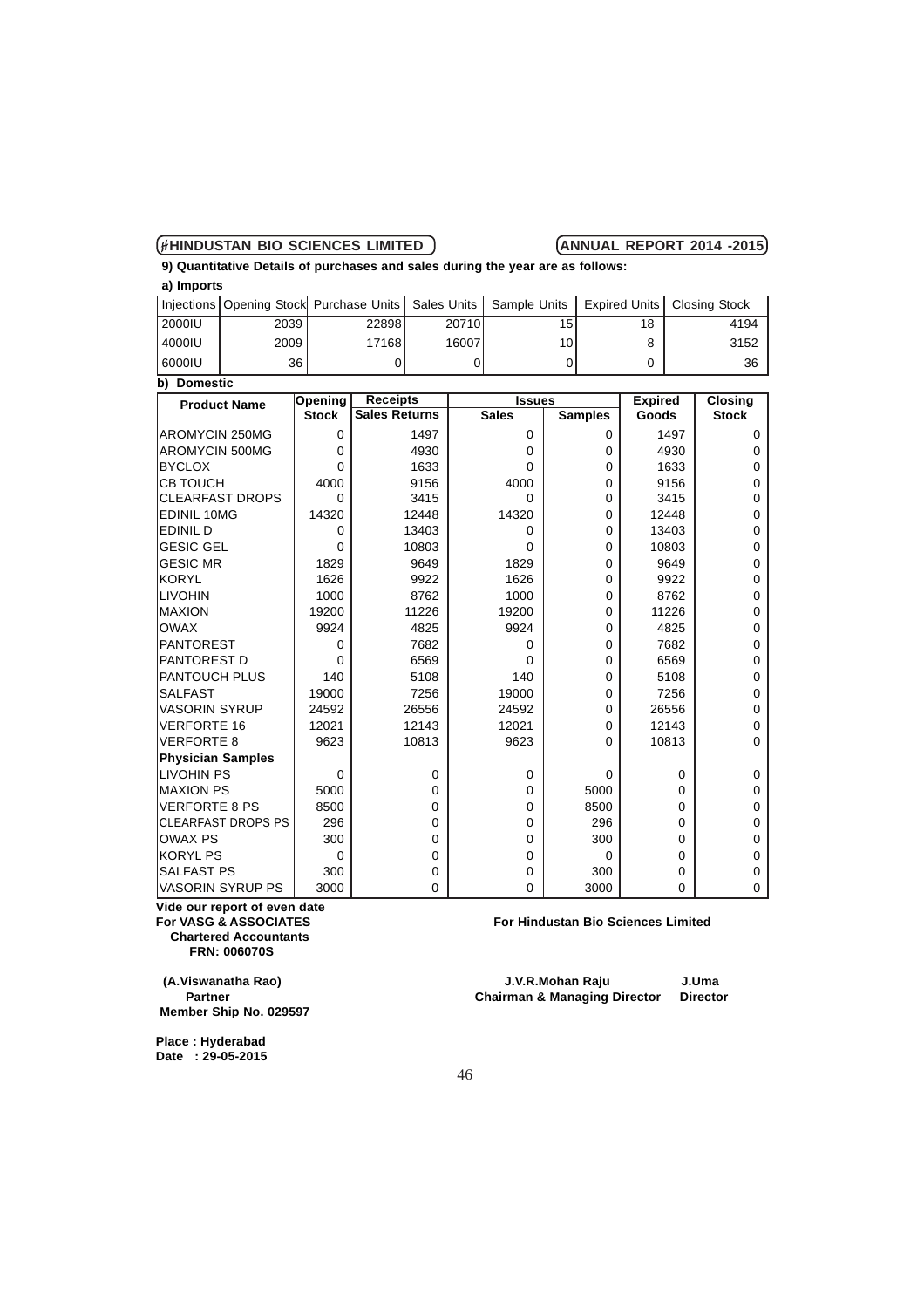**9) Quantitative Details of purchases and sales during the year are as follows:**

**a) Imports**

| Injections | Opening Stock | Purchase Units | Sales Units | Sample Units | Expired Units | Closing Stock |
|---|---|---|---|---|---|---|
| 2000IU | 2039 | 22898 | 20710 | 15 | 18 | 4194 |
| 4000IU | 2009 | 17168 | 16007 | 10 | 8 | 3152 |
| 6000IU | 36 | 0 | 0 | 0 | 0 | 36 |

**b) Domestic**

| Product Name | Opening Stock | Receipts Sales Returns | Issues Sales | Issues Samples | Expired Goods | Closing Stock |
|---|---|---|---|---|---|---|
| AROMYCIN 250MG | 0 | 1497 | 0 | 0 | 1497 | 0 |
| AROMYCIN 500MG | 0 | 4930 | 0 | 0 | 4930 | 0 |
| BYCLOX | 0 | 1633 | 0 | 0 | 1633 | 0 |
| CB TOUCH | 4000 | 9156 | 4000 | 0 | 9156 | 0 |
| CLEARFAST DROPS | 0 | 3415 | 0 | 0 | 3415 | 0 |
| EDINIL 10MG | 14320 | 12448 | 14320 | 0 | 12448 | 0 |
| EDINIL D | 0 | 13403 | 0 | 0 | 13403 | 0 |
| GESIC GEL | 0 | 10803 | 0 | 0 | 10803 | 0 |
| GESIC MR | 1829 | 9649 | 1829 | 0 | 9649 | 0 |
| KORYL | 1626 | 9922 | 1626 | 0 | 9922 | 0 |
| LIVOHIN | 1000 | 8762 | 1000 | 0 | 8762 | 0 |
| MAXION | 19200 | 11226 | 19200 | 0 | 11226 | 0 |
| OWAX | 9924 | 4825 | 9924 | 0 | 4825 | 0 |
| PANTOREST | 0 | 7682 | 0 | 0 | 7682 | 0 |
| PANTOREST D | 0 | 6569 | 0 | 0 | 6569 | 0 |
| PANTOUCH PLUS | 140 | 5108 | 140 | 0 | 5108 | 0 |
| SALFAST | 19000 | 7256 | 19000 | 0 | 7256 | 0 |
| VASORIN SYRUP | 24592 | 26556 | 24592 | 0 | 26556 | 0 |
| VERFORTE 16 | 12021 | 12143 | 12021 | 0 | 12143 | 0 |
| VERFORTE 8 | 9623 | 10813 | 9623 | 0 | 10813 | 0 |
| **Physician Samples** | | | | | | |
| LIVOHIN PS | 0 | 0 | 0 | 0 | 0 | 0 |
| MAXION PS | 5000 | 0 | 0 | 5000 | 0 | 0 |
| VERFORTE 8 PS | 8500 | 0 | 0 | 8500 | 0 | 0 |
| CLEARFAST DROPS PS | 296 | 0 | 0 | 296 | 0 | 0 |
| OWAX PS | 300 | 0 | 0 | 300 | 0 | 0 |
| KORYL PS | 0 | 0 | 0 | 0 | 0 | 0 |
| SALFAST PS | 300 | 0 | 0 | 300 | 0 | 0 |
| VASORIN SYRUP PS | 3000 | 0 | 0 | 3000 | 0 | 0 |

**Vide our report of even date**

**For VASG & ASSOCIATES**
**Chartered Accountants**
**FRN: 006070S**

**(A.Viswanatha Rao)**
**Partner**
**Member Ship No. 029597**

**For Hindustan Bio Sciences Limited**

**J.V.R.Mohan Raju**
**Chairman & Managing Director**

**J.Uma**
**Director**

**Place : Hyderabad**
**Date : 29-05-2015**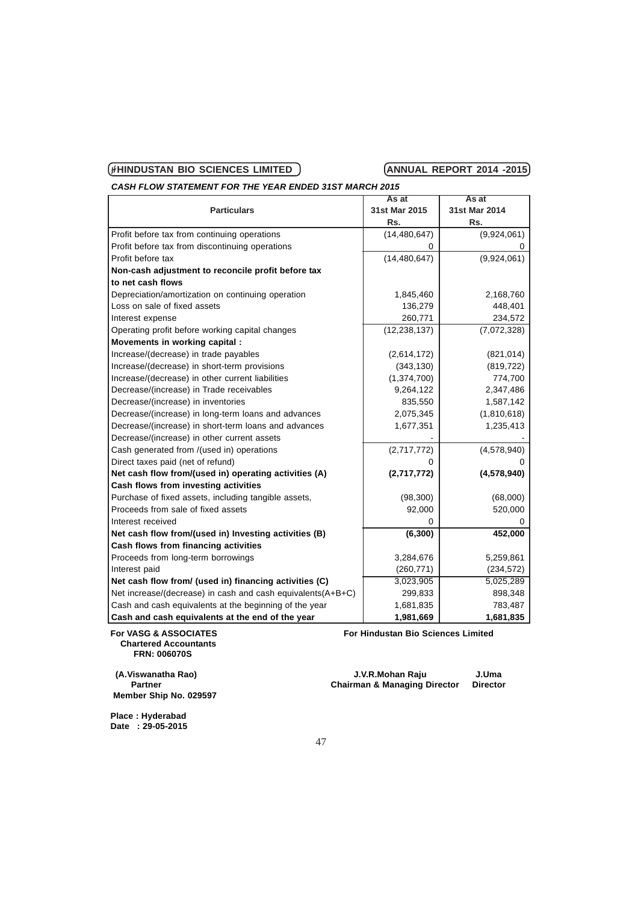## CASH FLOW STATEMENT FOR THE YEAR ENDED 31ST MARCH 2015

| Particulars | As at 31st Mar 2015 Rs. | As at 31st Mar 2014 Rs. |
|---|---|---|
| Profit before tax from continuing operations | (14,480,647) | (9,924,061) |
| Profit before tax from discontinuing operations | 0 | 0 |
| Profit before tax | (14,480,647) | (9,924,061) |
| **Non-cash adjustment to reconcile profit before tax to net cash flows** | | |
| Depreciation/amortization on continuing operation | 1,845,460 | 2,168,760 |
| Loss on sale of fixed assets | 136,279 | 448,401 |
| Interest expense | 260,771 | 234,572 |
| Operating profit before working capital changes | (12,238,137) | (7,072,328) |
| **Movements in working capital :** | | |
| Increase/(decrease) in trade payables | (2,614,172) | (821,014) |
| Increase/(decrease) in short-term provisions | (343,130) | (819,722) |
| Increase/(decrease) in other current liabilities | (1,374,700) | 774,700 |
| Decrease/(increase) in Trade receivables | 9,264,122 | 2,347,486 |
| Decrease/(increase) in inventories | 835,550 | 1,587,142 |
| Decrease/(increase) in long-term loans and advances | 2,075,345 | (1,810,618) |
| Decrease/(increase) in short-term loans and advances | 1,677,351 | 1,235,413 |
| Decrease/(increase) in other current assets | - | - |
| Cash generated from /(used in) operations | (2,717,772) | (4,578,940) |
| Direct taxes paid (net of refund) | 0 | 0 |
| **Net cash flow from/(used in) operating activities (A)** | **(2,717,772)** | **(4,578,940)** |
| **Cash flows from investing activities** | | |
| Purchase of fixed assets, including tangible assets, | (98,300) | (68,000) |
| Proceeds from sale of fixed assets | 92,000 | 520,000 |
| Interest received | 0 | 0 |
| **Net cash flow from/(used in) Investing activities (B)** | **(6,300)** | **452,000** |
| **Cash flows from financing activities** | | |
| Proceeds from long-term borrowings | 3,284,676 | 5,259,861 |
| Interest paid | (260,771) | (234,572) |
| **Net cash flow from/ (used in) financing activities (C)** | 3,023,905 | 5,025,289 |
| Net increase/(decrease) in cash and cash equivalents(A+B+C) | 299,833 | 898,348 |
| Cash and cash equivalents at the beginning of the year | 1,681,835 | 783,487 |
| **Cash and cash equivalents at the end of the year** | **1,981,669** | **1,681,835** |

**For VASG & ASSOCIATES**
**Chartered Accountants**
**FRN: 006070S**

**For Hindustan Bio Sciences Limited**

**(A.Viswanatha Rao)**
**Partner**
**Member Ship No. 029597**

**J.V.R.Mohan Raju**
**Chairman & Managing Director**

**J.Uma**
**Director**

**Place : Hyderabad**
**Date : 29-05-2015**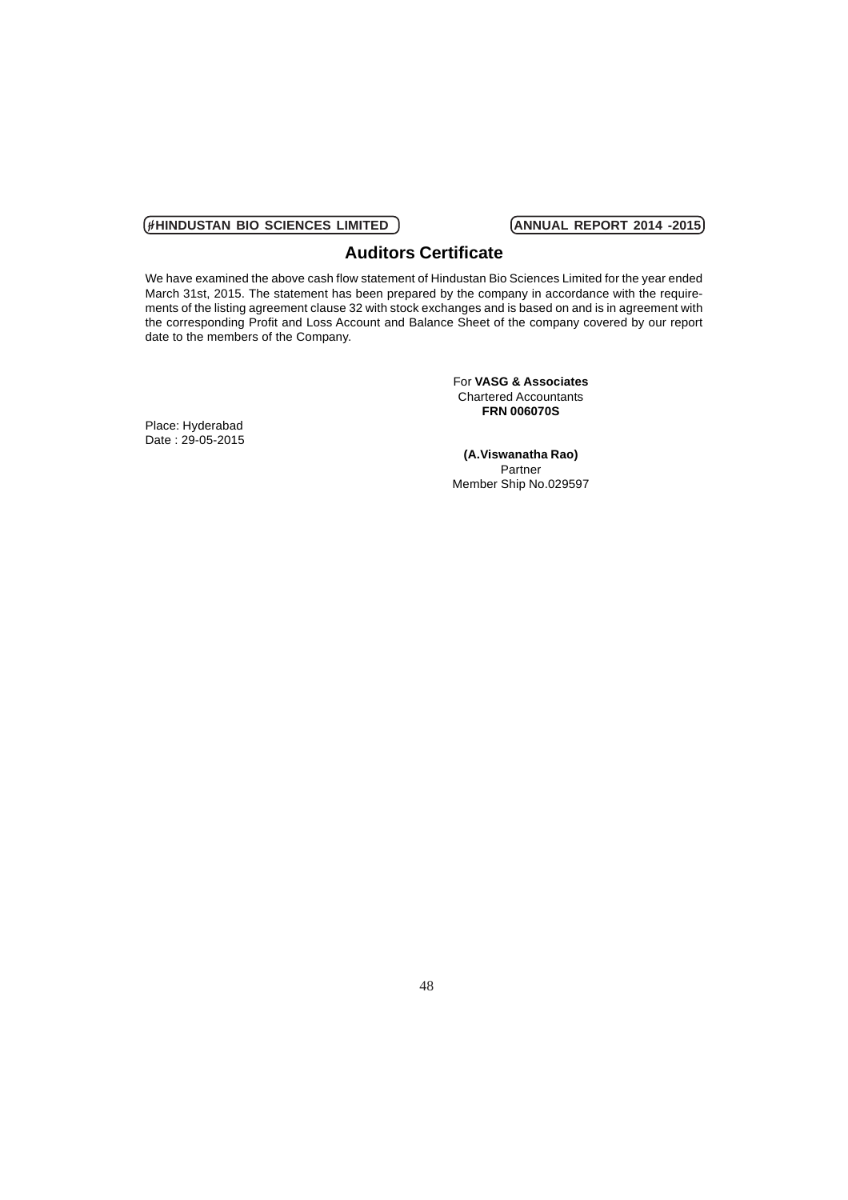# Auditors Certificate

We have examined the above cash flow statement of Hindustan Bio Sciences Limited for the year ended March 31st, 2015. The statement has been prepared by the company in accordance with the requirements of the listing agreement clause 32 with stock exchanges and is based on and is in agreement with the corresponding Profit and Loss Account and Balance Sheet of the company covered by our report date to the members of the Company.

For **VASG & Associates**
Chartered Accountants
**FRN 006070S**

Place: Hyderabad
Date : 29-05-2015

**(A.Viswanatha Rao)**
Partner
Member Ship No.029597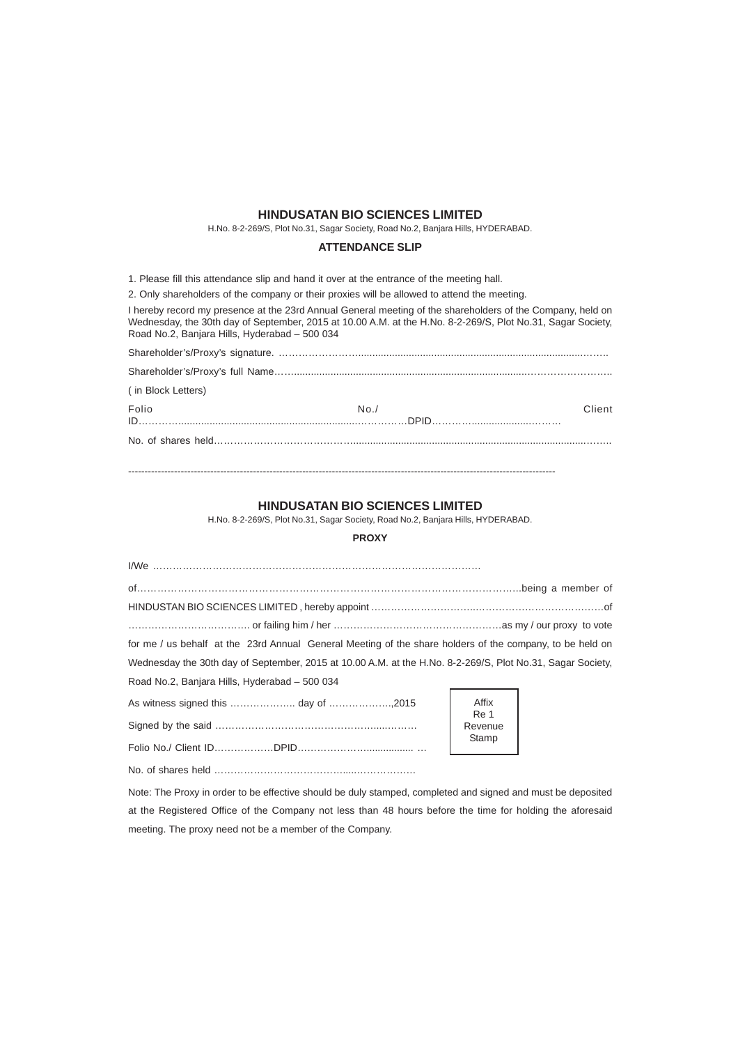## HINDUSATAN BIO SCIENCES LIMITED

H.No. 8-2-269/S, Plot No.31, Sagar Society, Road No.2, Banjara Hills, HYDERABAD.

### ATTENDANCE SLIP

1. Please fill this attendance slip and hand it over at the entrance of the meeting hall.
2. Only shareholders of the company or their proxies will be allowed to attend the meeting.

I hereby record my presence at the 23rd Annual General meeting of the shareholders of the Company, held on Wednesday, the 30th day of September, 2015 at 10.00 A.M. at the H.No. 8-2-269/S, Plot No.31, Sagar Society, Road No.2, Banjara Hills, Hyderabad – 500 034

Shareholder's/Proxy's signature. …………………………………………………………………………………

Shareholder's/Proxy's full Name…………………………………………………………………………………

( in Block Letters)

Folio No./ Client ID……………………………………………………………DPID……………………………

No. of shares held………………………………………………………………………………………………

---

## HINDUSATAN BIO SCIENCES LIMITED

H.No. 8-2-269/S, Plot No.31, Sagar Society, Road No.2, Banjara Hills, HYDERABAD.

### PROXY

I/We ……………………………………………………………………………………

of…………………………………………………………………………………………………being a member of HINDUSTAN BIO SCIENCES LIMITED , hereby appoint ……………………………………………………………of ……………………………… or failing him / her ……………………………………………as my / our proxy to vote for me / us behalf at the 23rd Annual General Meeting of the share holders of the company, to be held on Wednesday the 30th day of September, 2015 at 10.00 A.M. at the H.No. 8-2-269/S, Plot No.31, Sagar Society, Road No.2, Banjara Hills, Hyderabad – 500 034

As witness signed this ……………….. day of ……………….,2015

Signed by the said ……………………………………………………

Folio No./ Client ID………………DPID…………………………… …

No. of shares held ……………………………………………………

Affix Re 1 Revenue Stamp

Note: The Proxy in order to be effective should be duly stamped, completed and signed and must be deposited at the Registered Office of the Company not less than 48 hours before the time for holding the aforesaid meeting. The proxy need not be a member of the Company.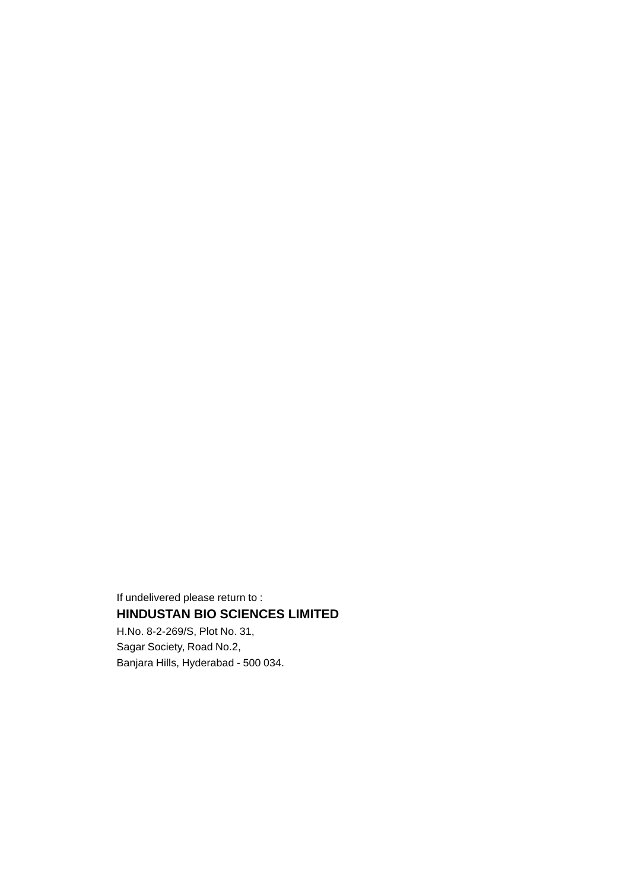If undelivered please return to :

**HINDUSTAN BIO SCIENCES LIMITED**

H.No. 8-2-269/S, Plot No. 31,
Sagar Society, Road No.2,
Banjara Hills, Hyderabad - 500 034.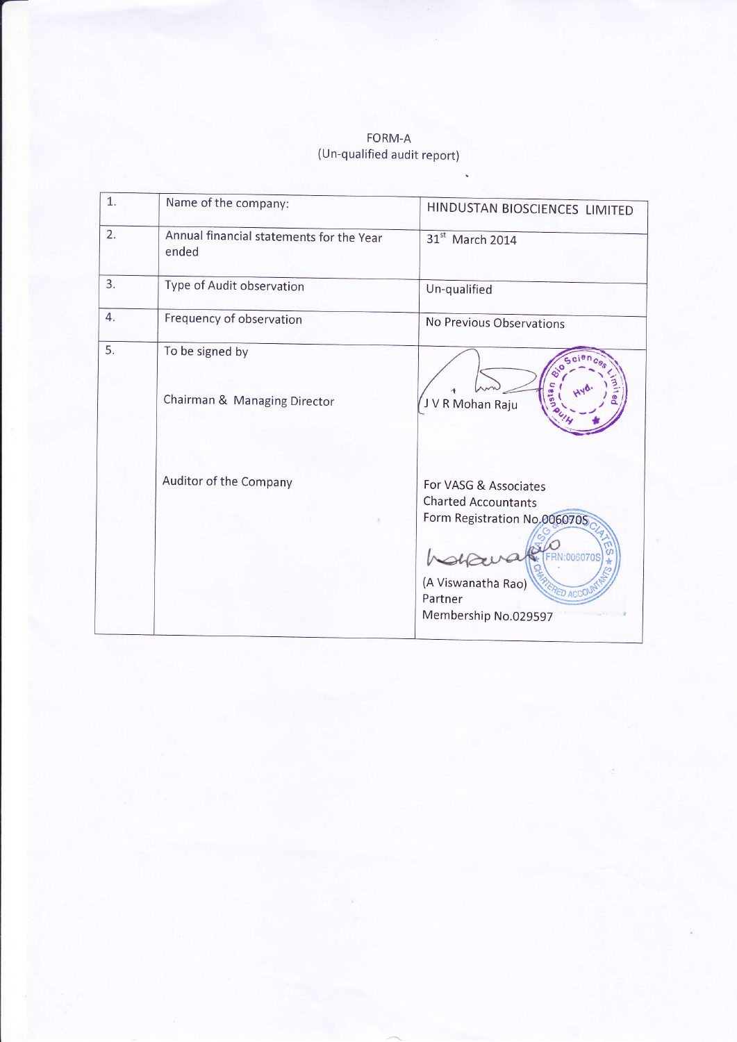FORM-A

(Un-qualified audit report)

| | | |
|---|---|---|
| 1. | Name of the company: | HINDUSTAN BIOSCIENCES LIMITED |
| 2. | Annual financial statements for the Year ended | 31st March 2014 |
| 3. | Type of Audit observation | Un-qualified |
| 4. | Frequency of observation | No Previous Observations |
| 5. | To be signed by<br><br>Chairman & Managing Director<br><br>Auditor of the Company | J V R Mohan Raju<br><br>For VASG & Associates<br>Charted Accountants<br>Form Registration No.006070S<br><br>(A Viswanatha Rao)<br>Partner<br>Membership No.029597 |